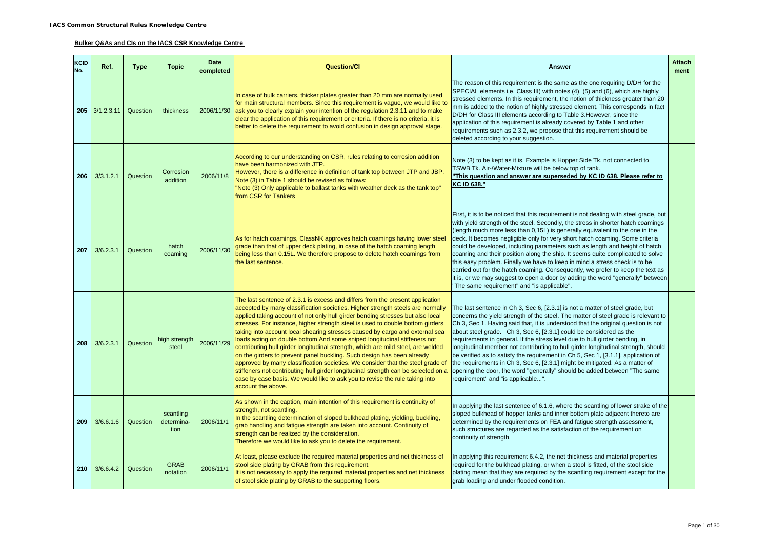**IACS Common Structural Rules Knowledge Centre**

**Bulker Q&As and CIs on the IACS CSR Knowledge Centre**

| KCID No. | Ref. | Type | Topic | Date completed | Question/CI | Answer | Attach ment |
|---|---|---|---|---|---|---|---|
| 205 | 3/1.2.3.11 | Question | thickness | 2006/11/30 | In case of bulk carriers, thicker plates greater than 20 mm are normally used for main structural members. Since this requirement is vague, we would like to ask you to clearly explain your intention of the regulation 2.3.11 and to make clear the application of this requirement or criteria. If there is no criteria, it is better to delete the requirement to avoid confusion in design approval stage. | The reason of this requirement is the same as the one requiring D/DH for the SPECIAL elements i.e. Class III) with notes (4), (5) and (6), which are highly stressed elements. In this requirement, the notion of thickness greater than 20 mm is added to the notion of highly stressed element. This corresponds in fact D/DH for Class III elements according to Table 3.However, since the application of this requirement is already covered by Table 1 and other requirements such as 2.3.2, we propose that this requirement should be deleted according to your suggestion. | |
| 206 | 3/3.1.2.1 | Question | Corrosion addition | 2006/11/8 | According to our understanding on CSR, rules relating to corrosion addition have been harmonized with JTP.<br>However, there is a difference in definition of tank top between JTP and JBP.<br>Note (3) in Table 1 should be revised as follows:<br>"Note (3) Only applicable to ballast tanks with weather deck as the tank top" from CSR for Tankers | Note (3) to be kept as it is. Example is Hopper Side Tk. not connected to TSWB Tk. Air-/Water-Mixture will be below top of tank.<br>**"This question and answer are superseded by KC ID 638. Please refer to KC ID 638."** | |
| 207 | 3/6.2.3.1 | Question | hatch coaming | 2006/11/30 | As for hatch coamings, ClassNK approves hatch coamings having lower steel grade than that of upper deck plating, in case of the hatch coaming length being less than 0.15L. We therefore propose to delete hatch coamings from the last sentence. | First, it is to be noticed that this requirement is not dealing with steel grade, but with yield strength of the steel. Secondly, the stress in shorter hatch coamings (length much more less than 0,15L) is generally equivalent to the one in the deck. It becomes negligible only for very short hatch coaming. Some criteria could be developed, including parameters such as length and height of hatch coaming and their position along the ship. It seems quite complicated to solve this easy problem. Finally we have to keep in mind a stress check is to be carried out for the hatch coaming. Consequently, we prefer to keep the text as it is, or we may suggest to open a door by adding the word "generally" between "The same requirement" and "is applicable". | |
| 208 | 3/6.2.3.1 | Question | high strength steel | 2006/11/29 | The last sentence of 2.3.1 is excess and differs from the present application accepted by many classification societies. Higher strength steels are normally applied taking account of not only hull girder bending stresses but also local stresses. For instance, higher strength steel is used to double bottom girders taking into account local shearing stresses caused by cargo and external sea loads acting on double bottom.And some sniped longitudinal stiffeners not contributing hull girder longitudinal strength, which are mild steel, are welded on the girders to prevent panel buckling. Such design has been already approved by many classification societies. We consider that the steel grade of stiffeners not contributing hull girder longitudinal strength can be selected on a case by case basis. We would like to ask you to revise the rule taking into account the above. | The last sentence in Ch 3, Sec 6, [2.3.1] is not a matter of steel grade, but concerns the yield strength of the steel. The matter of steel grade is relevant to Ch 3, Sec 1. Having said that, it is understood that the original question is not about steel grade. Ch 3, Sec 6, [2.3.1] could be considered as the requirements in general. If the stress level due to hull girder bending, in longitudinal member not contributing to hull girder longitudinal strength, should be verified as to satisfy the requirement in Ch 5, Sec 1, [3.1.1], application of the requirements in Ch 3, Sec 6, [2.3.1] might be mitigated. As a matter of opening the door, the word "generally" should be added between "The same requirement" and "is applicable...". | |
| 209 | 3/6.6.1.6 | Question | scantling determina-tion | 2006/11/1 | As shown in the caption, main intention of this requirement is continuity of strength, not scantling.<br>In the scantling determination of sloped bulkhead plating, yielding, buckling, grab handling and fatigue strength are taken into account. Continuity of strength can be realized by the consideration.<br>Therefore we would like to ask you to delete the requirement. | In applying the last sentence of 6.1.6, where the scantling of lower strake of the sloped bulkhead of hopper tanks and inner bottom plate adjacent thereto are determined by the requirements on FEA and fatigue strength assessment, such structures are regarded as the satisfaction of the requirement on continuity of strength. | |
| 210 | 3/6.6.4.2 | Question | GRAB notation | 2006/11/1 | At least, please exclude the required material properties and net thickness of stool side plating by GRAB from this requirement.<br>It is not necessary to apply the required material properties and net thickness of stool side plating by GRAB to the supporting floors. | In applying this requirement 6.4.2, the net thickness and material properties required for the bulkhead plating, or when a stool is fitted, of the stool side plating mean that they are required by the scantling requirement except for the grab loading and under flooded condition. | |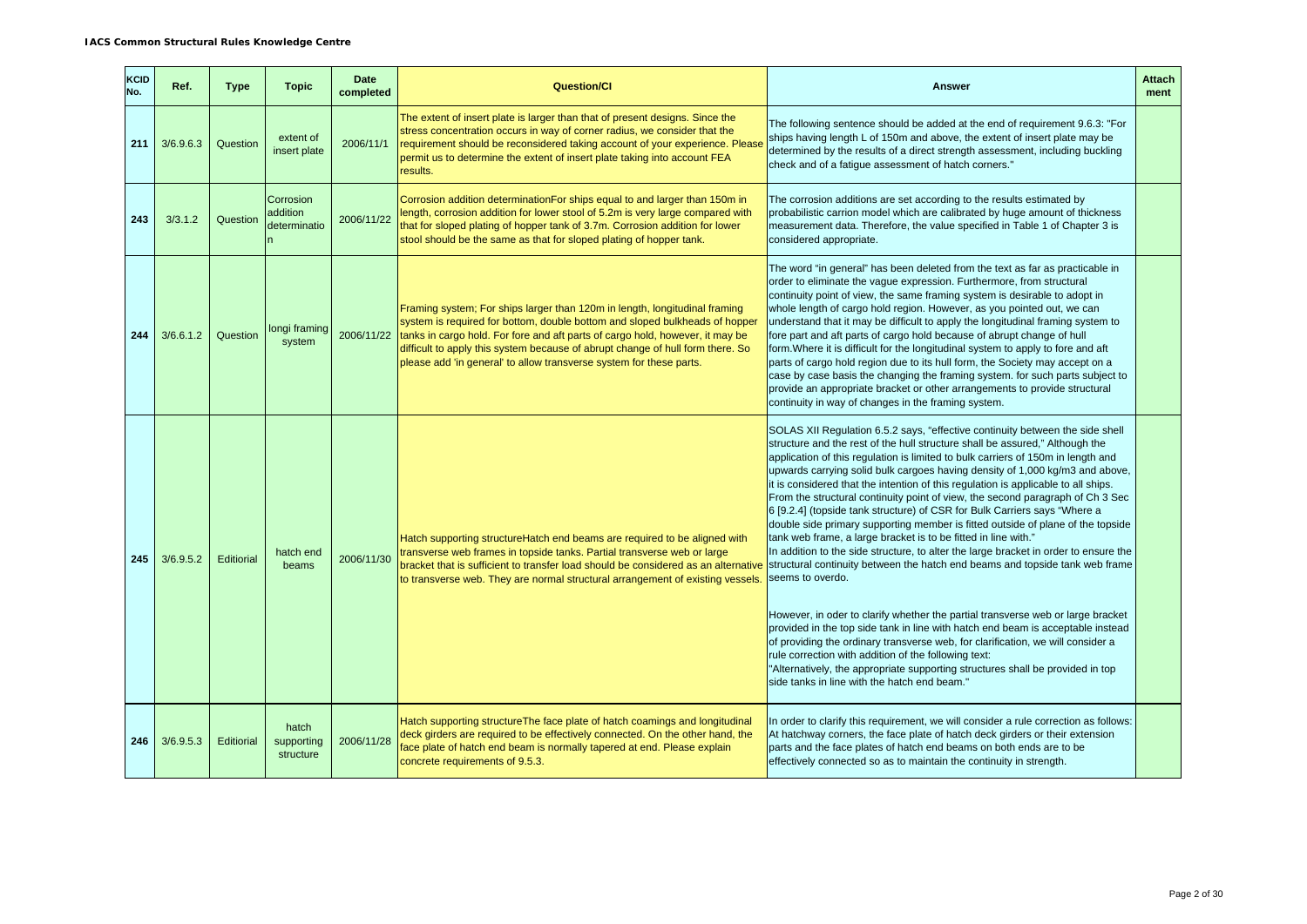| KCID No. | Ref. | Type | Topic | Date completed | Question/CI | Answer | Attachment |
|---|---|---|---|---|---|---|---|
| 211 | 3/6.9.6.3 | Question | extent of insert plate | 2006/11/1 | The extent of insert plate is larger than that of present designs. Since the stress concentration occurs in way of corner radius, we consider that the requirement should be reconsidered taking account of your experience. Please permit us to determine the extent of insert plate taking into account FEA results. | The following sentence should be added at the end of requirement 9.6.3: "For ships having length L of 150m and above, the extent of insert plate may be determined by the results of a direct strength assessment, including buckling check and of a fatigue assessment of hatch corners." | |
| 243 | 3/3.1.2 | Question | Corrosion addition determination | 2006/11/22 | Corrosion addition determinationFor ships equal to and larger than 150m in length, corrosion addition for lower stool of 5.2m is very large compared with that for sloped plating of hopper tank of 3.7m. Corrosion addition for lower stool should be the same as that for sloped plating of hopper tank. | The corrosion additions are set according to the results estimated by probabilistic carrion model which are calibrated by huge amount of thickness measurement data. Therefore, the value specified in Table 1 of Chapter 3 is considered appropriate. | |
| 244 | 3/6.6.1.2 | Question | longi framing system | 2006/11/22 | Framing system; For ships larger than 120m in length, longitudinal framing system is required for bottom, double bottom and sloped bulkheads of hopper tanks in cargo hold. For fore and aft parts of cargo hold, however, it may be difficult to apply this system because of abrupt change of hull form there. So please add 'in general' to allow transverse system for these parts. | The word "in general" has been deleted from the text as far as practicable in order to eliminate the vague expression. Furthermore, from structural continuity point of view, the same framing system is desirable to adopt in whole length of cargo hold region. However, as you pointed out, we can understand that it may be difficult to apply the longitudinal framing system to fore part and aft parts of cargo hold because of abrupt change of hull form.Where it is difficult for the longitudinal system to apply to fore and aft parts of cargo hold region due to its hull form, the Society may accept on a case by case basis the changing the framing system. for such parts subject to provide an appropriate bracket or other arrangements to provide structural continuity in way of changes in the framing system. | |
| 245 | 3/6.9.5.2 | Editiorial | hatch end beams | 2006/11/30 | Hatch supporting structureHatch end beams are required to be aligned with transverse web frames in topside tanks. Partial transverse web or large bracket that is sufficient to transfer load should be considered as an alternative to transverse web. They are normal structural arrangement of existing vessels. | SOLAS XII Regulation 6.5.2 says, "effective continuity between the side shell structure and the rest of the hull structure shall be assured," Although the application of this regulation is limited to bulk carriers of 150m in length and upwards carrying solid bulk cargoes having density of 1,000 kg/m3 and above, it is considered that the intention of this regulation is applicable to all ships. From the structural continuity point of view, the second paragraph of Ch 3 Sec 6 [9.2.4] (topside tank structure) of CSR for Bulk Carriers says "Where a double side primary supporting member is fitted outside of plane of the topside tank web frame, a large bracket is to be fitted in line with."<br>In addition to the side structure, to alter the large bracket in order to ensure the structural continuity between the hatch end beams and topside tank web frame seems to overdo.<br><br>However, in oder to clarify whether the partial transverse web or large bracket provided in the top side tank in line with hatch end beam is acceptable instead of providing the ordinary transverse web, for clarification, we will consider a rule correction with addition of the following text:<br>"Alternatively, the appropriate supporting structures shall be provided in top side tanks in line with the hatch end beam." | |
| 246 | 3/6.9.5.3 | Editiorial | hatch supporting structure | 2006/11/28 | Hatch supporting structureThe face plate of hatch coamings and longitudinal deck girders are required to be effectively connected. On the other hand, the face plate of hatch end beam is normally tapered at end. Please explain concrete requirements of 9.5.3. | In order to clarify this requirement, we will consider a rule correction as follows: At hatchway corners, the face plate of hatch deck girders or their extension parts and the face plates of hatch end beams on both ends are to be effectively connected so as to maintain the continuity in strength. | |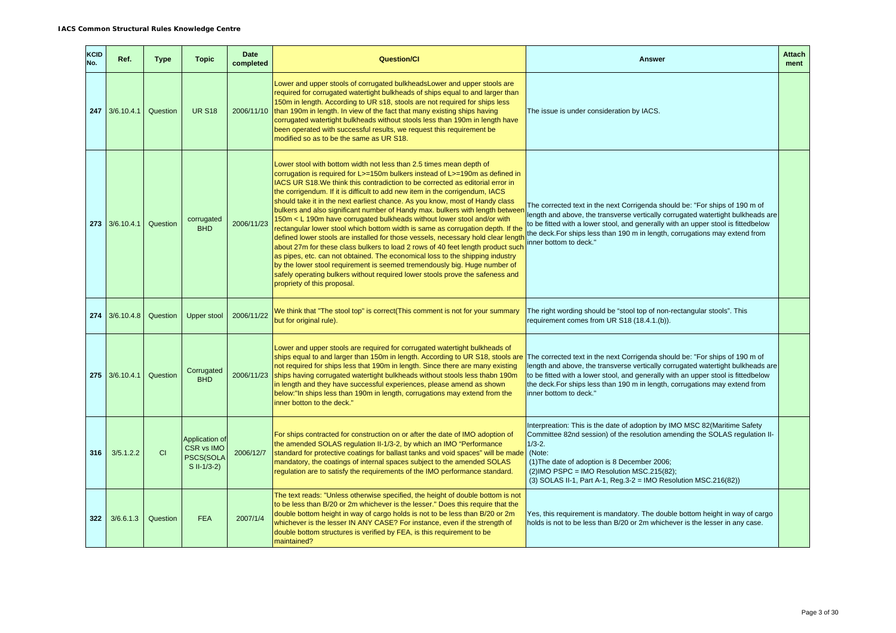**IACS Common Structural Rules Knowledge Centre**

| KCID No. | Ref. | Type | Topic | Date completed | Question/CI | Answer | Attachment |
|---|---|---|---|---|---|---|---|
| 247 | 3/6.10.4.1 | Question | UR S18 | 2006/11/10 | Lower and upper stools of corrugated bulkheadsLower and upper stools are required for corrugated watertight bulkheads of ships equal to and larger than 150m in length. According to UR s18, stools are not required for ships less than 190m in length. In view of the fact that many existing ships having corrugated watertight bulkheads without stools less than 190m in length have been operated with successful results, we request this requirement be modified so as to be the same as UR S18. | The issue is under consideration by IACS. | |
| 273 | 3/6.10.4.1 | Question | corrugated BHD | 2006/11/23 | Lower stool with bottom width not less than 2.5 times mean depth of corrugation is required for L>=150m bulkers instead of L>=190m as defined in IACS UR S18.We think this contradiction to be corrected as editorial error in the corrigendum. If it is difficult to add new item in the corrigendum, IACS should take it in the next earliest chance. As you know, most of Handy class bulkers and also significant number of Handy max. bulkers with length between 150m < L 190m have corrugated bulkheads without lower stool and/or with rectangular lower stool which bottom width is same as corrugation depth. If the defined lower stools are installed for those vessels, necessary hold clear length about 27m for these class bulkers to load 2 rows of 40 feet length product such as pipes, etc. can not obtained. The economical loss to the shipping industry by the lower stool requirement is seemed tremendously big. Huge number of safely operating bulkers without required lower stools prove the safeness and propriety of this proposal. | The corrected text in the next Corrigenda should be: "For ships of 190 m of length and above, the transverse vertically corrugated watertight bulkheads are to be fitted with a lower stool, and generally with an upper stool is fittedbelow the deck.For ships less than 190 m in length, corrugations may extend from inner bottom to deck." | |
| 274 | 3/6.10.4.8 | Question | Upper stool | 2006/11/22 | We think that "The stool top" is correct(This comment is not for your summary but for original rule). | The right wording should be "stool top of non-rectangular stools". This requirement comes from UR S18 (18.4.1.(b)). | |
| 275 | 3/6.10.4.1 | Question | Corrugated BHD | 2006/11/23 | Lower and upper stools are required for corrugated watertight bulkheads of ships equal to and larger than 150m in length. According to UR S18, stools are not required for ships less than 190m in length. Since there are many existing ships having corrugated watertight bulkheads without stools less thabn 190m in length and they have successful experiences, please amend as shown below:"In ships less than 190m in length, corrugations may extend from the inner botton to the deck." | The corrected text in the next Corrigenda should be: "For ships of 190 m of length and above, the transverse vertically corrugated watertight bulkheads are to be fitted with a lower stool, and generally with an upper stool is fittedbelow the deck.For ships less than 190 m in length, corrugations may extend from inner bottom to deck." | |
| 316 | 3/5.1.2.2 | CI | Application of CSR vs IMO PSCS(SOLAS II-1/3-2) | 2006/12/7 | For ships contracted for construction on or after the date of IMO adoption of the amended SOLAS regulation II-1/3-2, by which an IMO "Performance standard for protective coatings for ballast tanks and void spaces" will be made mandatory, the coatings of internal spaces subject to the amended SOLAS regulation are to satisfy the requirements of the IMO performance standard. | Interpreation: This is the date of adoption by IMO MSC 82(Maritime Safety Committee 82nd session) of the resolution amending the SOLAS regulation II-1/3-2.<br>(Note:<br>(1)The date of adoption is 8 December 2006;<br>(2)IMO PSPC = IMO Resolution MSC.215(82);<br>(3) SOLAS II-1, Part A-1, Reg.3-2 = IMO Resolution MSC.216(82)) | |
| 322 | 3/6.6.1.3 | Question | FEA | 2007/1/4 | The text reads: "Unless otherwise specified, the height of double bottom is not to be less than B/20 or 2m whichever is the lesser." Does this require that the double bottom height in way of cargo holds is not to be less than B/20 or 2m whichever is the lesser IN ANY CASE? For instance, even if the strength of double bottom structures is verified by FEA, is this requirement to be maintained? | Yes, this requirement is mandatory. The double bottom height in way of cargo holds is not to be less than B/20 or 2m whichever is the lesser in any case. | |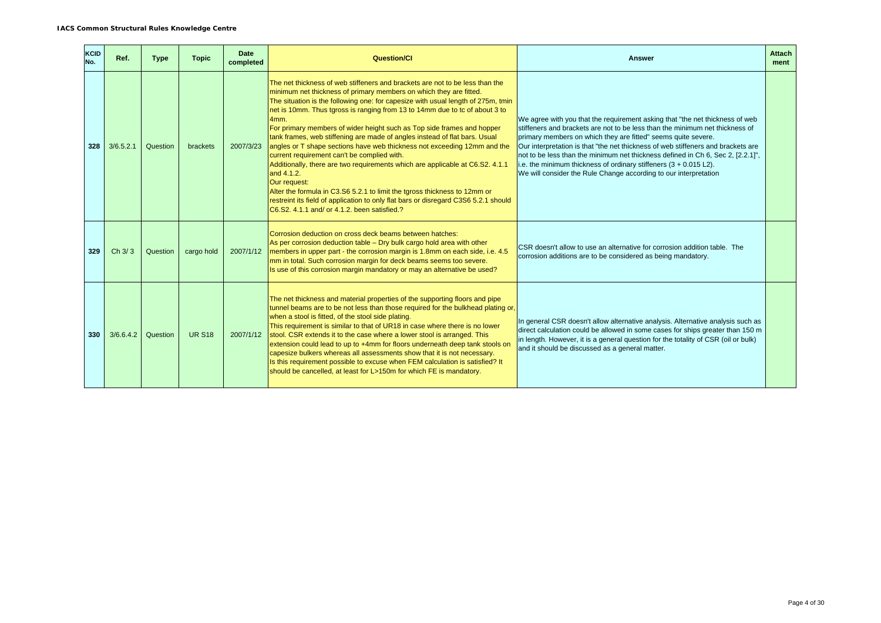| KCID No. | Ref. | Type | Topic | Date completed | Question/CI | Answer | Attachment |
|---|---|---|---|---|---|---|---|
| 328 | 3/6.5.2.1 | Question | brackets | 2007/3/23 | The net thickness of web stiffeners and brackets are not to be less than the minimum net thickness of primary members on which they are fitted. The situation is the following one: for capesize with usual length of 275m, tmin net is 10mm. Thus tgross is ranging from 13 to 14mm due to tc of about 3 to 4mm. For primary members of wider height such as Top side frames and hopper tank frames, web stiffening are made of angles instead of flat bars. Usual angles or T shape sections have web thickness not exceeding 12mm and the current requirement can't be complied with. Additionally, there are two requirements which are applicable at C6.S2. 4.1.1 and 4.1.2. Our request: Alter the formula in C3.S6 5.2.1 to limit the tgross thickness to 12mm or restreint its field of application to only flat bars or disregard C3S6 5.2.1 should C6.S2. 4.1.1 and/ or 4.1.2. been satisfied.? | We agree with you that the requirement asking that "the net thickness of web stiffeners and brackets are not to be less than the minimum net thickness of primary members on which they are fitted" seems quite severe. Our interpretation is that "the net thickness of web stiffeners and brackets are not to be less than the minimum net thickness defined in Ch 6, Sec 2, [2.2.1]", i.e. the minimum thickness of ordinary stiffeners (3 + 0.015 L2). We will consider the Rule Change according to our interpretation | |
| 329 | Ch 3/ 3 | Question | cargo hold | 2007/1/12 | Corrosion deduction on cross deck beams between hatches: As per corrosion deduction table – Dry bulk cargo hold area with other members in upper part - the corrosion margin is 1.8mm on each side, i.e. 4.5 mm in total. Such corrosion margin for deck beams seems too severe. Is use of this corrosion margin mandatory or may an alternative be used? | CSR doesn't allow to use an alternative for corrosion addition table. The corrosion additions are to be considered as being mandatory. | |
| 330 | 3/6.6.4.2 | Question | UR S18 | 2007/1/12 | The net thickness and material properties of the supporting floors and pipe tunnel beams are to be not less than those required for the bulkhead plating or, when a stool is fitted, of the stool side plating. This requirement is similar to that of UR18 in case where there is no lower stool. CSR extends it to the case where a lower stool is arranged. This extension could lead to up to +4mm for floors underneath deep tank stools on capesize bulkers whereas all assessments show that it is not necessary. Is this requirement possible to excuse when FEM calculation is satisfied? It should be cancelled, at least for L>150m for which FE is mandatory. | In general CSR doesn't allow alternative analysis. Alternative analysis such as direct calculation could be allowed in some cases for ships greater than 150 m in length. However, it is a general question for the totality of CSR (oil or bulk) and it should be discussed as a general matter. | |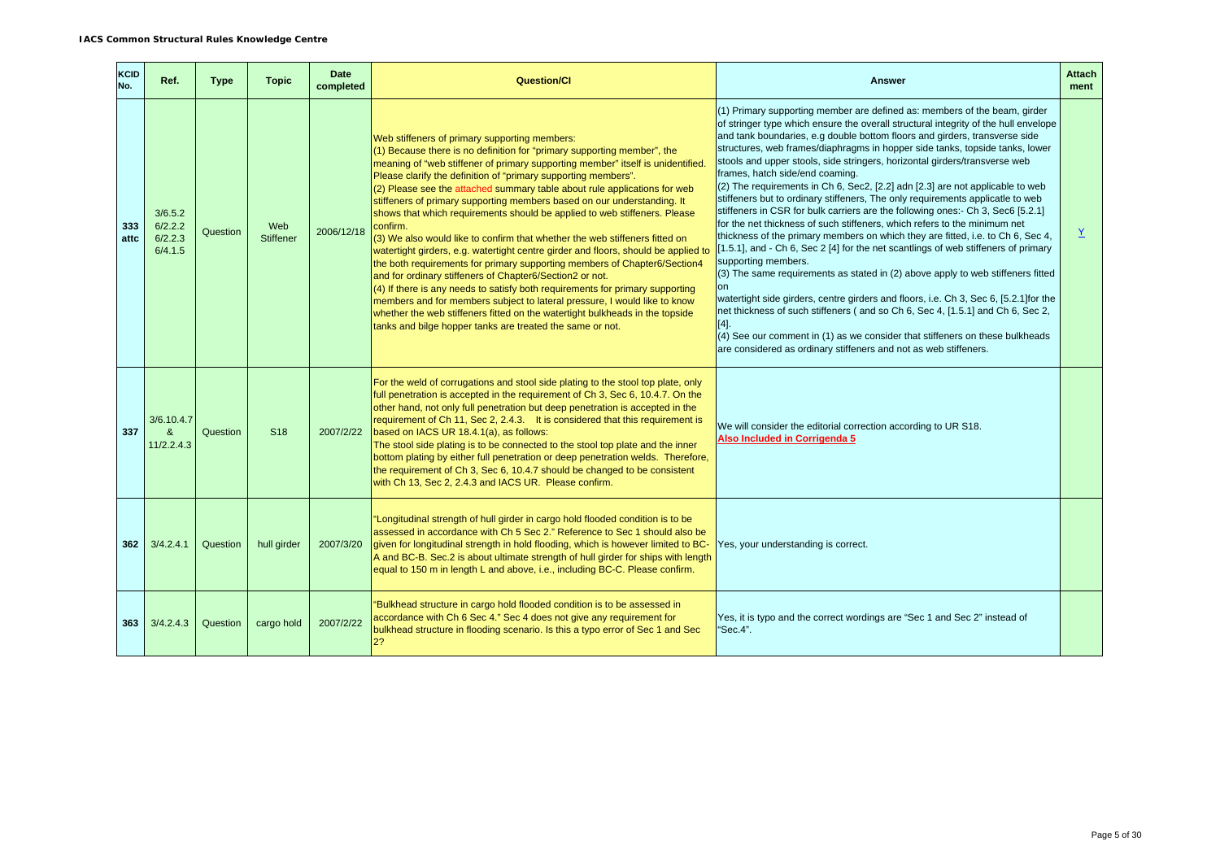| KCID No. | Ref. | Type | Topic | Date completed | Question/CI | Answer | Attachment |
|---|---|---|---|---|---|---|---|
| 333 attc | 3/6.5.2 6/2.2.2 6/2.2.3 6/4.1.5 | Question | Web Stiffener | 2006/12/18 | Web stiffeners of primary supporting members:<br>(1) Because there is no definition for "primary supporting member", the meaning of "web stiffener of primary supporting member" itself is unidentified. Please clarify the definition of "primary supporting members".<br>(2) Please see the attached summary table about rule applications for web stiffeners of primary supporting members based on our understanding. It shows that which requirements should be applied to web stiffeners. Please confirm.<br>(3) We also would like to confirm that whether the web stiffeners fitted on watertight girders, e.g. watertight centre girder and floors, should be applied to the both requirements for primary supporting members of Chapter6/Section4 and for ordinary stiffeners of Chapter6/Section2 or not.<br>(4) If there is any needs to satisfy both requirements for primary supporting members and for members subject to lateral pressure, I would like to know whether the web stiffeners fitted on the watertight bulkheads in the topside tanks and bilge hopper tanks are treated the same or not. | (1) Primary supporting member are defined as: members of the beam, girder of stringer type which ensure the overall structural integrity of the hull envelope and tank boundaries, e.g double bottom floors and girders, transverse side structures, web frames/diaphragms in hopper side tanks, topside tanks, lower stools and upper stools, side stringers, horizontal girders/transverse web frames, hatch side/end coaming.<br>(2) The requirements in Ch 6, Sec2, [2.2] adn [2.3] are not applicable to web stiffeners but to ordinary stiffeners, The only requirements applicatle to web stiffeners in CSR for bulk carriers are the following ones:- Ch 3, Sec6 [5.2.1] for the net thickness of such stiffeners, which refers to the minimum net thickness of the primary members on which they are fitted, i.e. to Ch 6, Sec 4, [1.5.1], and - Ch 6, Sec 2 [4] for the net scantlings of web stiffeners of primary supporting members.<br>(3) The same requirements as stated in (2) above apply to web stiffeners fitted on<br>watertight side girders, centre girders and floors, i.e. Ch 3, Sec 6, [5.2.1]for the net thickness of such stiffeners ( and so Ch 6, Sec 4, [1.5.1] and Ch 6, Sec 2, [4].<br>(4) See our comment in (1) as we consider that stiffeners on these bulkheads are considered as ordinary stiffeners and not as web stiffeners. | Y |
| 337 | 3/6.10.4.7 & 11/2.2.4.3 | Question | S18 | 2007/2/22 | For the weld of corrugations and stool side plating to the stool top plate, only full penetration is accepted in the requirement of Ch 3, Sec 6, 10.4.7. On the other hand, not only full penetration but deep penetration is accepted in the requirement of Ch 11, Sec 2, 2.4.3. It is considered that this requirement is based on IACS UR 18.4.1(a), as follows:<br>The stool side plating is to be connected to the stool top plate and the inner bottom plating by either full penetration or deep penetration welds. Therefore, the requirement of Ch 3, Sec 6, 10.4.7 should be changed to be consistent with Ch 13, Sec 2, 2.4.3 and IACS UR. Please confirm. | We will consider the editorial correction according to UR S18.<br>**Also Included in Corrigenda 5** | |
| 362 | 3/4.2.4.1 | Question | hull girder | 2007/3/20 | "Longitudinal strength of hull girder in cargo hold flooded condition is to be assessed in accordance with Ch 5 Sec 2." Reference to Sec 1 should also be given for longitudinal strength in hold flooding, which is however limited to BC-A and BC-B. Sec.2 is about ultimate strength of hull girder for ships with length equal to 150 m in length L and above, i.e., including BC-C. Please confirm. | Yes, your understanding is correct. | |
| 363 | 3/4.2.4.3 | Question | cargo hold | 2007/2/22 | "Bulkhead structure in cargo hold flooded condition is to be assessed in accordance with Ch 6 Sec 4." Sec 4 does not give any requirement for bulkhead structure in flooding scenario. Is this a typo error of Sec 1 and Sec 2? | Yes, it is typo and the correct wordings are "Sec 1 and Sec 2" instead of "Sec.4". | |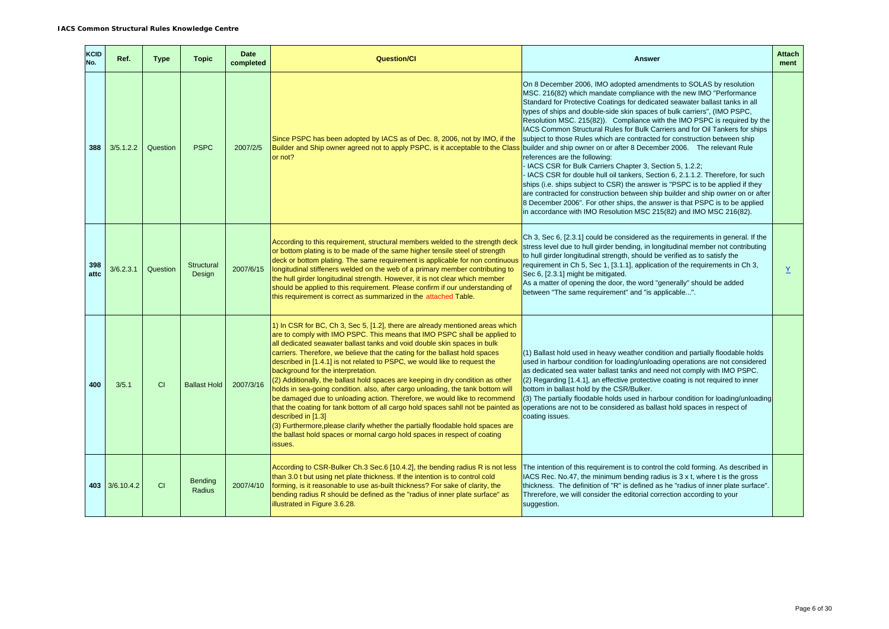| KCID No. | Ref. | Type | Topic | Date completed | Question/CI | Answer | Attach ment |
|---|---|---|---|---|---|---|---|
| 388 | 3/5.1.2.2 | Question | PSPC | 2007/2/5 | Since PSPC has been adopted by IACS as of Dec. 8, 2006, not by IMO, if the Builder and Ship owner agreed not to apply PSPC, is it acceptable to the Class or not? | On 8 December 2006, IMO adopted amendments to SOLAS by resolution MSC. 216(82) which mandate compliance with the new IMO "Performance Standard for Protective Coatings for dedicated seawater ballast tanks in all types of ships and double-side skin spaces of bulk carriers", (IMO PSPC, Resolution MSC. 215(82)). Compliance with the IMO PSPC is required by the IACS Common Structural Rules for Bulk Carriers and for Oil Tankers for ships subject to those Rules which are contracted for construction between ship builder and ship owner on or after 8 December 2006. The relevant Rule references are the following:<br>- IACS CSR for Bulk Carriers Chapter 3, Section 5, 1.2.2;<br>- IACS CSR for double hull oil tankers, Section 6, 2.1.1.2. Therefore, for such ships (i.e. ships subject to CSR) the answer is "PSPC is to be applied if they are contracted for construction between ship builder and ship owner on or after 8 December 2006". For other ships, the answer is that PSPC is to be applied in accordance with IMO Resolution MSC 215(82) and IMO MSC 216(82). | |
| 398 attc | 3/6.2.3.1 | Question | Structural Design | 2007/6/15 | According to this requirement, structural members welded to the strength deck or bottom plating is to be made of the same higher tensile steel of strength deck or bottom plating. The same requirement is applicable for non continuous longitudinal stiffeners welded on the web of a primary member contributing to the hull girder longitudinal strength. However, it is not clear which member should be applied to this requirement. Please confirm if our understanding of this requirement is correct as summarized in the attached Table. | Ch 3, Sec 6, [2.3.1] could be considered as the requirements in general. If the stress level due to hull girder bending, in longitudinal member not contributing to hull girder longitudinal strength, should be verified as to satisfy the requirement in Ch 5, Sec 1, [3.1.1], application of the requirements in Ch 3, Sec 6, [2.3.1] might be mitigated.<br>As a matter of opening the door, the word "generally" should be added between "The same requirement" and "is applicable...". | Y |
| 400 | 3/5.1 | CI | Ballast Hold | 2007/3/16 | 1) In CSR for BC, Ch 3, Sec 5, [1.2], there are already mentioned areas which are to comply with IMO PSPC. This means that IMO PSPC shall be applied to all dedicated seawater ballast tanks and void double skin spaces in bulk carriers. Therefore, we believe that the cating for the ballast hold spaces described in [1.4.1] is not related to PSPC, we would like to request the background for the interpretation.<br>(2) Additionally, the ballast hold spaces are keeping in dry condition as other holds in sea-going condition. also, after cargo unloading, the tank bottom will be damaged due to unloading action. Therefore, we would like to recommend that the coating for tank bottom of all cargo hold spaces sahll not be painted as described in [1.3]<br>(3) Furthermore,please clarify whether the partially floodable hold spaces are the ballast hold spaces or mornal cargo hold spaces in respect of coating issues. | (1) Ballast hold used in heavy weather condition and partially floodable holds used in harbour condition for loading/unloading operations are not considered as dedicated sea water ballast tanks and need not comply with IMO PSPC.<br>(2) Regarding [1.4.1], an effective protective coating is not required to inner bottom in ballast hold by the CSR/Bulker.<br>(3) The partially floodable holds used in harbour condition for loading/unloading operations are not to be considered as ballast hold spaces in respect of coating issues. | |
| 403 | 3/6.10.4.2 | CI | Bending Radius | 2007/4/10 | According to CSR-Bulker Ch.3 Sec.6 [10.4.2], the bending radius R is not less than 3.0 t but using net plate thickness. If the intention is to control cold forming, is it reasonable to use as-built thickness? For sake of clarity, the bending radius R should be defined as the "radius of inner plate surface" as illustrated in Figure 3.6.28. | The intention of this requirement is to control the cold forming. As described in IACS Rec. No.47, the minimum bending radius is 3 x t, where t is the gross thickness. The definition of "R" is defined as he "radius of inner plate surface". Threrefore, we will consider the editorial correction according to your suggestion. | |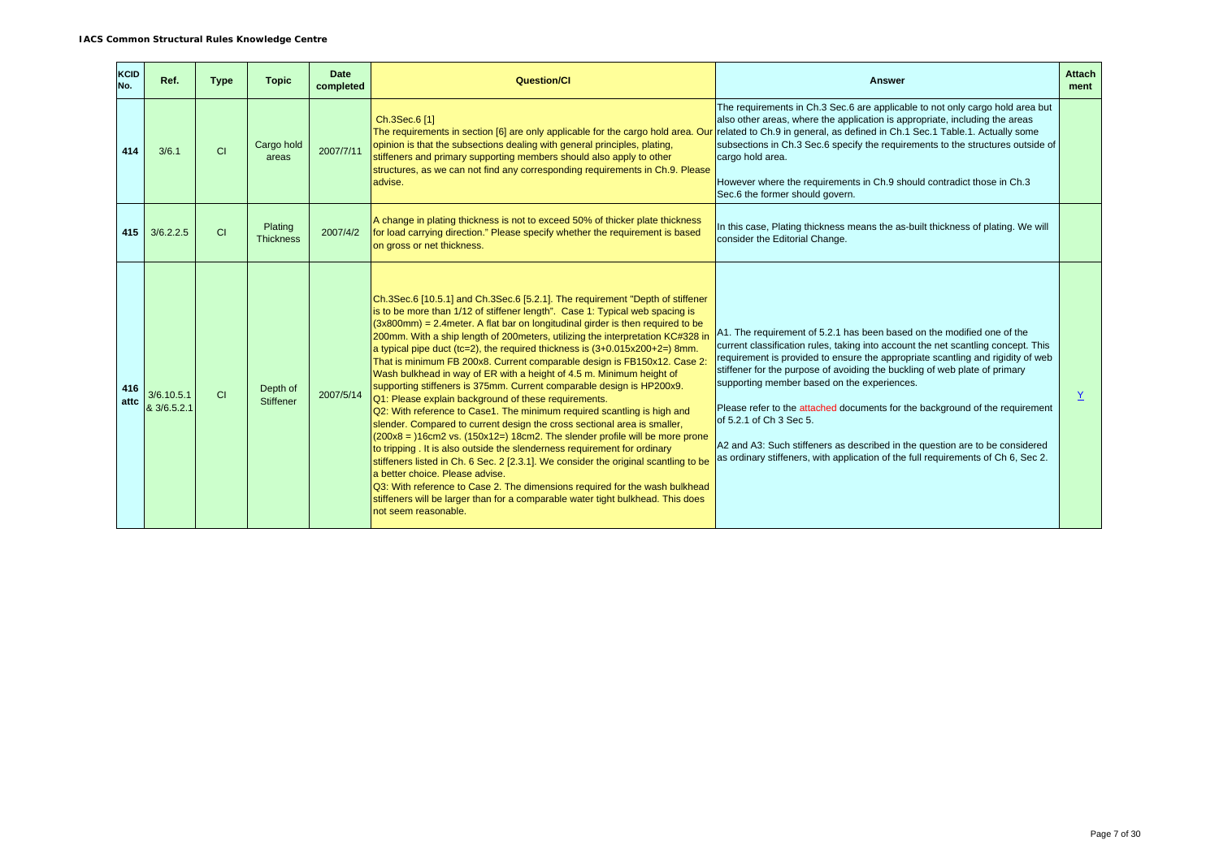| KCID No. | Ref. | Type | Topic | Date completed | Question/CI | Answer | Attachment |
|---|---|---|---|---|---|---|---|
| 414 | 3/6.1 | CI | Cargo hold areas | 2007/7/11 | Ch.3Sec.6 [1] The requirements in section [6] are only applicable for the cargo hold area. Our opinion is that the subsections dealing with general principles, plating, stiffeners and primary supporting members should also apply to other structures, as we can not find any corresponding requirements in Ch.9. Please advise. | The requirements in Ch.3 Sec.6 are applicable to not only cargo hold area but also other areas, where the application is appropriate, including the areas related to Ch.9 in general, as defined in Ch.1 Sec.1 Table.1. Actually some subsections in Ch.3 Sec.6 specify the requirements to the structures outside of cargo hold area. However where the requirements in Ch.9 should contradict those in Ch.3 Sec.6 the former should govern. | |
| 415 | 3/6.2.2.5 | CI | Plating Thickness | 2007/4/2 | A change in plating thickness is not to exceed 50% of thicker plate thickness for load carrying direction." Please specify whether the requirement is based on gross or net thickness. | In this case, Plating thickness means the as-built thickness of plating. We will consider the Editorial Change. | |
| 416 attc | 3/6.10.5.1 & 3/6.5.2.1 | CI | Depth of Stiffener | 2007/5/14 | Ch.3Sec.6 [10.5.1] and Ch.3Sec.6 [5.2.1]. The requirement "Depth of stiffener is to be more than 1/12 of stiffener length". Case 1: Typical web spacing is (3x800mm) = 2.4meter. A flat bar on longitudinal girder is then required to be 200mm. With a ship length of 200meters, utilizing the interpretation KC#328 in a typical pipe duct (tc=2), the required thickness is (3+0.015x200+2=) 8mm. That is minimum FB 200x8. Current comparable design is FB150x12. Case 2: Wash bulkhead in way of ER with a height of 4.5 m. Minimum height of supporting stiffeners is 375mm. Current comparable design is HP200x9.<br>Q1: Please explain background of these requirements.<br>Q2: With reference to Case1. The minimum required scantling is high and slender. Compared to current design the cross sectional area is smaller, (200x8 = )16cm2 vs. (150x12=) 18cm2. The slender profile will be more prone to tripping . It is also outside the slenderness requirement for ordinary stiffeners listed in Ch. 6 Sec. 2 [2.3.1]. We consider the original scantling to be a better choice. Please advise.<br>Q3: With reference to Case 2. The dimensions required for the wash bulkhead stiffeners will be larger than for a comparable water tight bulkhead. This does not seem reasonable. | A1. The requirement of 5.2.1 has been based on the modified one of the current classification rules, taking into account the net scantling concept. This requirement is provided to ensure the appropriate scantling and rigidity of web stiffener for the purpose of avoiding the buckling of web plate of primary supporting member based on the experiences.<br><br>Please refer to the attached documents for the background of the requirement of 5.2.1 of Ch 3 Sec 5.<br><br>A2 and A3: Such stiffeners as described in the question are to be considered as ordinary stiffeners, with application of the full requirements of Ch 6, Sec 2. | Y |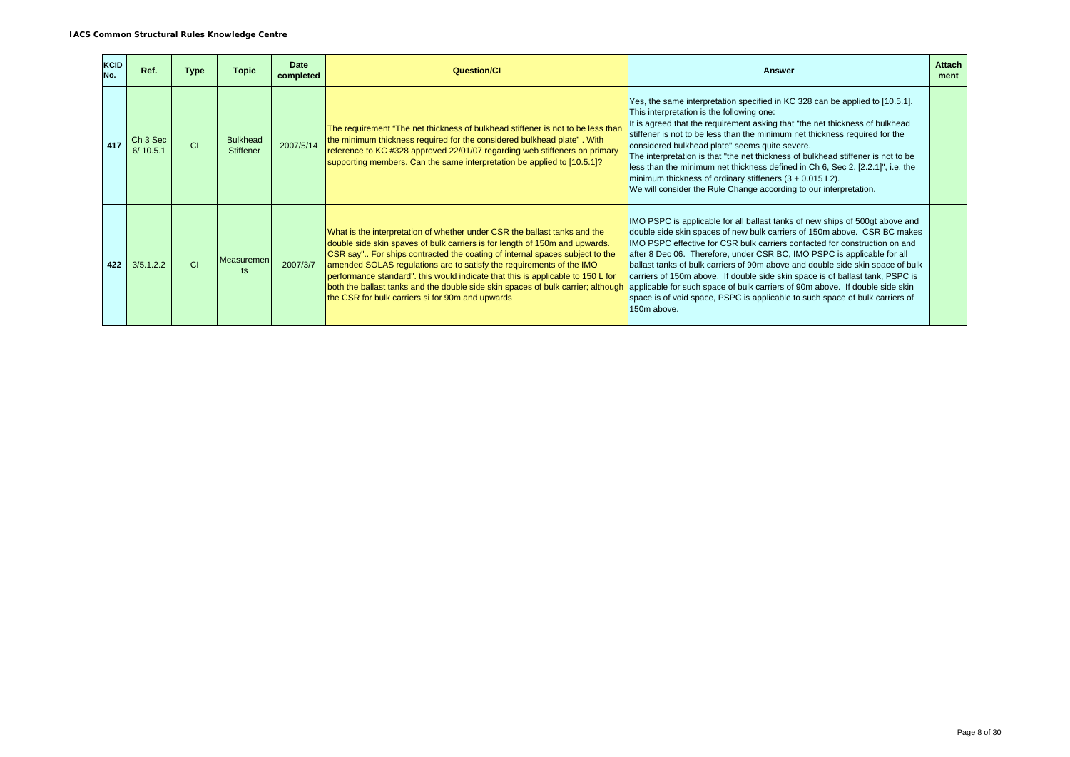| KCID No. | Ref. | Type | Topic | Date completed | Question/CI | Answer | Attachment |
|---|---|---|---|---|---|---|---|
| 417 | Ch 3 Sec 6/ 10.5.1 | CI | Bulkhead Stiffener | 2007/5/14 | The requirement "The net thickness of bulkhead stiffener is not to be less than the minimum thickness required for the considered bulkhead plate" . With reference to KC #328 approved 22/01/07 regarding web stiffeners on primary supporting members. Can the same interpretation be applied to [10.5.1]? | Yes, the same interpretation specified in KC 328 can be applied to [10.5.1]. This interpretation is the following one: It is agreed that the requirement asking that "the net thickness of bulkhead stiffener is not to be less than the minimum net thickness required for the considered bulkhead plate" seems quite severe. The interpretation is that "the net thickness of bulkhead stiffener is not to be less than the minimum net thickness defined in Ch 6, Sec 2, [2.2.1]", i.e. the minimum thickness of ordinary stiffeners (3 + 0.015 L2). We will consider the Rule Change according to our interpretation. | |
| 422 | 3/5.1.2.2 | CI | Measurements | 2007/3/7 | What is the interpretation of whether under CSR the ballast tanks and the double side skin spaves of bulk carriers is for length of 150m and upwards. CSR say".. For ships contracted the coating of internal spaces subject to the amended SOLAS regulations are to satisfy the requirements of the IMO performance standard". this would indicate that this is applicable to 150 L for both the ballast tanks and the double side skin spaces of bulk carrier; although the CSR for bulk carriers si for 90m and upwards | IMO PSPC is applicable for all ballast tanks of new ships of 500gt above and double side skin spaces of new bulk carriers of 150m above. CSR BC makes IMO PSPC effective for CSR bulk carriers contacted for construction on and after 8 Dec 06. Therefore, under CSR BC, IMO PSPC is applicable for all ballast tanks of bulk carriers of 90m above and double side skin space of bulk carriers of 150m above. If double side skin space is of ballast tank, PSPC is applicable for such space of bulk carriers of 90m above. If double side skin space is of void space, PSPC is applicable to such space of bulk carriers of 150m above. | |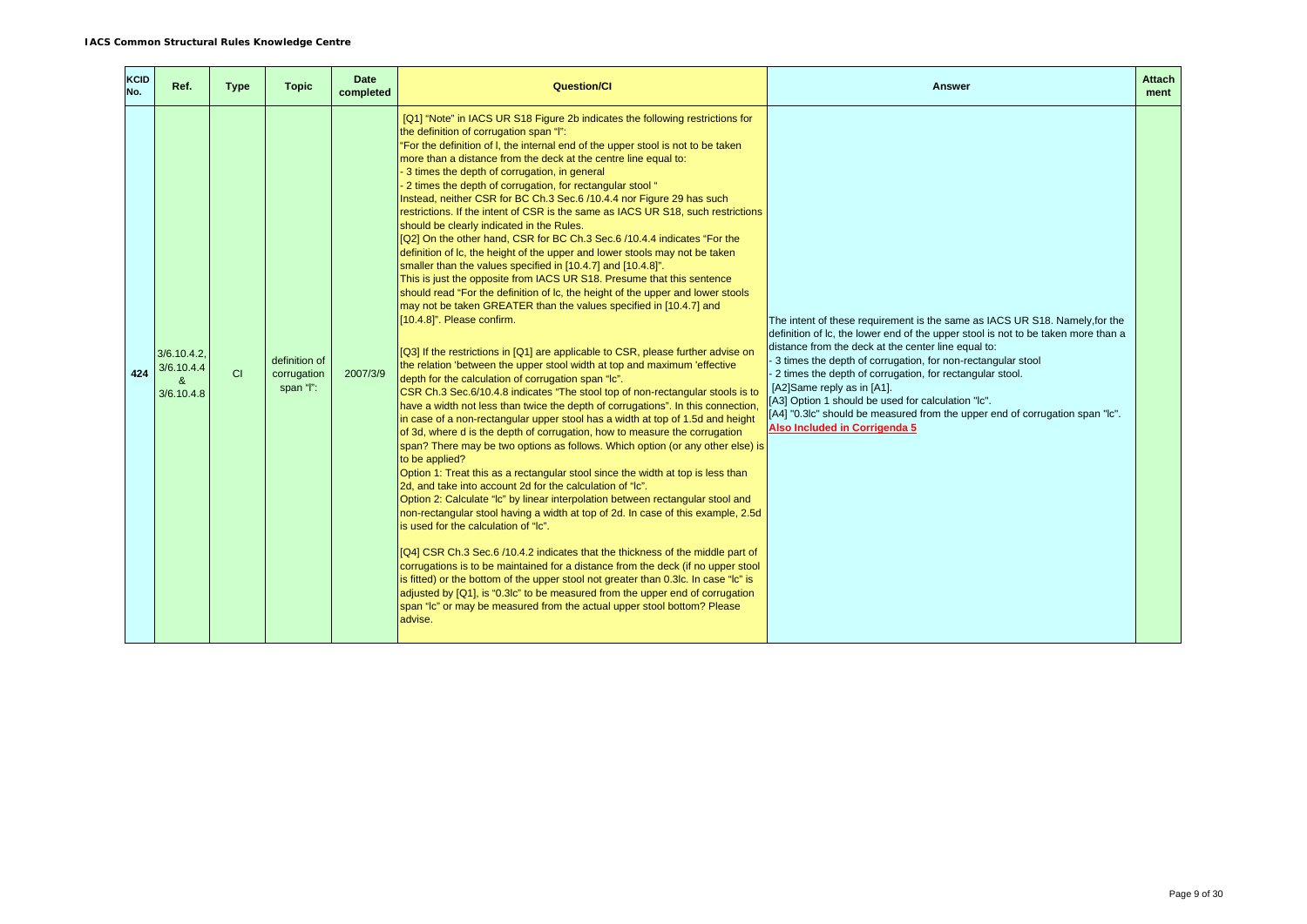| KCID No. | Ref. | Type | Topic | Date completed | Question/CI | Answer | Attach ment |
|---|---|---|---|---|---|---|---|
| 424 | 3/6.10.4.2, 3/6.10.4.4 & 3/6.10.4.8 | CI | definition of corrugation span "l": | 2007/3/9 | [Q1] "Note" in IACS UR S18 Figure 2b indicates the following restrictions for the definition of corrugation span "l":<br>"For the definition of l, the internal end of the upper stool is not to be taken more than a distance from the deck at the centre line equal to:<br>- 3 times the depth of corrugation, in general<br>- 2 times the depth of corrugation, for rectangular stool "<br>Instead, neither CSR for BC Ch.3 Sec.6 /10.4.4 nor Figure 29 has such restrictions. If the intent of CSR is the same as IACS UR S18, such restrictions should be clearly indicated in the Rules.<br>[Q2] On the other hand, CSR for BC Ch.3 Sec.6 /10.4.4 indicates "For the definition of lc, the height of the upper and lower stools may not be taken smaller than the values specified in [10.4.7] and [10.4.8]".<br>This is just the opposite from IACS UR S18. Presume that this sentence should read "For the definition of lc, the height of the upper and lower stools may not be taken GREATER than the values specified in [10.4.7] and [10.4.8]". Please confirm.<br><br>[Q3] If the restrictions in [Q1] are applicable to CSR, please further advise on the relation 'between the upper stool width at top and maximum 'effective depth for the calculation of corrugation span "lc".<br>CSR Ch.3 Sec.6/10.4.8 indicates "The stool top of non-rectangular stools is to have a width not less than twice the depth of corrugations". In this connection, in case of a non-rectangular upper stool has a width at top of 1.5d and height of 3d, where d is the depth of corrugation, how to measure the corrugation span? There may be two options as follows. Which option (or any other else) is to be applied?<br>Option 1: Treat this as a rectangular stool since the width at top is less than 2d, and take into account 2d for the calculation of "lc".<br>Option 2: Calculate "lc" by linear interpolation between rectangular stool and non-rectangular stool having a width at top of 2d. In case of this example, 2.5d is used for the calculation of "lc".<br><br>[Q4] CSR Ch.3 Sec.6 /10.4.2 indicates that the thickness of the middle part of corrugations is to be maintained for a distance from the deck (if no upper stool is fitted) or the bottom of the upper stool not greater than 0.3lc. In case "lc" is adjusted by [Q1], is "0.3lc" to be measured from the upper end of corrugation span "lc" or may be measured from the actual upper stool bottom? Please advise. | The intent of these requirement is the same as IACS UR S18. Namely,for the definition of lc, the lower end of the upper stool is not to be taken more than a distance from the deck at the center line equal to:<br>- 3 times the depth of corrugation, for non-rectangular stool<br>- 2 times the depth of corrugation, for rectangular stool.<br>[A2]Same reply as in [A1].<br>[A3] Option 1 should be used for calculation "lc".<br>[A4] "0.3lc" should be measured from the upper end of corrugation span "lc".<br>**Also Included in Corrigenda 5** | |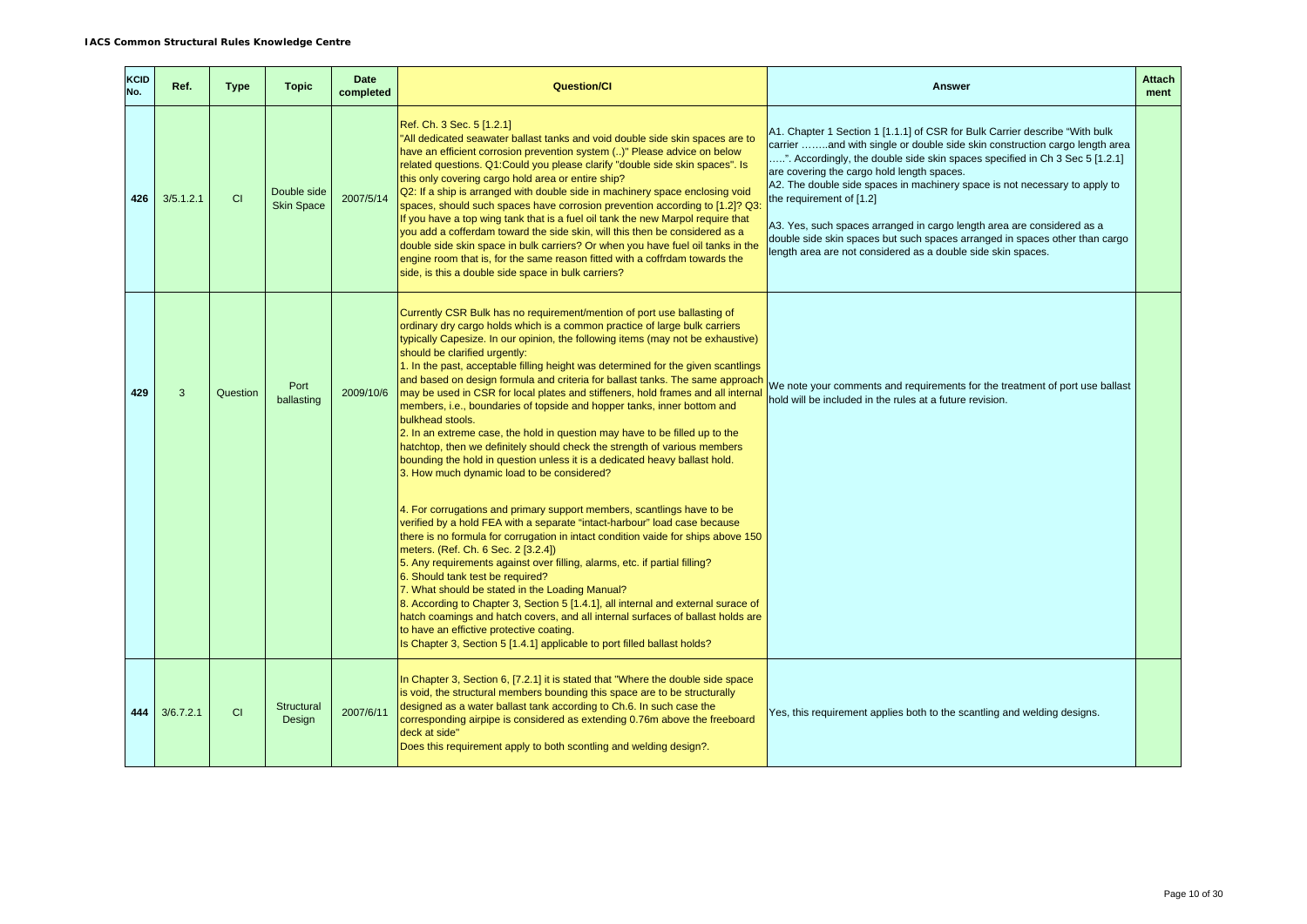| KCID No. | Ref. | Type | Topic | Date completed | Question/CI | Answer | Attachment |
|---|---|---|---|---|---|---|---|
| 426 | 3/5.1.2.1 | CI | Double side Skin Space | 2007/5/14 | Ref. Ch. 3 Sec. 5 [1.2.1]<br>"All dedicated seawater ballast tanks and void double side skin spaces are to have an efficient corrosion prevention system (..)" Please advice on below related questions. Q1:Could you please clarify "double side skin spaces". Is this only covering cargo hold area or entire ship?<br>Q2: If a ship is arranged with double side in machinery space enclosing void spaces, should such spaces have corrosion prevention according to [1.2]? Q3: If you have a top wing tank that is a fuel oil tank the new Marpol require that you add a cofferdam toward the side skin, will this then be considered as a double side skin space in bulk carriers? Or when you have fuel oil tanks in the engine room that is, for the same reason fitted with a coffrdam towards the side, is this a double side space in bulk carriers? | A1. Chapter 1 Section 1 [1.1.1] of CSR for Bulk Carrier describe "With bulk carrier ……..and with single or double side skin construction cargo length area …..". Accordingly, the double side skin spaces specified in Ch 3 Sec 5 [1.2.1] are covering the cargo hold length spaces.<br>A2. The double side spaces in machinery space is not necessary to apply to the requirement of [1.2]<br><br>A3. Yes, such spaces arranged in cargo length area are considered as a double side skin spaces but such spaces arranged in spaces other than cargo length area are not considered as a double side skin spaces. | |
| 429 | 3 | Question | Port ballasting | 2009/10/6 | Currently CSR Bulk has no requirement/mention of port use ballasting of ordinary dry cargo holds which is a common practice of large bulk carriers typically Capesize. In our opinion, the following items (may not be exhaustive) should be clarified urgently:<br>1. In the past, acceptable filling height was determined for the given scantlings and based on design formula and criteria for ballast tanks. The same approach may be used in CSR for local plates and stiffeners, hold frames and all internal members, i.e., boundaries of topside and hopper tanks, inner bottom and bulkhead stools.<br>2. In an extreme case, the hold in question may have to be filled up to the hatchtop, then we definitely should check the strength of various members bounding the hold in question unless it is a dedicated heavy ballast hold.<br>3. How much dynamic load to be considered?<br><br>4. For corrugations and primary support members, scantlings have to be verified by a hold FEA with a separate "intact-harbour" load case because there is no formula for corrugation in intact condition vaide for ships above 150 meters. (Ref. Ch. 6 Sec. 2 [3.2.4])<br>5. Any requirements against over filling, alarms, etc. if partial filling?<br>6. Should tank test be required?<br>7. What should be stated in the Loading Manual?<br>8. According to Chapter 3, Section 5 [1.4.1], all internal and external surace of hatch coamings and hatch covers, and all internal surfaces of ballast holds are to have an effictive protective coating.<br>Is Chapter 3, Section 5 [1.4.1] applicable to port filled ballast holds? | We note your comments and requirements for the treatment of port use ballast hold will be included in the rules at a future revision. | |
| 444 | 3/6.7.2.1 | CI | Structural Design | 2007/6/11 | In Chapter 3, Section 6, [7.2.1] it is stated that "Where the double side space is void, the structural members bounding this space are to be structurally designed as a water ballast tank according to Ch.6. In such case the corresponding airpipe is considered as extending 0.76m above the freeboard deck at side"<br>Does this requirement apply to both scontling and welding design?. | Yes, this requirement applies both to the scantling and welding designs. | |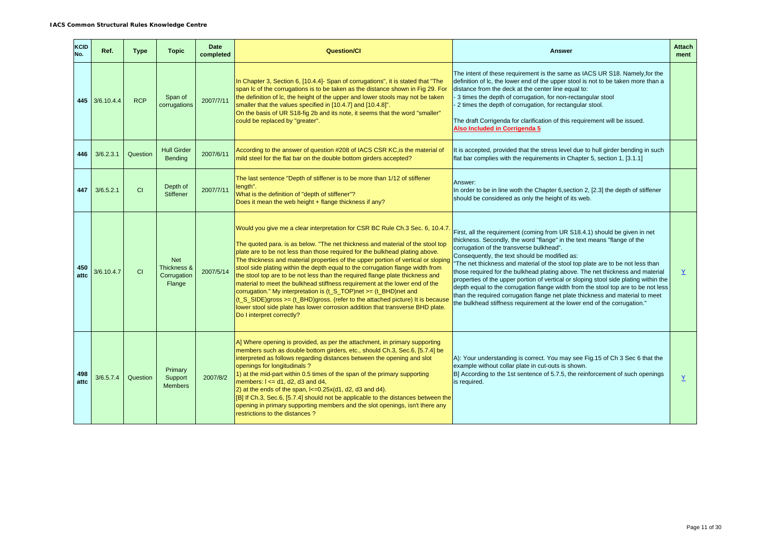| KCID No. | Ref. | Type | Topic | Date completed | Question/CI | Answer | Attachment |
|---|---|---|---|---|---|---|---|
| 445 | 3/6.10.4.4 | RCP | Span of corrugations | 2007/7/11 | In Chapter 3, Section 6, [10.4.4]- Span of corrugations", it is stated that "The span lc of the corrugations is to be taken as the distance shown in Fig 29. For the definition of lc, the height of the upper and lower stools may not be taken smaller that the values specified in [10.4.7] and [10.4.8]".<br>On the basis of UR S18-fig 2b and its note, it seems that the word "smaller" could be replaced by "greater". | The intent of these requirement is the same as IACS UR S18. Namely,for the definition of lc, the lower end of the upper stool is not to be taken more than a distance from the deck at the center line equal to:<br>- 3 times the depth of corrugation, for non-rectangular stool<br>- 2 times the depth of corrugation, for rectangular stool.<br><br>The draft Corrigenda for clarification of this requirement will be issued.<br>**Also Included in Corrigenda 5** | |
| 446 | 3/6.2.3.1 | Question | Hull Girder Bending | 2007/6/11 | According to the answer of question #208 of IACS CSR KC,is the material of mild steel for the flat bar on the double bottom girders accepted? | It is accepted, provided that the stress level due to hull girder bending in such flat bar complies with the requirements in Chapter 5, section 1, [3.1.1] | |
| 447 | 3/6.5.2.1 | CI | Depth of Stiffener | 2007/7/11 | The last sentence "Depth of stiffener is to be more than 1/12 of stiffener length".<br>What is the definition of "depth of stiffener"?<br>Does it mean the web height + flange thickness if any? | Answer:<br>In order to be in line woth the Chapter 6,section 2, [2.3] the depth of stiffener should be considered as only the height of its web. | |
| 450 attc | 3/6.10.4.7 | CI | Net Thickness & Corrugation Flange | 2007/5/14 | Would you give me a clear interpretation for CSR BC Rule Ch.3 Sec. 6, 10.4.7.<br><br>The quoted para. is as below. "The net thickness and material of the stool top plate are to be not less than those required for the bulkhead plating above. The thickness and material properties of the upper portion of vertical or sloping stool side plating within the depth equal to the corrugation flange width from the stool top are to be not less than the required flange plate thickness and material to meet the bulkhead stiffness requirement at the lower end of the corrugation." My interpretation is (t_S_TOP)net >= (t_BHD)net and (t_S_SIDE)gross >= (t_BHD)gross. (refer to the attached picture) It is because lower stool side plate has lower corrosion addition that transverse BHD plate. Do I interpret correctly? | First, all the requirement (coming from UR S18.4.1) should be given in net thickness. Secondly, the word "flange" in the text means "flange of the corrugation of the transverse bulkhead".<br>Consequently, the text should be modified as:<br>"The net thickness and material of the stool top plate are to be not less than those required for the bulkhead plating above. The net thickness and material properties of the upper portion of vertical or sloping stool side plating within the depth equal to the corrugation flange width from the stool top are to be not less than the required corrugation flange net plate thickness and material to meet the bulkhead stiffness requirement at the lower end of the corrugation." | Y |
| 498 attc | 3/6.5.7.4 | Question | Primary Support Members | 2007/8/2 | A] Where opening is provided, as per the attachment, in primary supporting members such as double bottom girders, etc., should Ch.3, Sec.6, [5.7.4] be interpreted as follows regarding distances between the opening and slot openings for longitudinals ?<br>1) at the mid-part within 0.5 times of the span of the primary supporting members: l <= d1, d2, d3 and d4,<br>2) at the ends of the span, l<=0.25x(d1, d2, d3 and d4).<br>[B] If Ch.3, Sec.6, [5.7.4] should not be applicable to the distances between the opening in primary supporting members and the slot openings, isn't there any restrictions to the distances ? | A): Your understanding is correct. You may see Fig.15 of Ch 3 Sec 6 that the example without collar plate in cut-outs is shown.<br>B] According to the 1st sentence of 5.7.5, the reinforcement of such openings is required. | Y |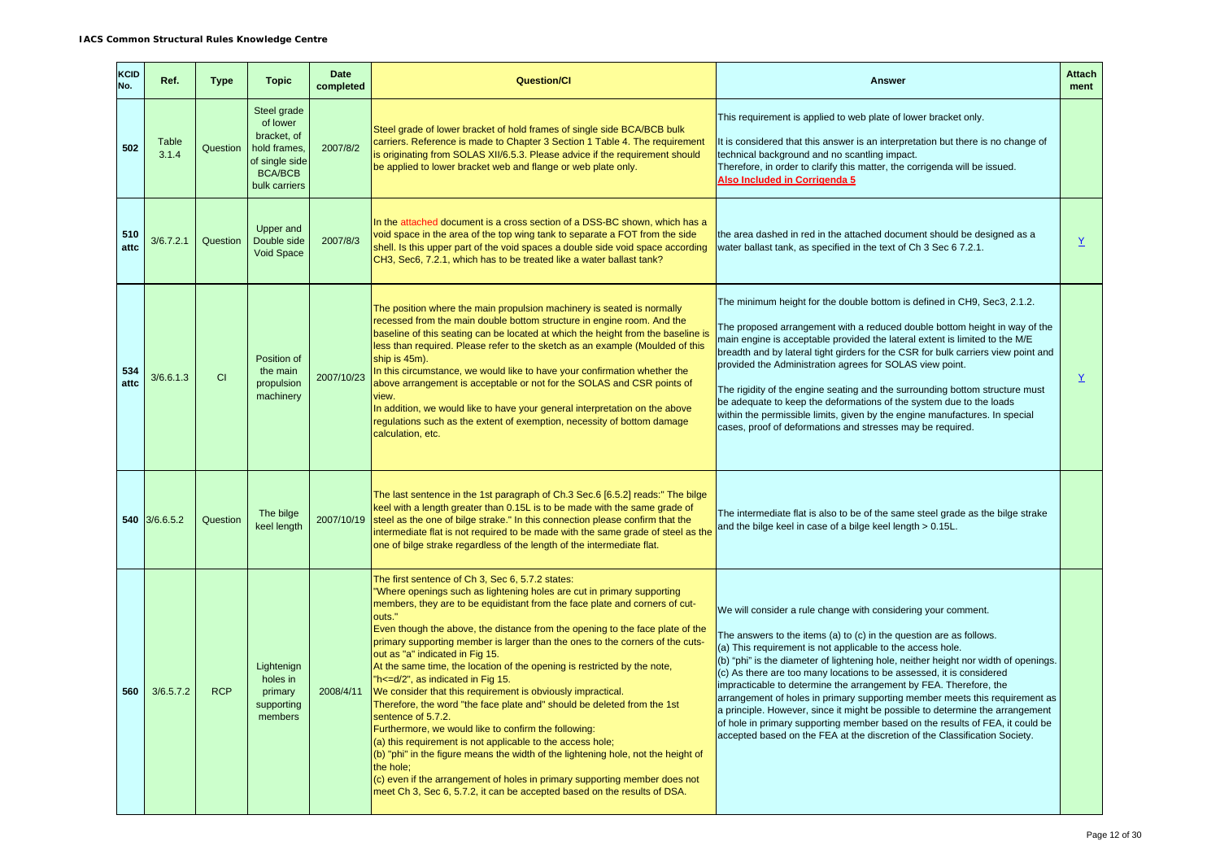**IACS Common Structural Rules Knowledge Centre**

| KCID No. | Ref. | Type | Topic | Date completed | Question/CI | Answer | Attachment |
|---|---|---|---|---|---|---|---|
| 502 | Table 3.1.4 | Question | Steel grade of lower bracket, of hold frames, of single side BCA/BCB bulk carriers | 2007/8/2 | Steel grade of lower bracket of hold frames of single side BCA/BCB bulk carriers. Reference is made to Chapter 3 Section 1 Table 4. The requirement is originating from SOLAS XII/6.5.3. Please advice if the requirement should be applied to lower bracket web and flange or web plate only. | This requirement is applied to web plate of lower bracket only.<br><br>It is considered that this answer is an interpretation but there is no change of technical background and no scantling impact.<br>Therefore, in order to clarify this matter, the corrigenda will be issued.<br>**Also Included in Corrigenda 5** | |
| 510 attc | 3/6.7.2.1 | Question | Upper and Double side Void Space | 2007/8/3 | In the attached document is a cross section of a DSS-BC shown, which has a void space in the area of the top wing tank to separate a FOT from the side shell. Is this upper part of the void spaces a double side void space according CH3, Sec6, 7.2.1, which has to be treated like a water ballast tank? | the area dashed in red in the attached document should be designed as a water ballast tank, as specified in the text of Ch 3 Sec 6 7.2.1. | Y |
| 534 attc | 3/6.6.1.3 | CI | Position of the main propulsion machinery | 2007/10/23 | The position where the main propulsion machinery is seated is normally recessed from the main double bottom structure in engine room. And the baseline of this seating can be located at which the height from the baseline is less than required. Please refer to the sketch as an example (Moulded of this ship is 45m).<br>In this circumstance, we would like to have your confirmation whether the above arrangement is acceptable or not for the SOLAS and CSR points of view.<br>In addition, we would like to have your general interpretation on the above regulations such as the extent of exemption, necessity of bottom damage calculation, etc. | The minimum height for the double bottom is defined in CH9, Sec3, 2.1.2.<br><br>The proposed arrangement with a reduced double bottom height in way of the main engine is acceptable provided the lateral extent is limited to the M/E breadth and by lateral tight girders for the CSR for bulk carriers view point and provided the Administration agrees for SOLAS view point.<br><br>The rigidity of the engine seating and the surrounding bottom structure must be adequate to keep the deformations of the system due to the loads within the permissible limits, given by the engine manufactures. In special cases, proof of deformations and stresses may be required. | Y |
| 540 | 3/6.6.5.2 | Question | The bilge keel length | 2007/10/19 | The last sentence in the 1st paragraph of Ch.3 Sec.6 [6.5.2] reads:" The bilge keel with a length greater than 0.15L is to be made with the same grade of steel as the one of bilge strake." In this connection please confirm that the intermediate flat is not required to be made with the same grade of steel as the one of bilge strake regardless of the length of the intermediate flat. | The intermediate flat is also to be of the same steel grade as the bilge strake and the bilge keel in case of a bilge keel length > 0.15L. | |
| 560 | 3/6.5.7.2 | RCP | Lightenign holes in primary supporting members | 2008/4/11 | The first sentence of Ch 3, Sec 6, 5.7.2 states:<br>"Where openings such as lightening holes are cut in primary supporting members, they are to be equidistant from the face plate and corners of cut-outs."<br>Even though the above, the distance from the opening to the face plate of the primary supporting member is larger than the ones to the corners of the cuts-out as "a" indicated in Fig 15.<br>At the same time, the location of the opening is restricted by the note, "h<=d/2", as indicated in Fig 15.<br>We consider that this requirement is obviously impractical.<br>Therefore, the word "the face plate and" should be deleted from the 1st sentence of 5.7.2.<br>Furthermore, we would like to confirm the following:<br>(a) this requirement is not applicable to the access hole;<br>(b) "phi" in the figure means the width of the lightening hole, not the height of the hole;<br>(c) even if the arrangement of holes in primary supporting member does not meet Ch 3, Sec 6, 5.7.2, it can be accepted based on the results of DSA. | We will consider a rule change with considering your comment.<br><br>The answers to the items (a) to (c) in the question are as follows.<br>(a) This requirement is not applicable to the access hole.<br>(b) "phi" is the diameter of lightening hole, neither height nor width of openings.<br>(c) As there are too many locations to be assessed, it is considered impracticable to determine the arrangement by FEA. Therefore, the arrangement of holes in primary supporting member meets this requirement as a principle. However, since it might be possible to determine the arrangement of hole in primary supporting member based on the results of FEA, it could be accepted based on the FEA at the discretion of the Classification Society. | |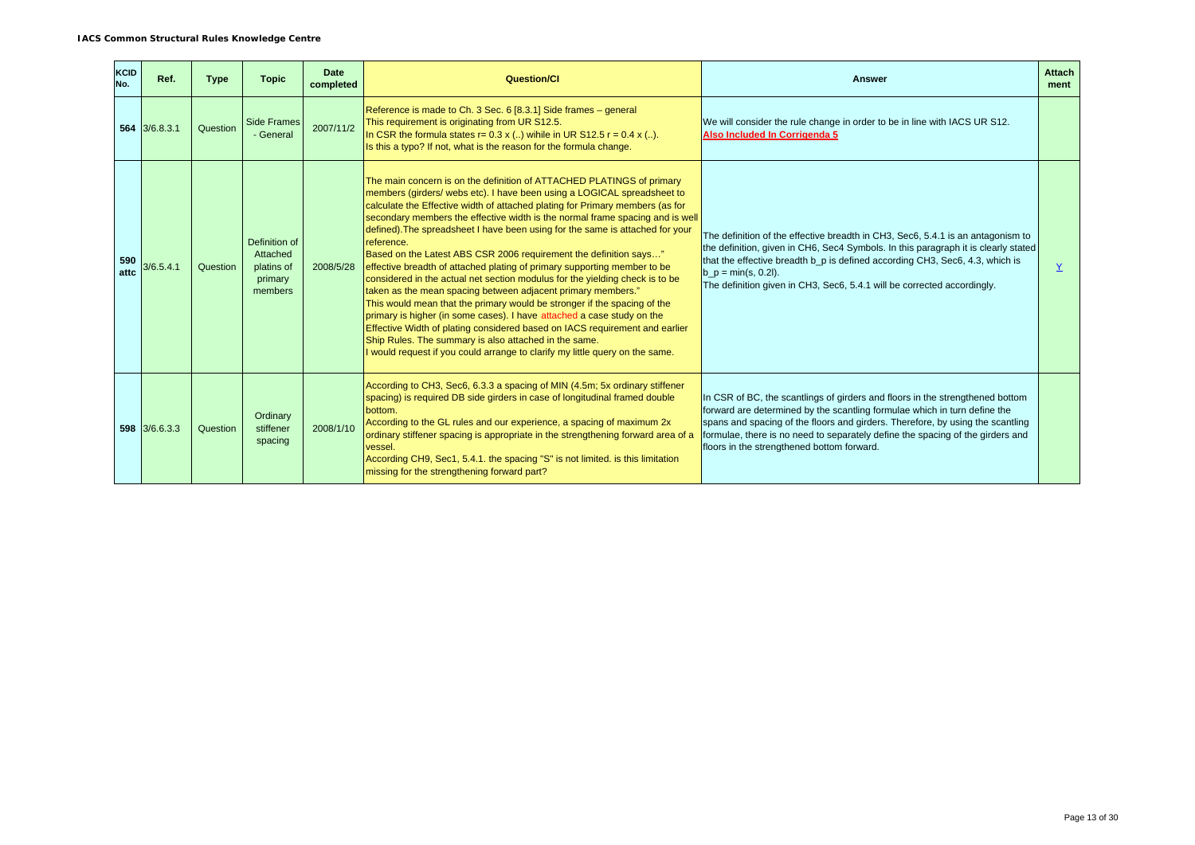| KCID No. | Ref. | Type | Topic | Date completed | Question/CI | Answer | Attachment |
|---|---|---|---|---|---|---|---|
| **564** | 3/6.8.3.1 | Question | Side Frames - General | 2007/11/2 | Reference is made to Ch. 3 Sec. 6 [8.3.1] Side frames – general<br>This requirement is originating from UR S12.5.<br>In CSR the formula states r= 0.3 x (..) wihile in UR S12.5 r = 0.4 x (..).<br>Is this a typo? If not, what is the reason for the formula change. | We will consider the rule change in order to be in line with IACS UR S12.<br>**Also Included In Corrigenda 5** | |
| **590 attc** | 3/6.5.4.1 | Question | Definition of Attached platins of primary members | 2008/5/28 | The main concern is on the definition of ATTACHED PLATINGS of primary members (girders/ webs etc). I have been using a LOGICAL spreadsheet to calculate the Effective width of attached plating for Primary members (as for secondary members the effective width is the normal frame spacing and is well defined).The spreadsheet I have been using for the same is attached for your reference.<br>Based on the Latest ABS CSR 2006 requirement the definition says…"<br>effective breadth of attached plating of primary supporting member to be considered in the actual net section modulus for the yielding check is to be taken as the mean spacing between adjacent primary members."<br>This would mean that the primary would be stronger if the spacing of the primary is higher (in some cases). I have attached a case study on the Effective Width of plating considered based on IACS requirement and earlier Ship Rules. The summary is also attached in the same.<br>I would request if you could arrange to clarify my little query on the same. | The definition of the effective breadth in CH3, Sec6, 5.4.1 is an antagonism to the definition, given in CH6, Sec4 Symbols. In this paragraph it is clearly stated that the effective breadth b_p is defined according CH3, Sec6, 4.3, which is $b_p = \min(s, 0.2l)$.<br>The definition given in CH3, Sec6, 5.4.1 will be corrected accordingly. | Y |
| **598** | 3/6.6.3.3 | Question | Ordinary stiffener spacing | 2008/1/10 | According to CH3, Sec6, 6.3.3 a spacing of MIN (4.5m; 5x ordinary stiffener spacing) is required DB side girders in case of longitudinal framed double bottom.<br>According to the GL rules and our experience, a spacing of maximum 2x ordinary stiffener spacing is appropriate in the strengthening forward area of a vessel.<br>According CH9, Sec1, 5.4.1. the spacing "S" is not limited. is this limitation missing for the strengthening forward part? | In CSR of BC, the scantlings of girders and floors in the strengthened bottom forward are determined by the scantling formulae which in turn define the spans and spacing of the floors and girders. Therefore, by using the scantling formulae, there is no need to separately define the spacing of the girders and floors in the strengthened bottom forward. | |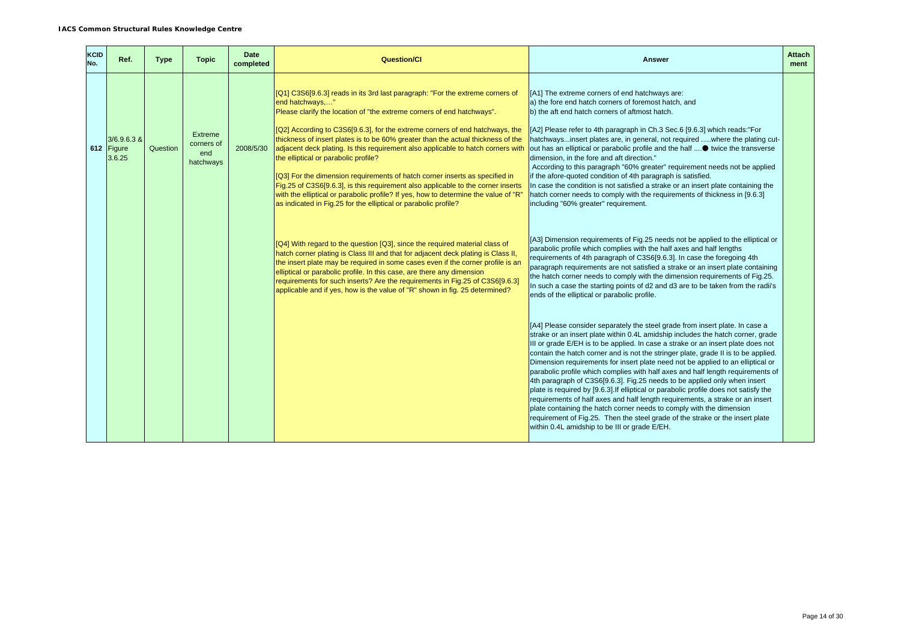| KCID No. | Ref. | Type | Topic | Date completed | Question/CI | Answer | Attachment |
|---|---|---|---|---|---|---|---|
| 612 | 3/6.9.6.3 & Figure 3.6.25 | Question | Extreme corners of end hatchways | 2008/5/30 | [Q1] C3S6[9.6.3] reads in its 3rd last paragraph: "For the extreme corners of end hatchways,…"<br>Please clarify the location of "the extreme corners of end hatchways".<br><br>[Q2] According to C3S6[9.6.3], for the extreme corners of end hatchways, the thickness of insert plates is to be 60% greater than the actual thickness of the adjacent deck plating. Is this requirement also applicable to hatch corners with the elliptical or parabolic profile?<br><br>[Q3] For the dimension requirements of hatch corner inserts as specified in Fig.25 of C3S6[9.6.3], is this requirement also applicable to the corner inserts with the elliptical or parabolic profile? If yes, how to determine the value of "R" as indicated in Fig.25 for the elliptical or parabolic profile?<br><br>[Q4] With regard to the question [Q3], since the required material class of hatch corner plating is Class III and that for adjacent deck plating is Class II, the insert plate may be required in some cases even if the corner profile is an elliptical or parabolic profile. In this case, are there any dimension requirements for such inserts? Are the requirements in Fig.25 of C3S6[9.6.3] applicable and if yes, how is the value of "R" shown in fig. 25 determined? | [A1] The extreme corners of end hatchways are:<br>a) the fore end hatch corners of foremost hatch, and<br>b) the aft end hatch corners of aftmost hatch.<br><br>[A2] Please refer to 4th paragraph in Ch.3 Sec.6 [9.6.3] which reads:"For hatchways...insert plates are, in general, not required .....where the plating cut-out has an elliptical or parabolic profile and the half ....● twice the transverse dimension, in the fore and aft direction."<br>According to this paragraph "60% greater" requirement needs not be applied if the afore-quoted condition of 4th paragraph is satisfied.<br>In case the condition is not satisfied a strake or an insert plate containing the hatch corner needs to comply with the requirements of thickness in [9.6.3] including "60% greater" requirement.<br><br>[A3] Dimension requirements of Fig.25 needs not be applied to the elliptical or parabolic profile which complies with the half axes and half lengths requirements of 4th paragraph of C3S6[9.6.3]. In case the foregoing 4th paragraph requirements are not satisfied a strake or an insert plate containing the hatch corner needs to comply with the dimension requirements of Fig.25. In such a case the starting points of d2 and d3 are to be taken from the radii's ends of the elliptical or parabolic profile.<br><br>[A4] Please consider separately the steel grade from insert plate. In case a strake or an insert plate within 0.4L amidship includes the hatch corner, grade III or grade E/EH is to be applied. In case a strake or an insert plate does not contain the hatch corner and is not the stringer plate, grade II is to be applied. Dimension requirements for insert plate need not be applied to an elliptical or parabolic profile which complies with half axes and half length requirements of 4th paragraph of C3S6[9.6.3]. Fig.25 needs to be applied only when insert plate is required by [9.6.3].If elliptical or parabolic profile does not satisfy the requirements of half axes and half length requirements, a strake or an insert plate containing the hatch corner needs to comply with the dimension requirement of Fig.25. Then the steel grade of the strake or the insert plate within 0.4L amidship to be III or grade E/EH. | |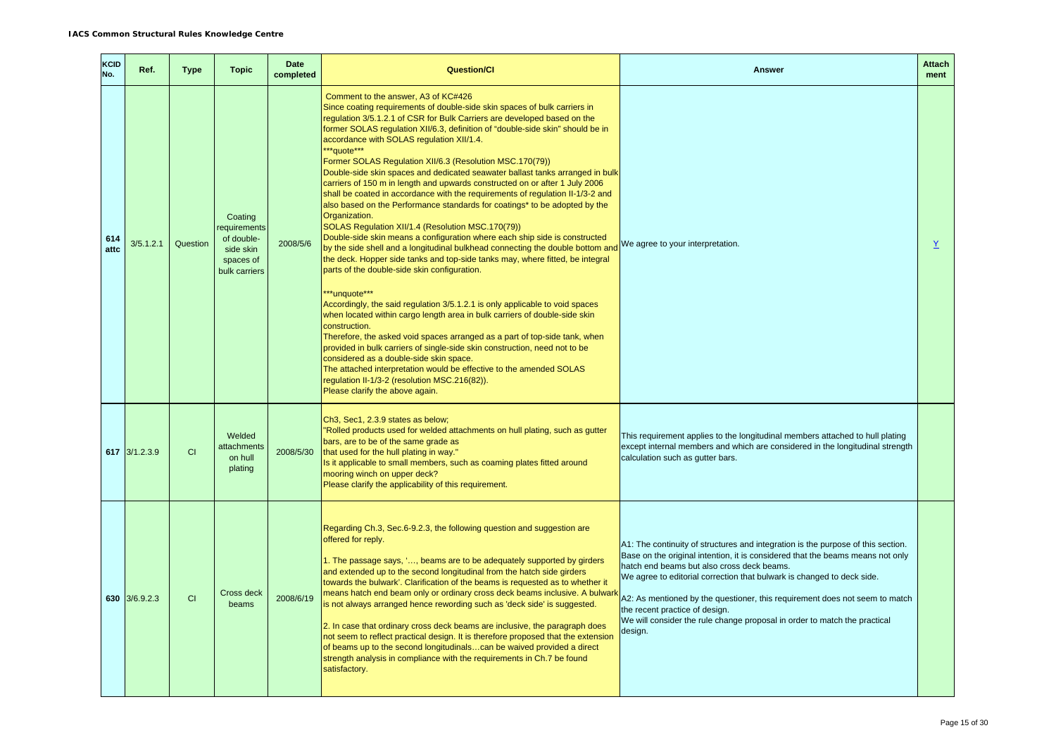| KCID No. | Ref. | Type | Topic | Date completed | Question/CI | Answer | Attachment |
|---|---|---|---|---|---|---|---|
| 614 attc | 3/5.1.2.1 | Question | Coating requirements of double-side skin spaces of bulk carriers | 2008/5/6 | Comment to the answer, A3 of KC#426<br>Since coating requirements of double-side skin spaces of bulk carriers in regulation 3/5.1.2.1 of CSR for Bulk Carriers are developed based on the former SOLAS regulation XII/6.3, definition of "double-side skin" should be in accordance with SOLAS regulation XII/1.4.<br>***quote***<br>Former SOLAS Regulation XII/6.3 (Resolution MSC.170(79))<br>Double-side skin spaces and dedicated seawater ballast tanks arranged in bulk carriers of 150 m in length and upwards constructed on or after 1 July 2006 shall be coated in accordance with the requirements of regulation II-1/3-2 and also based on the Performance standards for coatings* to be adopted by the Organization.<br>SOLAS Regulation XII/1.4 (Resolution MSC.170(79))<br>Double-side skin means a configuration where each ship side is constructed by the side shell and a longitudinal bulkhead connecting the double bottom and the deck. Hopper side tanks and top-side tanks may, where fitted, be integral parts of the double-side skin configuration.<br><br>***unquote***<br>Accordingly, the said regulation 3/5.1.2.1 is only applicable to void spaces when located within cargo length area in bulk carriers of double-side skin construction.<br>Therefore, the asked void spaces arranged as a part of top-side tank, when provided in bulk carriers of single-side skin construction, need not to be considered as a double-side skin space.<br>The attached interpretation would be effective to the amended SOLAS regulation II-1/3-2 (resolution MSC.216(82)).<br>Please clarify the above again. | We agree to your interpretation. | Y |
| 617 | 3/1.2.3.9 | CI | Welded attachments on hull plating | 2008/5/30 | Ch3, Sec1, 2.3.9 states as below;<br>"Rolled products used for welded attachments on hull plating, such as gutter bars, are to be of the same grade as that used for the hull plating in way."<br>Is it applicable to small members, such as coaming plates fitted around mooring winch on upper deck?<br>Please clarify the applicability of this requirement. | This requirement applies to the longitudinal members attached to hull plating except internal members and which are considered in the longitudinal strength calculation such as gutter bars. | |
| 630 | 3/6.9.2.3 | CI | Cross deck beams | 2008/6/19 | Regarding Ch.3, Sec.6-9.2.3, the following question and suggestion are offered for reply.<br><br>1. The passage says, '..., beams are to be adequately supported by girders and extended up to the second longitudinal from the hatch side girders towards the bulwark'. Clarification of the beams is requested as to whether it means hatch end beam only or ordinary cross deck beams inclusive. A bulwark is not always arranged hence rewording such as 'deck side' is suggested.<br><br>2. In case that ordinary cross deck beams are inclusive, the paragraph does not seem to reflect practical design. It is therefore proposed that the extension of beams up to the second longitudinals…can be waived provided a direct strength analysis in compliance with the requirements in Ch.7 be found satisfactory. | A1: The continuity of structures and integration is the purpose of this section. Base on the original intention, it is considered that the beams means not only hatch end beams but also cross deck beams.<br>We agree to editorial correction that bulwark is changed to deck side.<br><br>A2: As mentioned by the questioner, this requirement does not seem to match the recent practice of design.<br>We will consider the rule change proposal in order to match the practical design. | |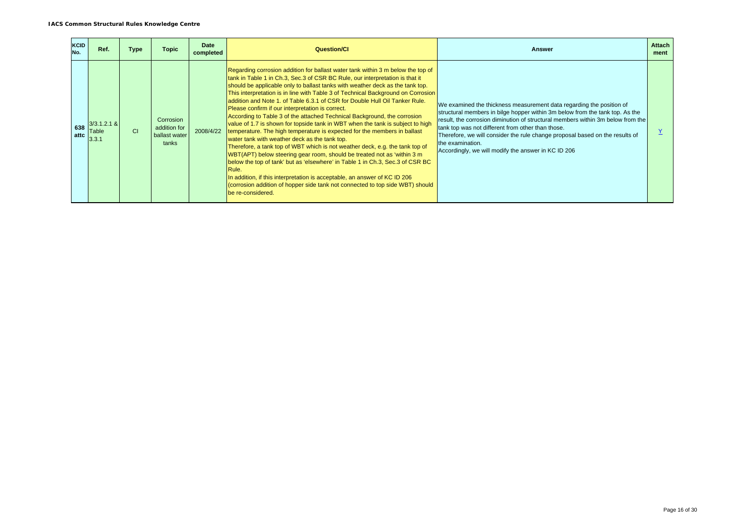| KCID No. | Ref. | Type | Topic | Date completed | Question/CI | Answer | Attach ment |
|---|---|---|---|---|---|---|---|
| 638 attc | 3/3.1.2.1 & Table 3.3.1 | CI | Corrosion addition for ballast water tanks | 2008/4/22 | Regarding corrosion addition for ballast water tank within 3 m below the top of tank in Table 1 in Ch.3, Sec.3 of CSR BC Rule, our interpretation is that it should be applicable only to ballast tanks with weather deck as the tank top. This interpretation is in line with Table 3 of Technical Background on Corrosion addition and Note 1. of Table 6.3.1 of CSR for Double Hull Oil Tanker Rule. Please confirm if our interpretation is correct.<br>According to Table 3 of the attached Technical Background, the corrosion value of 1.7 is shown for topside tank in WBT when the tank is subject to high temperature. The high temperature is expected for the members in ballast water tank with weather deck as the tank top.<br>Therefore, a tank top of WBT which is not weather deck, e.g. the tank top of WBT(APT) below steering gear room, should be treated not as 'within 3 m below the top of tank' but as 'elsewhere' in Table 1 in Ch.3, Sec.3 of CSR BC Rule.<br>In addition, if this interpretation is acceptable, an answer of KC ID 206 (corrosion addition of hopper side tank not connected to top side WBT) should be re-considered. | We examined the thickness measurement data regarding the position of structural members in bilge hopper within 3m below from the tank top. As the result, the corrosion diminution of structural members within 3m below from the tank top was not different from other than those.<br>Therefore, we will consider the rule change proposal based on the results of the examination.<br>Accordingly, we will modify the answer in KC ID 206 | Y |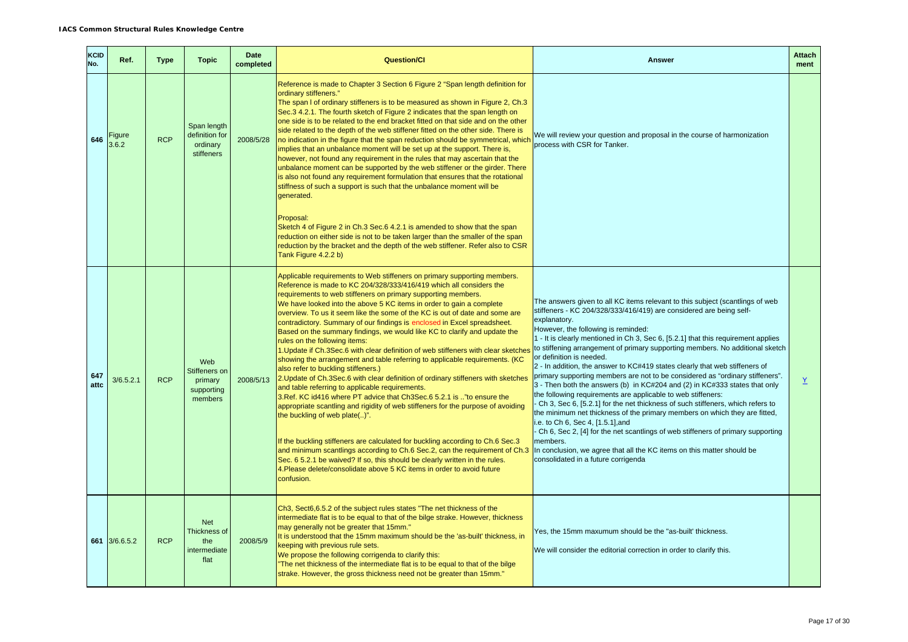**IACS Common Structural Rules Knowledge Centre**

| KCID No. | Ref. | Type | Topic | Date completed | Question/CI | Answer | Attachment |
|---|---|---|---|---|---|---|---|
| 646 | Figure 3.6.2 | RCP | Span length definition for ordinary stiffeners | 2008/5/28 | Reference is made to Chapter 3 Section 6 Figure 2 "Span length definition for ordinary stiffeners."<br>The span l of ordinary stiffeners is to be measured as shown in Figure 2, Ch.3 Sec.3 4.2.1. The fourth sketch of Figure 2 indicates that the span length on one side is to be related to the end bracket fitted on that side and on the other side related to the depth of the web stiffener fitted on the other side. There is no indication in the figure that the span reduction should be symmetrical, which implies that an unbalance moment will be set up at the support. There is, however, not found any requirement in the rules that may ascertain that the unbalance moment can be supported by the web stiffener or the girder. There is also not found any requirement formulation that ensures that the rotational stiffness of such a support is such that the unbalance moment will be generated.<br><br>Proposal:<br>Sketch 4 of Figure 2 in Ch.3 Sec.6 4.2.1 is amended to show that the span reduction on either side is not to be taken larger than the smaller of the span reduction by the bracket and the depth of the web stiffener. Refer also to CSR Tank Figure 4.2.2 b) | We will review your question and proposal in the course of harmonization process with CSR for Tanker. | |
| 647 attc | 3/6.5.2.1 | RCP | Web Stiffeners on primary supporting members | 2008/5/13 | Applicable requirements to Web stiffeners on primary supporting members. Reference is made to KC 204/328/333/416/419 which all considers the requirements to web stiffeners on primary supporting members.<br>We have looked into the above 5 KC items in order to gain a complete overview. To us it seem like the some of the KC is out of date and some are contradictory. Summary of our findings is enclosed in Excel spreadsheet. Based on the summary findings, we would like KC to clarify and update the rules on the following items:<br>1.Update if Ch.3Sec.6 with clear definition of web stiffeners with clear sketches showing the arrangement and table referring to applicable requirements. (KC also refer to buckling stiffeners.)<br>2.Update of Ch.3Sec.6 with clear definition of ordinary stiffeners with sketches and table referring to applicable requirements.<br>3.Ref. KC id416 where PT advice that Ch3Sec.6 5.2.1 is .."to ensure the appropriate scantling and rigidity of web stiffeners for the purpose of avoiding the buckling of web plate(..)".<br><br>If the buckling stiffeners are calculated for buckling according to Ch.6 Sec.3 and minimum scantlings according to Ch.6 Sec.2, can the requirement of Ch.3 Sec. 6 5.2.1 be waived? If so, this should be clearly written in the rules.<br>4.Please delete/consolidate above 5 KC items in order to avoid further confusion. | The answers given to all KC items relevant to this subject (scantlings of web stiffeners - KC 204/328/333/416/419) are considered are being self-explanatory.<br>However, the following is reminded:<br>1 - It is clearly mentioned in Ch 3, Sec 6, [5.2.1] that this requirement applies to stiffening arrangement of primary supporting members. No additional sketch or definition is needed.<br>2 - In addition, the answer to KC#419 states clearly that web stiffeners of primary supporting members are not to be considered as "ordinary stiffeners".<br>3 - Then both the answers (b) in KC#204 and (2) in KC#333 states that only the following requirements are applicable to web stiffeners:<br>- Ch 3, Sec 6, [5.2.1] for the net thickness of such stiffeners, which refers to the minimum net thickness of the primary members on which they are fitted, i.e. to Ch 6, Sec 4, [1.5.1],and<br>- Ch 6, Sec 2, [4] for the net scantlings of web stiffeners of primary supporting members.<br>In conclusion, we agree that all the KC items on this matter should be consolidated in a future corrigenda | Y |
| 661 | 3/6.6.5.2 | RCP | Net Thickness of the intermediate flat | 2008/5/9 | Ch3, Sect6,6.5.2 of the subject rules states "The net thickness of the intermediate flat is to be equal to that of the bilge strake. However, thickness may generally not be greater than 15mm."<br>It is understood that the 15mm maximum should be the 'as-built' thickness, in keeping with previous rule sets.<br>We propose the following corrigenda to clarify this:<br>"The net thickness of the intermediate flat is to be equal to that of the bilge strake. However, the gross thickness need not be greater than 15mm." | Yes, the 15mm maxumum should be the "as-built' thickness.<br><br>We will consider the editorial correction in order to clarify this. | |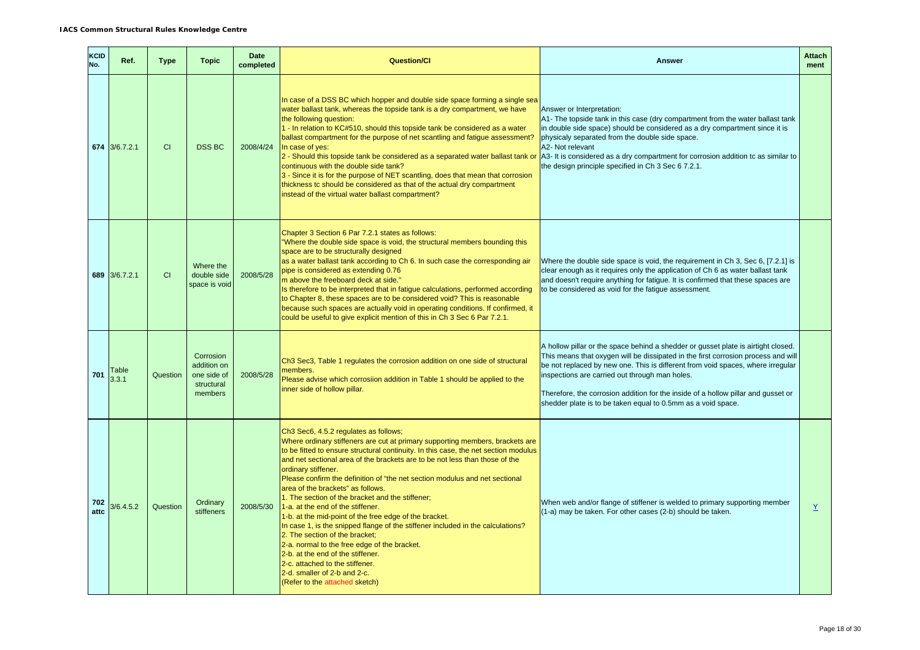**IACS Common Structural Rules Knowledge Centre**

| KCID No. | Ref. | Type | Topic | Date completed | Question/CI | Answer | Attachment |
|---|---|---|---|---|---|---|---|
| 674 | 3/6.7.2.1 | CI | DSS BC | 2008/4/24 | In case of a DSS BC which hopper and double side space forming a single sea water ballast tank, whereas the topside tank is a dry compartment, we have the following question:<br>1 - In relation to KC#510, should this topside tank be considered as a water ballast compartment for the purpose of net scantling and fatigue assessment?<br>In case of yes:<br>2 - Should this topside tank be considered as a separated water ballast tank or continuous with the double side tank?<br>3 - Since it is for the purpose of NET scantling, does that mean that corrosion thickness tc should be considered as that of the actual dry compartment instead of the virtual water ballast compartment? | Answer or Interpretation:<br>A1- The topside tank in this case (dry compartment from the water ballast tank in double side space) should be considered as a dry compartment since it is physicaly separated from the double side space.<br>A2- Not relevant<br>A3- It is considered as a dry compartment for corrosion addition tc as similar to the design principle specified in Ch 3 Sec 6 7.2.1. | |
| 689 | 3/6.7.2.1 | CI | Where the double side space is void | 2008/5/28 | Chapter 3 Section 6 Par 7.2.1 states as follows:<br>"Where the double side space is void, the structural members bounding this space are to be structurally designed as a water ballast tank according to Ch 6. In such case the corresponding air pipe is considered as extending 0.76 m above the freeboard deck at side."<br>Is therefore to be interpreted that in fatigue calculations, performed according to Chapter 8, these spaces are to be considered void? This is reasonable because such spaces are actually void in operating conditions. If confirmed, it could be useful to give explicit mention of this in Ch 3 Sec 6 Par 7.2.1. | Where the double side space is void, the requirement in Ch 3, Sec 6, [7.2.1] is clear enough as it requires only the application of Ch 6 as water ballast tank and doesn't require anything for fatigue. It is confirmed that these spaces are to be considered as void for the fatigue assessment. | |
| 701 | Table 3.3.1 | Question | Corrosion addition on one side of structural members | 2008/5/28 | Ch3 Sec3, Table 1 regulates the corrosion addition on one side of structural members.<br>Please advise which corrosiion addition in Table 1 should be applied to the inner side of hollow pillar. | A hollow pillar or the space behind a shedder or gusset plate is airtight closed. This means that oxygen will be dissipated in the first corrosion process and will be not replaced by new one. This is different from void spaces, where irregular inspections are carried out through man holes.<br><br>Therefore, the corrosion addition for the inside of a hollow pillar and gusset or shedder plate is to be taken equal to 0.5mm as a void space. | |
| 702 attc | 3/6.4.5.2 | Question | Ordinary stiffeners | 2008/5/30 | Ch3 Sec6, 4.5.2 regulates as follows;<br>Where ordinary stiffeners are cut at primary supporting members, brackets are to be fitted to ensure structural continuity. In this case, the net section modulus and net sectional area of the brackets are to be not less than those of the ordinary stiffener.<br>Please confirm the definition of "the net section modulus and net sectional area of the brackets" as follows.<br>1. The section of the bracket and the stiffener;<br>1-a. at the end of the stiffener.<br>1-b. at the mid-point of the free edge of the bracket.<br>In case 1, is the snipped flange of the stiffener included in the calculations?<br>2. The section of the bracket;<br>2-a. normal to the free edge of the bracket.<br>2-b. at the end of the stiffener.<br>2-c. attached to the stiffener.<br>2-d. smaller of 2-b and 2-c.<br>(Refer to the attached sketch) | When web and/or flange of stiffener is welded to primary supporting member (1-a) may be taken. For other cases (2-b) should be taken. | Y |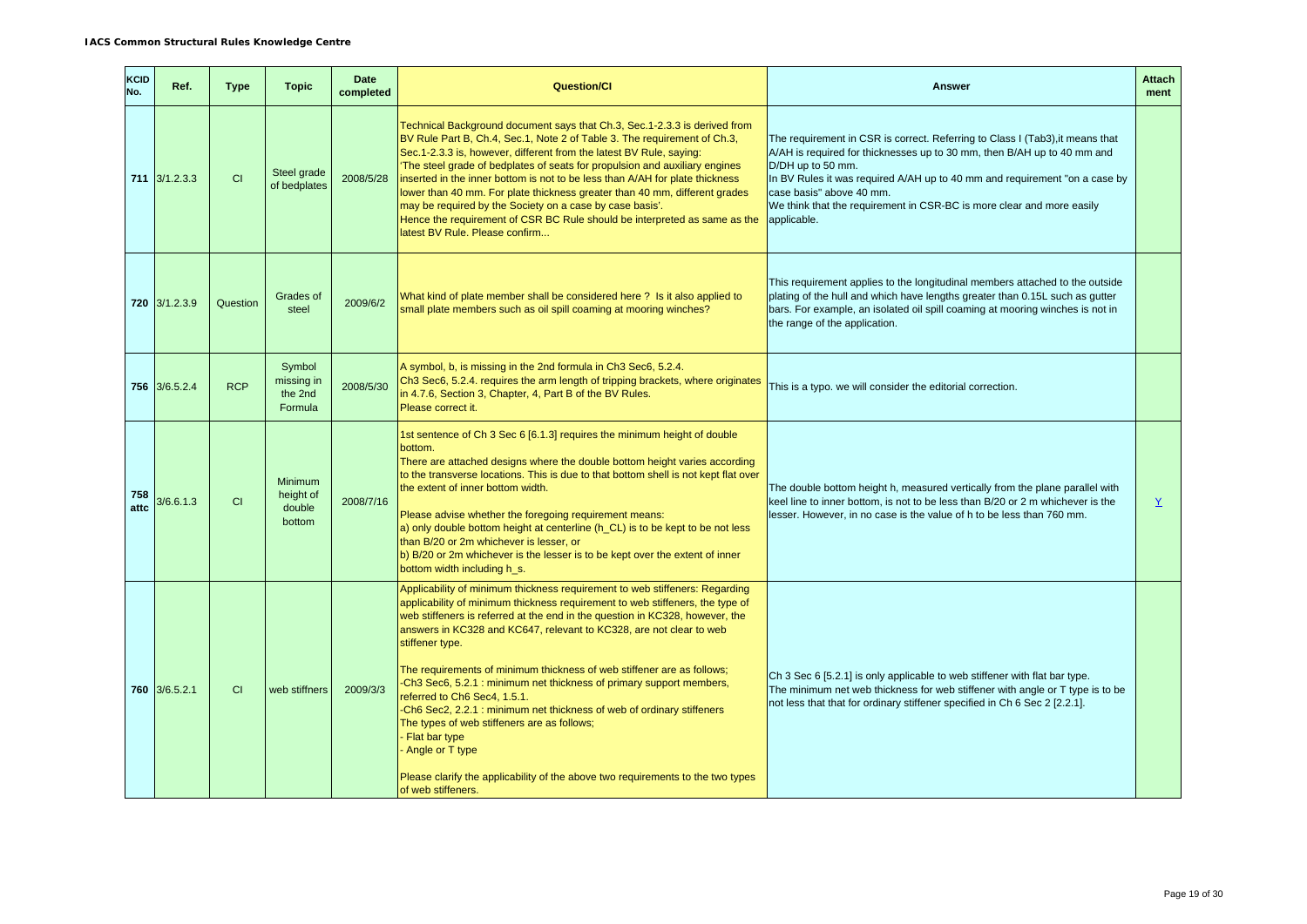| KCID No. | Ref. | Type | Topic | Date completed | Question/CI | Answer | Attachment |
|---|---|---|---|---|---|---|---|
| 711 | 3/1.2.3.3 | CI | Steel grade of bedplates | 2008/5/28 | Technical Background document says that Ch.3, Sec.1-2.3.3 is derived from BV Rule Part B, Ch.4, Sec.1, Note 2 of Table 3. The requirement of Ch.3, Sec.1-2.3.3 is, however, different from the latest BV Rule, saying: 'The steel grade of bedplates of seats for propulsion and auxiliary engines inserted in the inner bottom is not to be less than A/AH for plate thickness lower than 40 mm. For plate thickness greater than 40 mm, different grades may be required by the Society on a case by case basis'. Hence the requirement of CSR BC Rule should be interpreted as same as the latest BV Rule. Please confirm... | The requirement in CSR is correct. Referring to Class I (Tab3),it means that A/AH is required for thicknesses up to 30 mm, then B/AH up to 40 mm and D/DH up to 50 mm. In BV Rules it was required A/AH up to 40 mm and requirement "on a case by case basis" above 40 mm. We think that the requirement in CSR-BC is more clear and more easily applicable. | |
| 720 | 3/1.2.3.9 | Question | Grades of steel | 2009/6/2 | What kind of plate member shall be considered here ? Is it also applied to small plate members such as oil spill coaming at mooring winches? | This requirement applies to the longitudinal members attached to the outside plating of the hull and which have lengths greater than 0.15L such as gutter bars. For example, an isolated oil spill coaming at mooring winches is not in the range of the application. | |
| 756 | 3/6.5.2.4 | RCP | Symbol missing in the 2nd Formula | 2008/5/30 | A symbol, b, is missing in the 2nd formula in Ch3 Sec6, 5.2.4. Ch3 Sec6, 5.2.4. requires the arm length of tripping brackets, where originates in 4.7.6, Section 3, Chapter, 4, Part B of the BV Rules. Please correct it. | This is a typo. we will consider the editorial correction. | |
| 758 attc | 3/6.6.1.3 | CI | Minimum height of double bottom | 2008/7/16 | 1st sentence of Ch 3 Sec 6 [6.1.3] requires the minimum height of double bottom. There are attached designs where the double bottom height varies according to the transverse locations. This is due to that bottom shell is not kept flat over the extent of inner bottom width. Please advise whether the foregoing requirement means: a) only double bottom height at centerline (h_CL) is to be kept to be not less than B/20 or 2m whichever is lesser, or b) B/20 or 2m whichever is the lesser is to be kept over the extent of inner bottom width including h_s. | The double bottom height h, measured vertically from the plane parallel with keel line to inner bottom, is not to be less than B/20 or 2 m whichever is the lesser. However, in no case is the value of h to be less than 760 mm. | Y |
| 760 | 3/6.5.2.1 | CI | web stiffners | 2009/3/3 | Applicability of minimum thickness requirement to web stiffeners: Regarding applicability of minimum thickness requirement to web stiffeners, the type of web stiffeners is referred at the end in the question in KC328, however, the answers in KC328 and KC647, relevant to KC328, are not clear to web stiffener type. The requirements of minimum thickness of web stiffener are as follows; -Ch3 Sec6, 5.2.1 : minimum net thickness of primary support members, referred to Ch6 Sec4, 1.5.1. -Ch6 Sec2, 2.2.1 : minimum net thickness of web of ordinary stiffeners The types of web stiffeners are as follows; - Flat bar type - Angle or T type Please clarify the applicability of the above two requirements to the two types of web stiffeners. | Ch 3 Sec 6 [5.2.1] is only applicable to web stiffener with flat bar type. The minimum net web thickness for web stiffener with angle or T type is to be not less that that for ordinary stiffener specified in Ch 6 Sec 2 [2.2.1]. | |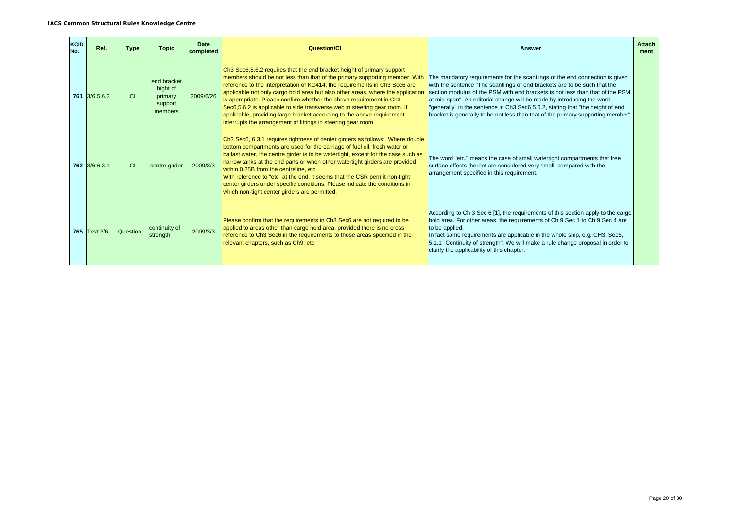| KCID No. | Ref. | Type | Topic | Date completed | Question/CI | Answer | Attach ment |
|---|---|---|---|---|---|---|---|
| 761 | 3/6.5.6.2 | CI | end bracket hight of primary support members | 2009/6/26 | Ch3 Sec6,5.6.2 requires that the end bracket height of primary support members should be not less than that of the primary supporting member. With reference to the interpretation of KC414, the requirements in Ch3 Sec6 are applicable not only cargo hold area but also other areas, where the application is appropriate. Please confirm whether the above requirement in Ch3 Sec6,5.6.2 is applicable to side transverse web in steering gear room. If applicable, providing large bracket according to the above requirement interrupts the arrangement of fittings in steering gear room. | The mandatory requirements for the scantlings of the end connection is given with the sentence "The scantlings of end brackets are to be such that the section modulus of the PSM with end brackets is not less than that of the PSM at mid-span". An editorial change will be made by introducing the word "generally" in the sentence in Ch3 Sec6,5.6.2, stating that "the height of end bracket is generally to be not less than that of the primary supporting member". | |
| 762 | 3/6.6.3.1 | CI | centre girder | 2009/3/3 | Ch3 Sec6, 6.3.1 requires tightness of center girders as follows: Where double bottom compartments are used for the carriage of fuel oil, fresh water or ballast water, the centre girder is to be watertight, except for the case such as narrow tanks at the end parts or when other watertight girders are provided within 0.25B from the centreline, etc.<br>With reference to "etc" at the end, it seems that the CSR permit non-tight center girders under specific conditions. Please indicate the conditions in which non-tight center girders are permitted. | The word "etc." means the case of small watertight compartments that free surface effects thereof are considered very small, compared with the arrangement specified in this requirement. | |
| 765 | Text 3/6 | Question | continuity of strength | 2009/3/3 | Please confirm that the requirements in Ch3 Sec6 are not required to be applied to areas other than cargo hold area, provided there is no cross reference to Ch3 Sec6 in the requirements to those areas specified in the relevant chapters, such as Ch9, etc | According to Ch 3 Sec 6 [1], the requirements of this section apply to the cargo hold area. For other areas, the requirements of Ch 9 Sec 1 to Ch 9 Sec 4 are to be applied.<br>In fact some requirements are applicable in the whole ship, e.g. CH3, Sec6, 5.1.1 "Continuity of strength". We will make a rule change proposal in order to clarify the applicability of this chapter. | |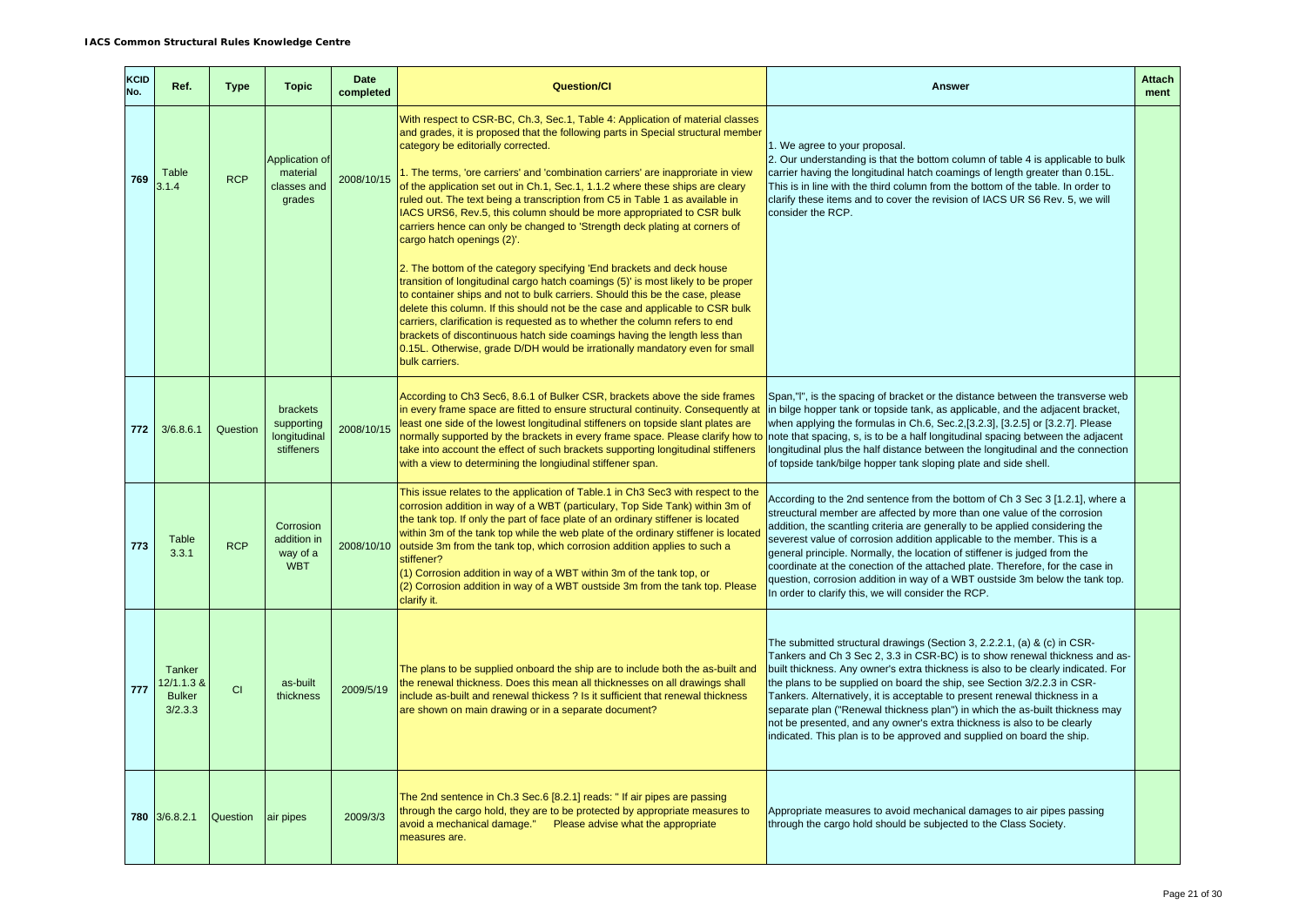| KCID No. | Ref. | Type | Topic | Date completed | Question/CI | Answer | Attachment |
|---|---|---|---|---|---|---|---|
| 769 | Table 3.1.4 | RCP | Application of material classes and grades | 2008/10/15 | With respect to CSR-BC, Ch.3, Sec.1, Table 4: Application of material classes and grades, it is proposed that the following parts in Special structural member category be editorially corrected.<br><br>1. The terms, 'ore carriers' and 'combination carriers' are inapproriate in view of the application set out in Ch.1, Sec.1, 1.1.2 where these ships are cleary ruled out. The text being a transcription from C5 in Table 1 as available in IACS URS6, Rev.5, this column should be more appropriated to CSR bulk carriers hence can only be changed to 'Strength deck plating at corners of cargo hatch openings (2)'.<br><br>2. The bottom of the category specifying 'End brackets and deck house transition of longitudinal cargo hatch coamings (5)' is most likely to be proper to container ships and not to bulk carriers. Should this be the case, please delete this column. If this should not be the case and applicable to CSR bulk carriers, clarification is requested as to whether the column refers to end brackets of discontinuous hatch side coamings having the length less than 0.15L. Otherwise, grade D/DH would be irrationally mandatory even for small bulk carriers. | 1. We agree to your proposal.<br>2. Our understanding is that the bottom column of table 4 is applicable to bulk carrier having the longitudinal hatch coamings of length greater than 0.15L. This is in line with the third column from the bottom of the table. In order to clarify these items and to cover the revision of IACS UR S6 Rev. 5, we will consider the RCP. | |
| 772 | 3/6.8.6.1 | Question | brackets supporting longitudinal stiffeners | 2008/10/15 | According to Ch3 Sec6, 8.6.1 of Bulker CSR, brackets above the side frames in every frame space are fitted to ensure structural continuity. Consequently at least one side of the lowest longitudinal stiffeners on topside slant plates are normally supported by the brackets in every frame space. Please clarify how to take into account the effect of such brackets supporting longitudinal stiffeners with a view to determining the longiudinal stiffener span. | Span,"l", is the spacing of bracket or the distance between the transverse web in bilge hopper tank or topside tank, as applicable, and the adjacent bracket, when applying the formulas in Ch.6, Sec.2,[3.2.3], [3.2.5] or [3.2.7]. Please note that spacing, s, is to be a half longitudinal spacing between the adjacent longitudinal plus the half distance between the longitudinal and the connection of topside tank/bilge hopper tank sloping plate and side shell. | |
| 773 | Table 3.3.1 | RCP | Corrosion addition in way of a WBT | 2008/10/10 | This issue relates to the application of Table.1 in Ch3 Sec3 with respect to the corrosion addition in way of a WBT (particulary, Top Side Tank) within 3m of the tank top. If only the part of face plate of an ordinary stiffener is located within 3m of the tank top while the web plate of the ordinary stiffener is located outside 3m from the tank top, which corrosion addition applies to such a stiffener?<br>(1) Corrosion addition in way of a WBT within 3m of the tank top, or<br>(2) Corrosion addition in way of a WBT oustside 3m from the tank top. Please clarify it. | According to the 2nd sentence from the bottom of Ch 3 Sec 3 [1.2.1], where a streuctural member are affected by more than one value of the corrosion addition, the scantling criteria are generally to be applied considering the severest value of corrosion addition applicable to the member. This is a general principle. Normally, the location of stiffener is judged from the coordinate at the conection of the attached plate. Therefore, for the case in question, corrosion addition in way of a WBT outside 3m below the tank top. In order to clarify this, we will consider the RCP. | |
| 777 | Tanker 12/1.1.3 & Bulker 3/2.3.3 | CI | as-built thickness | 2009/5/19 | The plans to be supplied onboard the ship are to include both the as-built and the renewal thickness. Does this mean all thicknesses on all drawings shall include as-built and renewal thickess ? Is it sufficient that renewal thickness are shown on main drawing or in a separate document? | The submitted structural drawings (Section 3, 2.2.2.1, (a) & (c) in CSR-Tankers and Ch 3 Sec 2, 3.3 in CSR-BC) is to show renewal thickness and as-built thickness. Any owner's extra thickness is also to be clearly indicated. For the plans to be supplied on board the ship, see Section 3/2.2.3 in CSR-Tankers. Alternatively, it is acceptable to present renewal thickness in a separate plan ("Renewal thickness plan") in which the as-built thickness may not be presented, and any owner's extra thickness is also to be clearly indicated. This plan is to be approved and supplied on board the ship. | |
| 780 | 3/6.8.2.1 | Question | air pipes | 2009/3/3 | The 2nd sentence in Ch.3 Sec.6 [8.2.1] reads: " If air pipes are passing through the cargo hold, they are to be protected by appropriate measures to avoid a mechanical damage." Please advise what the appropriate measures are. | Appropriate measures to avoid mechanical damages to air pipes passing through the cargo hold should be subjected to the Class Society. | |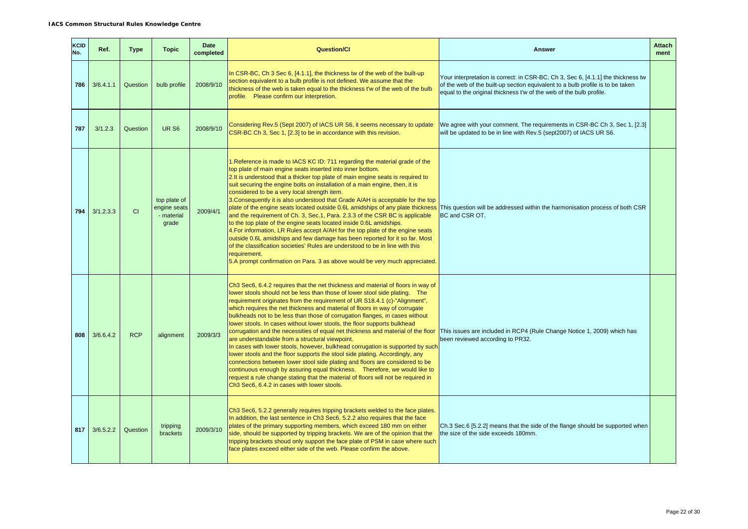**IACS Common Structural Rules Knowledge Centre**

| KCID No. | Ref. | Type | Topic | Date completed | Question/CI | Answer | Attachment |
|---|---|---|---|---|---|---|---|
| 786 | 3/6.4.1.1 | Question | bulb profile | 2008/9/10 | In CSR-BC, Ch 3 Sec 6, [4.1.1], the thickness tw of the web of the built-up section equivalent to a bulb profile is not defined. We assume that the thickness of the web is taken equal to the thickness t'w of the web of the bulb profile. Please confirm our interpretation. | Your interpretation is correct: in CSR-BC, Ch 3, Sec 6, [4.1.1] the thickness tw of the web of the built-up section equivalent to a bulb profile is to be taken equal to the original thickness t'w of the web of the bulb profile. | |
| 787 | 3/1.2.3 | Question | UR S6 | 2008/9/10 | Considering Rev.5 (Sept 2007) of IACS UR S6, it seems necessary to update CSR-BC Ch 3, Sec 1, [2.3] to be in accordance with this revision. | We agree with your comment. The requirements in CSR-BC Ch 3, Sec 1, [2.3] will be updated to be in line with Rev.5 (sept2007) of IACS UR S6. | |
| 794 | 3/1.2.3.3 | CI | top plate of engine seats - material grade | 2009/4/1 | 1.Reference is made to IACS KC ID: 711 regarding the material grade of the top plate of main engine seats inserted into inner bottom.<br>2.It is understood that a thicker top plate of main engine seats is required to suit securing the engine bolts on installation of a main engine, then, it is considered to be a very local strength item.<br>3.Consequently it is also understood that Grade A/AH is acceptable for the top plate of the engine seats located outside 0.6L amidships of any plate thickness and the requirement of Ch. 3, Sec.1, Para. 2.3.3 of the CSR BC is applicable to the top plate of the engine seats located inside 0.6L amidships.<br>4.For information, LR Rules accept A/AH for the top plate of the engine seats outside 0.6L amidships and few damage has been reported for it so far. Most of the classification societies' Rules are understood to be in line with this requirement.<br>5.A prompt confirmation on Para. 3 as above would be very much appreciated. | This question will be addressed within the harmonisation process of both CSR BC and CSR OT. | |
| 808 | 3/6.6.4.2 | RCP | alignment | 2009/3/3 | Ch3 Sec6, 6.4.2 requires that the net thickness and material of floors in way of lower stools should not be less than those of lower stool side plating. The requirement originates from the requirement of UR S18.4.1 (c)-"Alignment", which requires the net thickness and material of floors in way of corrugate bulkheads not to be less than those of corrugation flanges, in cases without lower stools. In cases without lower stools, the floor supports bulkhead corrugation and the necessities of equal net thickness and material of the floor are understandable from a structural viewpoint.<br>In cases with lower stools, however, bulkhead corrugation is supported by such lower stools and the floor supports the stool side plating. Accordingly, any connections between lower stool side plating and floors are considered to be continuous enough by assuring equal thickness. Therefore, we would like to request a rule change stating that the material of floors will not be required in Ch3 Sec6, 6.4.2 in cases with lower stools. | This issues are included in RCP4 (Rule Change Notice 1, 2009) which has been reviewed according to PR32. | |
| 817 | 3/6.5.2.2 | Question | tripping brackets | 2009/3/10 | Ch3 Sec6, 5.2.2 generally requires tripping brackets welded to the face plates. In addition, the last sentence in Ch3 Sec6, 5.2.2 also requires that the face plates of the primary supporting members, which exceed 180 mm on either side, should be supported by tripping brackets. We are of the opinion that the tripping brackets shoud only support the face plate of PSM in case where such face plates exceed either side of the web. Please confirm the above. | Ch.3 Sec.6 [5.2.2] means that the side of the flange should be supported when the size of the side exceeds 180mm. | |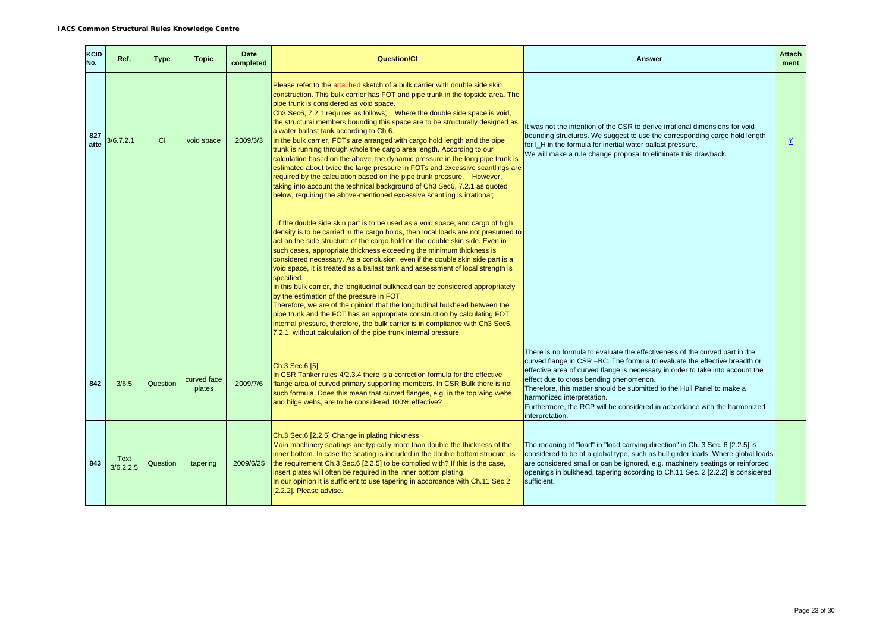**IACS Common Structural Rules Knowledge Centre**

| KCID No. | Ref. | Type | Topic | Date completed | Question/CI | Answer | Attachment |
|---|---|---|---|---|---|---|---|
| 827 attc | 3/6.7.2.1 | CI | void space | 2009/3/3 | Please refer to the attached sketch of a bulk carrier with double side skin construction. This bulk carrier has FOT and pipe trunk in the topside area. The pipe trunk is considered as void space.<br>Ch3 Sec6, 7.2.1 requires as follows; Where the double side space is void, the structural members bounding this space are to be structurally designed as a water ballast tank according to Ch 6.<br>In the bulk carrier, FOTs are arranged with cargo hold length and the pipe trunk is running through whole the cargo area length. According to our calculation based on the above, the dynamic pressure in the long pipe trunk is estimated about twice the large pressure in FOTs and excessive scantlings are required by the calculation based on the pipe trunk pressure. However, taking into account the technical background of Ch3 Sec6, 7.2.1 as quoted below, requiring the above-mentioned excessive scantling is irrational;<br><br>If the double side skin part is to be used as a void space, and cargo of high density is to be carried in the cargo holds, then local loads are not presumed to act on the side structure of the cargo hold on the double skin side. Even in such cases, appropriate thickness exceeding the minimum thickness is considered necessary. As a conclusion, even if the double skin side part is a void space, it is treated as a ballast tank and assessment of local strength is specified.<br>In this bulk carrier, the longitudinal bulkhead can be considered appropriately by the estimation of the pressure in FOT.<br>Therefore, we are of the opinion that the longitudinal bulkhead between the pipe trunk and the FOT has an appropriate construction by calculating FOT internal pressure, therefore, the bulk carrier is in compliance with Ch3 Sec6, 7.2.1, without calculation of the pipe trunk internal pressure. | It was not the intention of the CSR to derive irrational dimensions for void bounding structures. We suggest to use the corresponding cargo hold length for l_H in the formula for inertial water ballast pressure.<br>We will make a rule change proposal to eliminate this drawback. | Y |
| 842 | 3/6.5 | Question | curved face plates | 2009/7/6 | Ch.3 Sec.6 [5]<br>In CSR Tanker rules 4/2.3.4 there is a correction formula for the effective flange area of curved primary supporting members. In CSR Bulk there is no such formula. Does this mean that curved flanges, e.g. in the top wing webs and bilge webs, are to be considered 100% effective? | There is no formula to evaluate the effectiveness of the curved part in the curved flange in CSR –BC. The formula to evaluate the effective breadth or effective area of curved flange is necessary in order to take into account the effect due to cross bending phenomenon.<br>Therefore, this matter should be submitted to the Hull Panel to make a harmonized interpretation.<br>Furthermore, the RCP will be considered in accordance with the harmonized interpretation. | |
| 843 | Text 3/6.2.2.5 | Question | tapering | 2009/6/25 | Ch.3 Sec.6 [2.2.5] Change in plating thickness<br>Main machinery seatings are typically more than double the thickness of the inner bottom. In case the seating is included in the double bottom strucure, is the requirement Ch.3 Sec.6 [2.2.5] to be complied with? If this is the case, insert plates will often be required in the inner bottom plating.<br>In our opinion it is sufficient to use tapering in accordance with Ch.11 Sec.2 [2.2.2]. Please advise. | The meaning of "load" in "load carrying direction" in Ch. 3 Sec. 6 [2.2.5] is considered to be of a global type, such as hull girder loads. Where global loads are considered small or can be ignored, e.g. machinery seatings or reinforced openings in bulkhead, tapering according to Ch.11 Sec. 2 [2.2.2] is considered sufficient. | |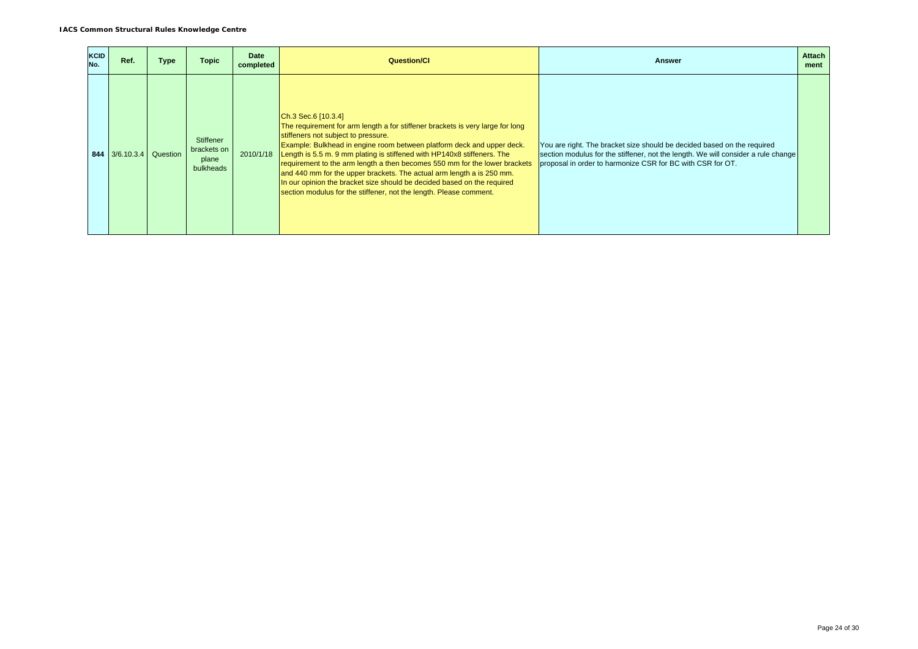| KCID No. | Ref. | Type | Topic | Date completed | Question/CI | Answer | Attachment |
|---|---|---|---|---|---|---|---|
| 844 | 3/6.10.3.4 | Question | Stiffener brackets on plane bulkheads | 2010/1/18 | Ch.3 Sec.6 [10.3.4]<br>The requirement for arm length a for stiffener brackets is very large for long stiffeners not subject to pressure.<br>Example: Bulkhead in engine room between platform deck and upper deck. Length is 5.5 m. 9 mm plating is stiffened with HP140x8 stiffeners. The requirement to the arm length a then becomes 550 mm for the lower brackets and 440 mm for the upper brackets. The actual arm length a is 250 mm.<br>In our opinion the bracket size should be decided based on the required section modulus for the stiffener, not the length. Please comment. | You are right. The bracket size should be decided based on the required section modulus for the stiffener, not the length. We will consider a rule change proposal in order to harmonize CSR for BC with CSR for OT. | |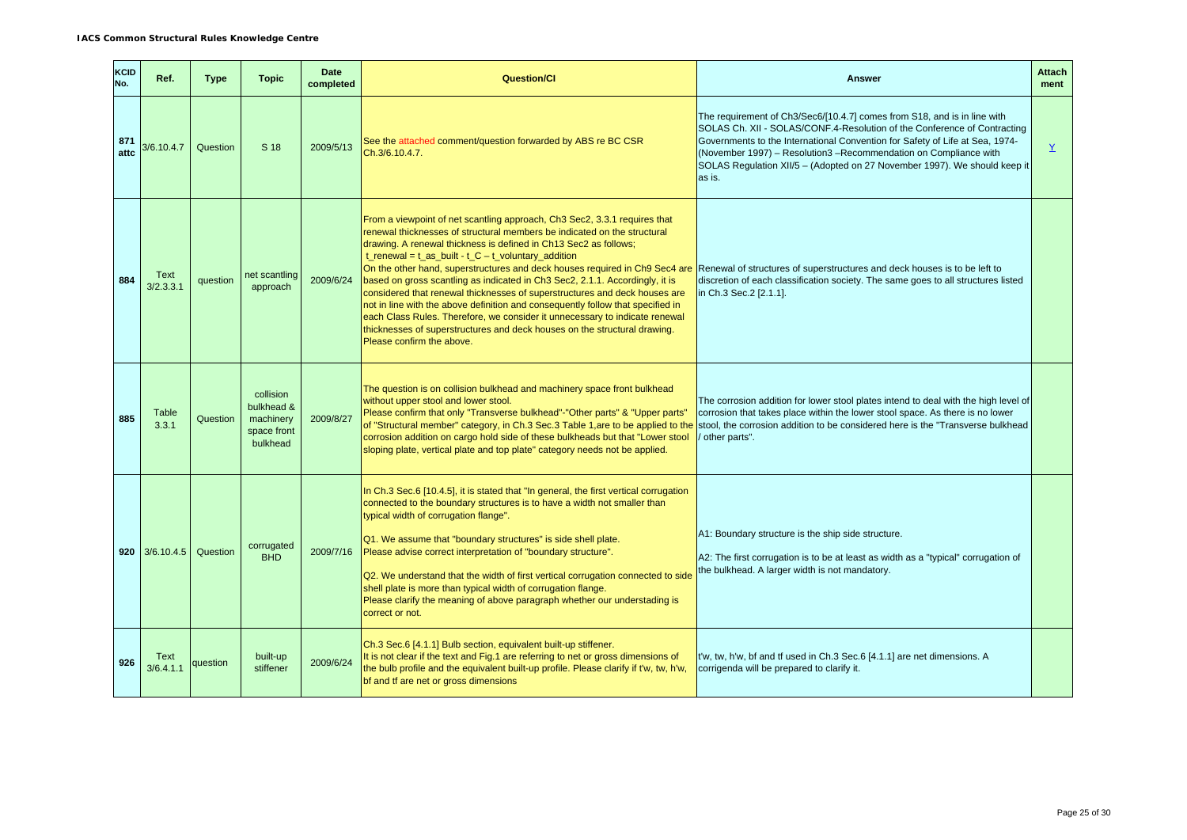| KCID No. | Ref. | Type | Topic | Date completed | Question/CI | Answer | Attachment |
|---|---|---|---|---|---|---|---|
| 871 attc | 3/6.10.4.7 | Question | S 18 | 2009/5/13 | See the attached comment/question forwarded by ABS re BC CSR Ch.3/6.10.4.7. | The requirement of Ch3/Sec6/[10.4.7] comes from S18, and is in line with SOLAS Ch. XII - SOLAS/CONF.4-Resolution of the Conference of Contracting Governments to the International Convention for Safety of Life at Sea, 1974- (November 1997) – Resolution3 –Recommendation on Compliance with SOLAS Regulation XII/5 – (Adopted on 27 November 1997). We should keep it as is. | Y |
| 884 | Text 3/2.3.3.1 | question | net scantling approach | 2009/6/24 | From a viewpoint of net scantling approach, Ch3 Sec2, 3.3.1 requires that renewal thicknesses of structural members be indicated on the structural drawing. A renewal thickness is defined in Ch13 Sec2 as follows; $t_{renewal} = t_{as\_built} - t_C - t_{voluntary\_addition}$ On the other hand, superstructures and deck houses required in Ch9 Sec4 are based on gross scantling as indicated in Ch3 Sec2, 2.1.1. Accordingly, it is considered that renewal thicknesses of superstructures and deck houses are not in line with the above definition and consequently follow that specified in each Class Rules. Therefore, we consider it unnecessary to indicate renewal thicknesses of superstructures and deck houses on the structural drawing. Please confirm the above. | Renewal of structures of superstructures and deck houses is to be left to discretion of each classification society. The same goes to all structures listed in Ch.3 Sec.2 [2.1.1]. | |
| 885 | Table 3.3.1 | Question | collision bulkhead & machinery space front bulkhead | 2009/8/27 | The question is on collision bulkhead and machinery space front bulkhead without upper stool and lower stool. Please confirm that only "Transverse bulkhead"-"Other parts" & "Upper parts" of "Structural member" category, in Ch.3 Sec.3 Table 1,are to be applied to the corrosion addition on cargo hold side of these bulkheads but that "Lower stool sloping plate, vertical plate and top plate" category needs not be applied. | The corrosion addition for lower stool plates intend to deal with the high level of corrosion that takes place within the lower stool space. As there is no lower stool, the corrosion addition to be considered here is the "Transverse bulkhead / other parts". | |
| 920 | 3/6.10.4.5 | Question | corrugated BHD | 2009/7/16 | In Ch.3 Sec.6 [10.4.5], it is stated that "In general, the first vertical corrugation connected to the boundary structures is to have a width not smaller than typical width of corrugation flange".<br><br>Q1. We assume that "boundary structures" is side shell plate. Please advise correct interpretation of "boundary structure".<br><br>Q2. We understand that the width of first vertical corrugation connected to side shell plate is more than typical width of corrugation flange. Please clarify the meaning of above paragraph whether our understading is correct or not. | A1: Boundary structure is the ship side structure.<br><br>A2: The first corrugation is to be at least as width as a "typical" corrugation of the bulkhead. A larger width is not mandatory. | |
| 926 | Text 3/6.4.1.1 | question | built-up stiffener | 2009/6/24 | Ch.3 Sec.6 [4.1.1] Bulb section, equivalent built-up stiffener. It is not clear if the text and Fig.1 are referring to net or gross dimensions of the bulb profile and the equivalent built-up profile. Please clarify if t'w, tw, h'w, bf and tf are net or gross dimensions | t'w, tw, h'w, bf and tf used in Ch.3 Sec.6 [4.1.1] are net dimensions. A corrigenda will be prepared to clarify it. | |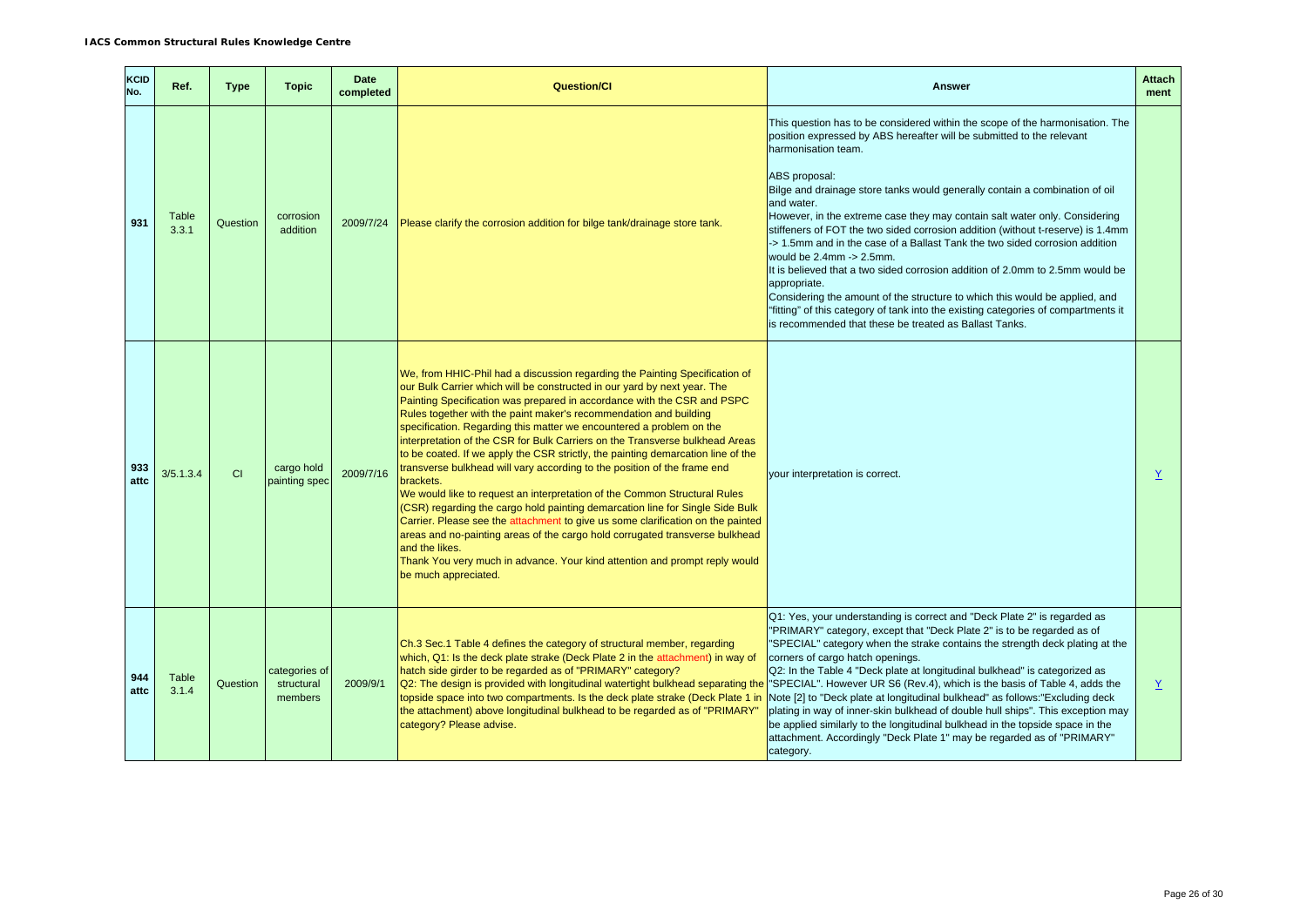| KCID No. | Ref. | Type | Topic | Date completed | Question/CI | Answer | Attach ment |
|---|---|---|---|---|---|---|---|
| 931 | Table 3.3.1 | Question | corrosion addition | 2009/7/24 | Please clarify the corrosion addition for bilge tank/drainage store tank. | This question has to be considered within the scope of the harmonisation. The position expressed by ABS hereafter will be submitted to the relevant harmonisation team.<br><br>ABS proposal:<br>Bilge and drainage store tanks would generally contain a combination of oil and water.<br>However, in the extreme case they may contain salt water only. Considering stiffeners of FOT the two sided corrosion addition (without t-reserve) is 1.4mm -> 1.5mm and in the case of a Ballast Tank the two sided corrosion addition would be 2.4mm -> 2.5mm.<br>It is believed that a two sided corrosion addition of 2.0mm to 2.5mm would be appropriate.<br>Considering the amount of the structure to which this would be applied, and "fitting" of this category of tank into the existing categories of compartments it is recommended that these be treated as Ballast Tanks. | |
| 933 attc | 3/5.1.3.4 | CI | cargo hold painting spec | 2009/7/16 | We, from HHIC-Phil had a discussion regarding the Painting Specification of our Bulk Carrier which will be constructed in our yard by next year. The Painting Specification was prepared in accordance with the CSR and PSPC Rules together with the paint maker's recommendation and building specification. Regarding this matter we encountered a problem on the interpretation of the CSR for Bulk Carriers on the Transverse bulkhead Areas to be coated. If we apply the CSR strictly, the painting demarcation line of the transverse bulkhead will vary according to the position of the frame end brackets.<br>We would like to request an interpretation of the Common Structural Rules (CSR) regarding the cargo hold painting demarcation line for Single Side Bulk Carrier. Please see the attachment to give us some clarification on the painted areas and no-painting areas of the cargo hold corrugated transverse bulkhead and the likes.<br>Thank You very much in advance. Your kind attention and prompt reply would be much appreciated. | your interpretation is correct. | Y |
| 944 attc | Table 3.1.4 | Question | categories of structural members | 2009/9/1 | Ch.3 Sec.1 Table 4 defines the category of structural member, regarding which, Q1: Is the deck plate strake (Deck Plate 2 in the attachment) in way of hatch side girder to be regarded as of "PRIMARY" category?<br>Q2: The design is provided with longitudinal watertight bulkhead separating the topside space into two compartments. Is the deck plate strake (Deck Plate 1 in the attachment) above longitudinal bulkhead to be regarded as of "PRIMARY" category? Please advise. | Q1: Yes, your understanding is correct and "Deck Plate 2" is regarded as "PRIMARY" category, except that "Deck Plate 2" is to be regarded as of "SPECIAL" category when the strake contains the strength deck plating at the corners of cargo hatch openings.<br>Q2: In the Table 4 "Deck plate at longitudinal bulkhead" is categorized as "SPECIAL". However UR S6 (Rev.4), which is the basis of Table 4, adds the Note [2] to "Deck plate at longitudinal bulkhead" as follows:"Excluding deck plating in way of inner-skin bulkhead of double hull ships". This exception may be applied similarly to the longitudinal bulkhead in the topside space in the attachment. Accordingly "Deck Plate 1" may be regarded as of "PRIMARY" category. | Y |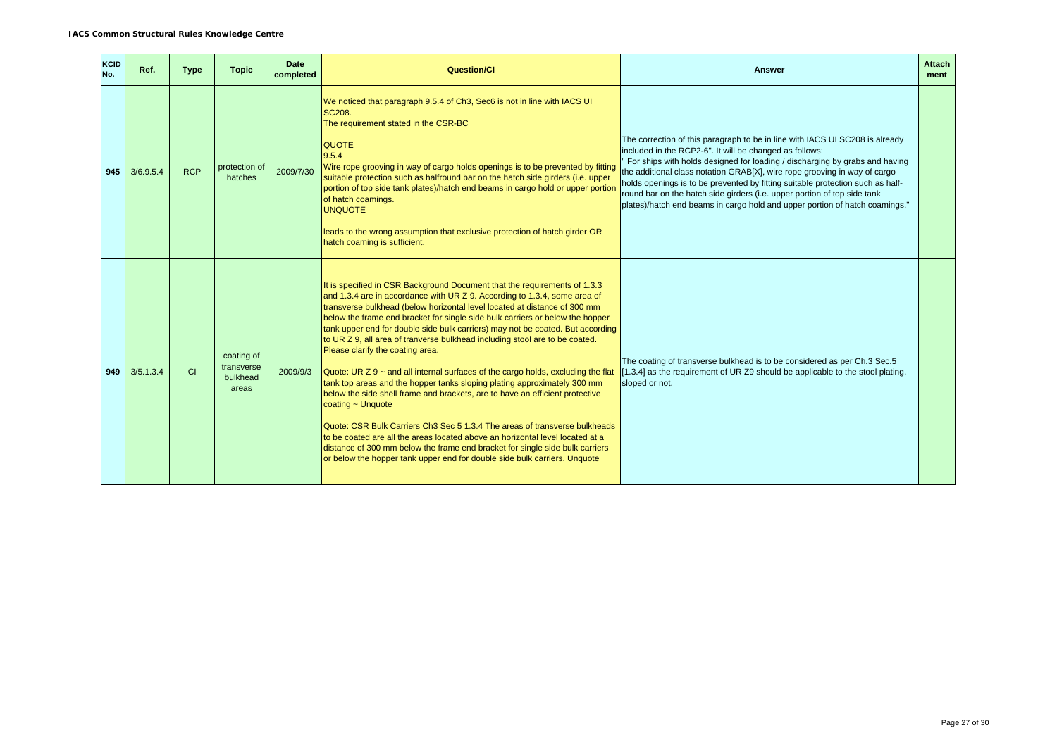| KCID No. | Ref. | Type | Topic | Date completed | Question/CI | Answer | Attachment |
|---|---|---|---|---|---|---|---|
| 945 | 3/6.9.5.4 | RCP | protection of hatches | 2009/7/30 | We noticed that paragraph 9.5.4 of Ch3, Sec6 is not in line with IACS UI SC208.<br>The requirement stated in the CSR-BC<br><br>QUOTE<br>9.5.4<br>Wire rope grooving in way of cargo holds openings is to be prevented by fitting suitable protection such as halfround bar on the hatch side girders (i.e. upper portion of top side tank plates)/hatch end beams in cargo hold or upper portion of hatch coamings.<br>UNQUOTE<br><br>leads to the wrong assumption that exclusive protection of hatch girder OR hatch coaming is sufficient. | The correction of this paragraph to be in line with IACS UI SC208 is already included in the RCP2-6". It will be changed as follows:<br>" For ships with holds designed for loading / discharging by grabs and having the additional class notation GRAB[X], wire rope grooving in way of cargo holds openings is to be prevented by fitting suitable protection such as half-round bar on the hatch side girders (i.e. upper portion of top side tank plates)/hatch end beams in cargo hold and upper portion of hatch coamings." | |
| 949 | 3/5.1.3.4 | CI | coating of tranverse bulkhead areas | 2009/9/3 | It is specified in CSR Background Document that the requirements of 1.3.3 and 1.3.4 are in accordance with UR Z 9. According to 1.3.4, some area of transverse bulkhead (below horizontal level located at distance of 300 mm below the frame end bracket for single side bulk carriers or below the hopper tank upper end for double side bulk carriers) may not be coated. But according to UR Z 9, all area of tranverse bulkhead including stool are to be coated. Please clarify the coating area.<br><br>Quote: UR Z 9 ~ and all internal surfaces of the cargo holds, excluding the flat tank top areas and the hopper tanks sloping plating approximately 300 mm below the side shell frame and brackets, are to have an efficient protective coating ~ Unquote<br><br>Quote: CSR Bulk Carriers Ch3 Sec 5 1.3.4 The areas of transverse bulkheads to be coated are all the areas located above an horizontal level located at a distance of 300 mm below the frame end bracket for single side bulk carriers or below the hopper tank upper end for double side bulk carriers. Unquote | The coating of transverse bulkhead is to be considered as per Ch.3 Sec.5 [1.3.4] as the requirement of UR Z9 should be applicable to the stool plating, sloped or not. | |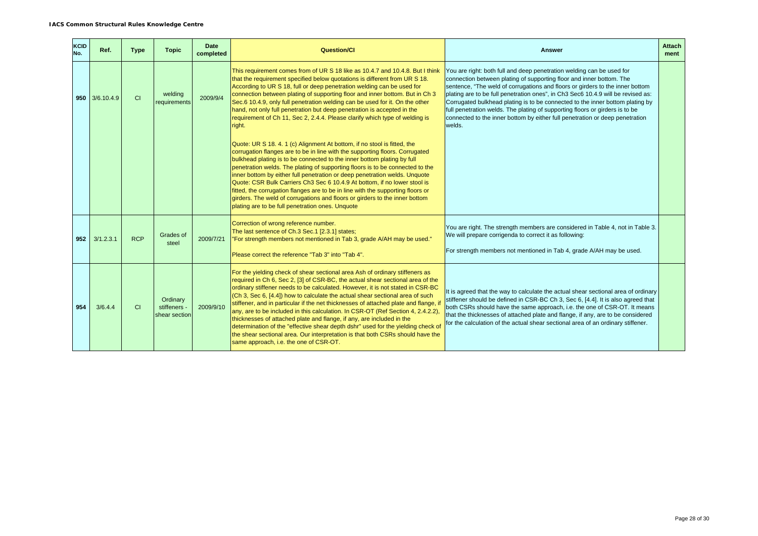| KCID No. | Ref. | Type | Topic | Date completed | Question/CI | Answer | Attachment |
|---|---|---|---|---|---|---|---|
| 950 | 3/6.10.4.9 | CI | welding requirements | 2009/9/4 | This requirement comes from of UR S 18 like as 10.4.7 and 10.4.8. But I think that the requirement specified below quotations is different from UR S 18. According to UR S 18, full or deep penetration welding can be used for connection between plating of supporting floor and inner bottom. But in Ch 3 Sec.6 10.4.9, only full penetration welding can be used for it. On the other hand, not only full penetration but deep penetration is accepted in the requirement of Ch 11, Sec 2, 2.4.4. Please clarify which type of welding is right.<br><br>Quote: UR S 18. 4. 1 (c) Alignment At bottom, if no stool is fitted, the corrugation flanges are to be in line with the supporting floors. Corrugated bulkhead plating is to be connected to the inner bottom plating by full penetration welds. The plating of supporting floors is to be connected to the inner bottom by either full penetration or deep penetration welds. Unquote Quote: CSR Bulk Carriers Ch3 Sec 6 10.4.9 At bottom, if no lower stool is fitted, the corrugation flanges are to be in line with the supporting floors or girders. The weld of corrugations and floors or girders to the inner bottom plating are to be full penetration ones. Unquote | You are right: both full and deep penetration welding can be used for connection between plating of supporting floor and inner bottom. The sentence, "The weld of corrugations and floors or girders to the inner bottom plating are to be full penetration ones", in Ch3 Sec6 10.4.9 will be revised as: Corrugated bulkhead plating is to be connected to the inner bottom plating by full penetration welds. The plating of supporting floors or girders is to be connected to the inner bottom by either full penetration or deep penetration welds. | |
| 952 | 3/1.2.3.1 | RCP | Grades of steel | 2009/7/21 | Correction of wrong reference number.<br>The last sentence of Ch.3 Sec.1 [2.3.1] states;<br>"For strength members not mentioned in Tab 3, grade A/AH may be used."<br><br>Please correct the reference "Tab 3" into "Tab 4". | You are right. The strength members are considered in Table 4, not in Table 3. We will prepare corrigenda to correct it as following:<br><br>For strength members not mentioned in Tab 4, grade A/AH may be used. | |
| 954 | 3/6.4.4 | CI | Ordinary stiffeners - shear section | 2009/9/10 | For the yielding check of shear sectional area Ash of ordinary stiffeners as required in Ch 6, Sec 2, [3] of CSR-BC, the actual shear sectional area of the ordinary stiffener needs to be calculated. However, it is not stated in CSR-BC (Ch 3, Sec 6, [4.4]) how to calculate the actual shear sectional area of such stiffener, and in particular if the net thicknesses of attached plate and flange, if any, are to be included in this calculation. In CSR-OT (Ref Section 4, 2.4.2.2), thicknesses of attached plate and flange, if any, are included in the determination of the "effective shear depth dshr" used for the yielding check of the shear sectional area. Our interpretation is that both CSRs should have the same approach, i.e. the one of CSR-OT. | It is agreed that the way to calculate the actual shear sectional area of ordinary stiffener should be defined in CSR-BC Ch 3, Sec 6, [4.4]. It is also agreed that both CSRs should have the same approach, i.e. the one of CSR-OT. It means that the thicknesses of attached plate and flange, if any, are to be considered for the calculation of the actual shear sectional area of an ordinary stiffener. | |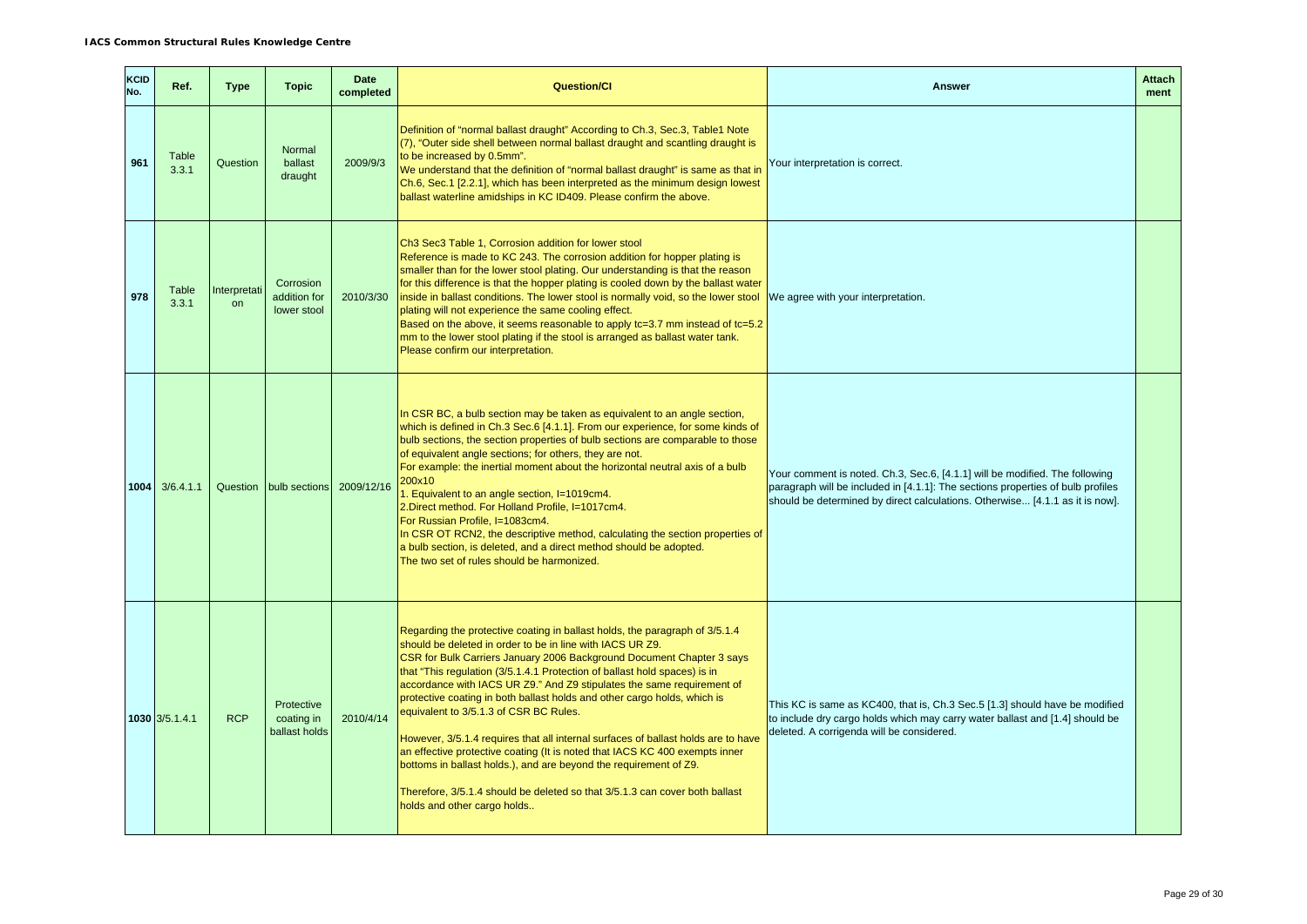| KCID No. | Ref. | Type | Topic | Date completed | Question/CI | Answer | Attachment |
|---|---|---|---|---|---|---|---|
| 961 | Table 3.3.1 | Question | Normal ballast draught | 2009/9/3 | Definition of "normal ballast draught" According to Ch.3, Sec.3, Table1 Note (7), "Outer side shell between normal ballast draught and scantling draught is to be increased by 0.5mm".<br>We understand that the definition of "normal ballast draught" is same as that in Ch.6, Sec.1 [2.2.1], which has been interpreted as the minimum design lowest ballast waterline amidships in KC ID409. Please confirm the above. | Your interpretation is correct. | |
| 978 | Table 3.3.1 | Interpretation | Corrosion addition for lower stool | 2010/3/30 | Ch3 Sec3 Table 1, Corrosion addition for lower stool<br>Reference is made to KC 243. The corrosion addition for hopper plating is smaller than for the lower stool plating. Our understanding is that the reason for this difference is that the hopper plating is cooled down by the ballast water inside in ballast conditions. The lower stool is normally void, so the lower stool plating will not experience the same cooling effect.<br>Based on the above, it seems reasonable to apply tc=3.7 mm instead of tc=5.2 mm to the lower stool plating if the stool is arranged as ballast water tank. Please confirm our interpretation. | We agree with your interpretation. | |
| 1004 | 3/6.4.1.1 | Question | bulb sections | 2009/12/16 | In CSR BC, a bulb section may be taken as equivalent to an angle section, which is defined in Ch.3 Sec.6 [4.1.1]. From our experience, for some kinds of bulb sections, the section properties of bulb sections are comparable to those of equivalent angle sections; for others, they are not.<br>For example: the inertial moment about the horizontal neutral axis of a bulb 200x10<br>1. Equivalent to an angle section, I=1019cm4.<br>2.Direct method. For Holland Profile, I=1017cm4.<br>For Russian Profile, I=1083cm4.<br>In CSR OT RCN2, the descriptive method, calculating the section properties of a bulb section, is deleted, and a direct method should be adopted.<br>The two set of rules should be harmonized. | Your comment is noted. Ch.3, Sec.6, [4.1.1] will be modified. The following paragraph will be included in [4.1.1]: The sections properties of bulb profiles should be determined by direct calculations. Otherwise... [4.1.1 as it is now]. | |
| 1030 | 3/5.1.4.1 | RCP | Protective coating in ballast holds | 2010/4/14 | Regarding the protective coating in ballast holds, the paragraph of 3/5.1.4 should be deleted in order to be in line with IACS UR Z9.<br>CSR for Bulk Carriers January 2006 Background Document Chapter 3 says that "This regulation (3/5.1.4.1 Protection of ballast hold spaces) is in accordance with IACS UR Z9." And Z9 stipulates the same requirement of protective coating in both ballast holds and other cargo holds, which is equivalent to 3/5.1.3 of CSR BC Rules.<br>However, 3/5.1.4 requires that all internal surfaces of ballast holds are to have an effective protective coating (It is noted that IACS KC 400 exempts inner bottoms in ballast holds.), and are beyond the requirement of Z9.<br>Therefore, 3/5.1.4 should be deleted so that 3/5.1.3 can cover both ballast holds and other cargo holds.. | This KC is same as KC400, that is, Ch.3 Sec.5 [1.3] should have be modified to include dry cargo holds which may carry water ballast and [1.4] should be deleted. A corrigenda will be considered. | |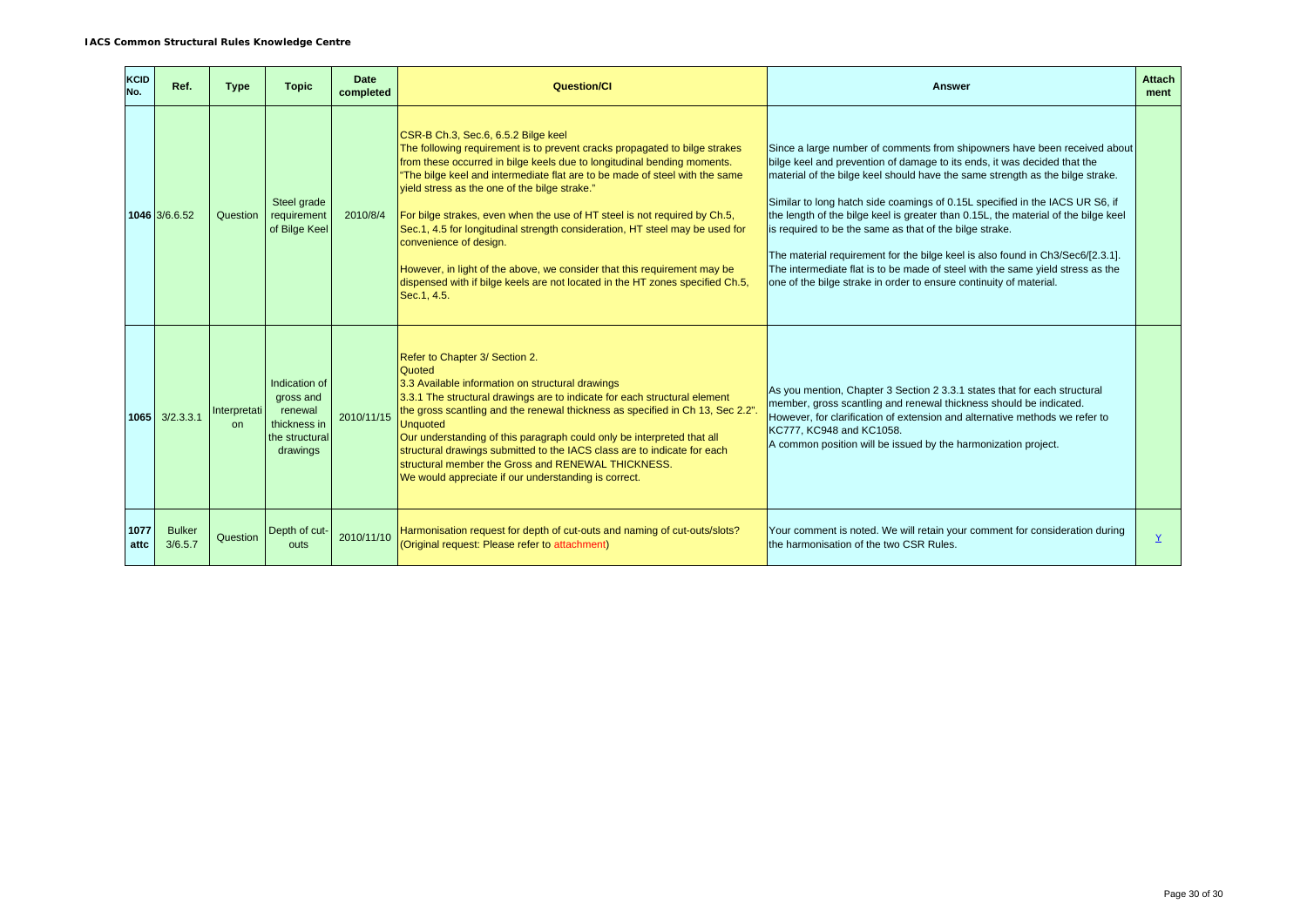| KCID No. | Ref. | Type | Topic | Date completed | Question/CI | Answer | Attachment |
|---|---|---|---|---|---|---|---|
| 1046 | 3/6.6.52 | Question | Steel grade requirement of Bilge Keel | 2010/8/4 | CSR-B Ch.3, Sec.6, 6.5.2 Bilge keel<br>The following requirement is to prevent cracks propagated to bilge strakes from these occurred in bilge keels due to longitudinal bending moments.<br>"The bilge keel and intermediate flat are to be made of steel with the same yield stress as the one of the bilge strake."<br><br>For bilge strakes, even when the use of HT steel is not required by Ch.5, Sec.1, 4.5 for longitudinal strength consideration, HT steel may be used for convenience of design.<br><br>However, in light of the above, we consider that this requirement may be dispensed with if bilge keels are not located in the HT zones specified Ch.5, Sec.1, 4.5. | Since a large number of comments from shipowners have been received about bilge keel and prevention of damage to its ends, it was decided that the material of the bilge keel should have the same strength as the bilge strake.<br><br>Similar to long hatch side coamings of 0.15L specified in the IACS UR S6, if the length of the bilge keel is greater than 0.15L, the material of the bilge keel is required to be the same as that of the bilge strake.<br><br>The material requirement for the bilge keel is also found in Ch3/Sec6/[2.3.1]. The intermediate flat is to be made of steel with the same yield stress as the one of the bilge strake in order to ensure continuity of material. | |
| 1065 | 3/2.3.3.1 | Interpretation | Indication of gross and renewal thickness in the structural drawings | 2010/11/15 | Refer to Chapter 3/ Section 2.<br>Quoted<br>3.3 Available information on structural drawings<br>3.3.1 The structural drawings are to indicate for each structural element the gross scantling and the renewal thickness as specified in Ch 13, Sec 2.2".<br>Unquoted<br>Our understanding of this paragraph could only be interpreted that all structural drawings submitted to the IACS class are to indicate for each structural member the Gross and RENEWAL THICKNESS.<br>We would appreciate if our understanding is correct. | As you mention, Chapter 3 Section 2 3.3.1 states that for each structural member, gross scantling and renewal thickness should be indicated.<br>However, for clarification of extension and alternative methods we refer to KC777, KC948 and KC1058.<br>A common position will be issued by the harmonization project. | |
| 1077 attc | Bulker 3/6.5.7 | Question | Depth of cut-outs | 2010/11/10 | Harmonisation request for depth of cut-outs and naming of cut-outs/slots? (Original request: Please refer to attachment) | Your comment is noted. We will retain your comment for consideration during the harmonisation of the two CSR Rules. | Y |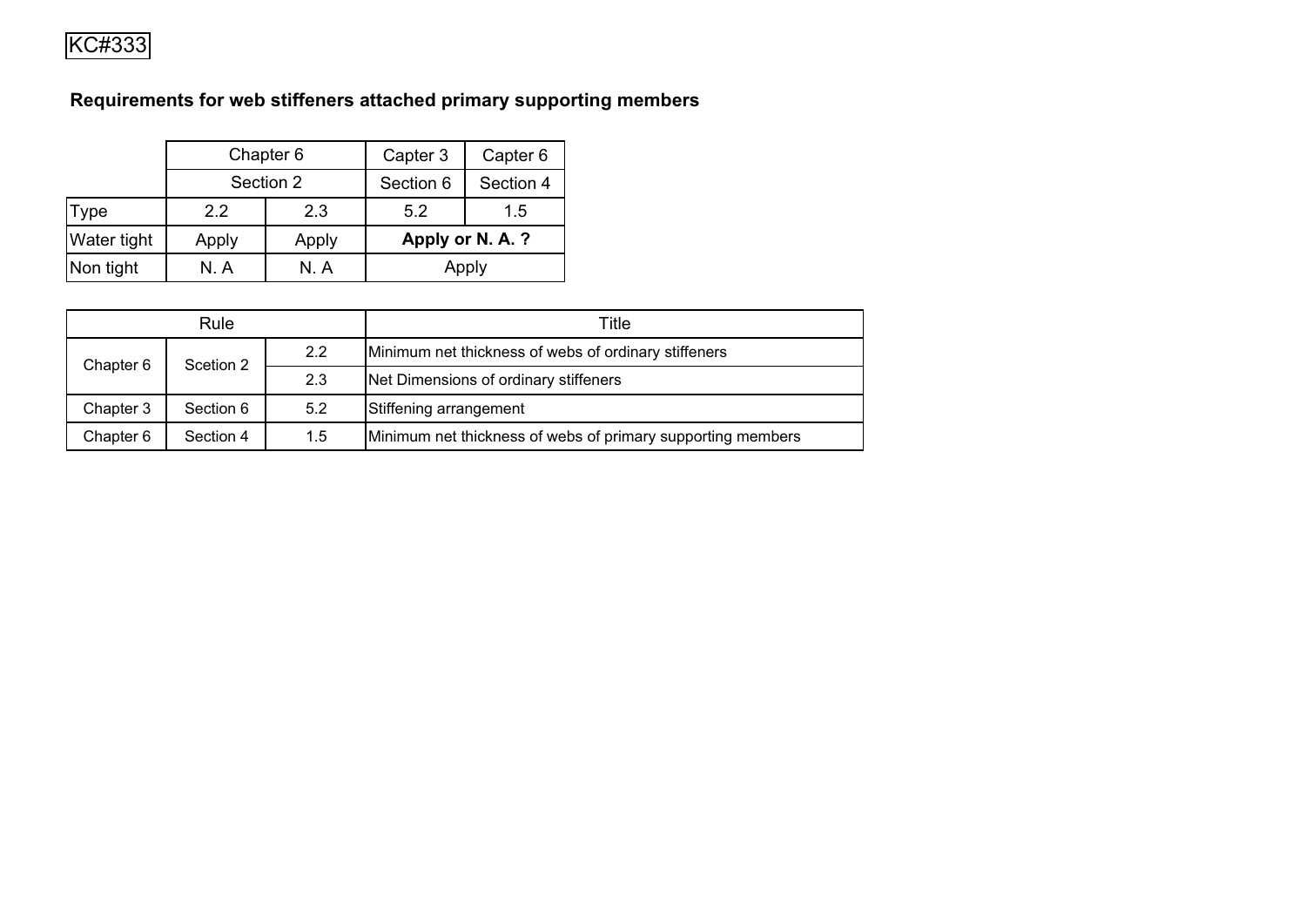KC#333

**Requirements for web stiffeners attached primary supporting members**

| | Chapter 6 | | Capter 3 | Capter 6 |
|---|---|---|---|---|
| | Section 2 | | Section 6 | Section 4 |
| Type | 2.2 | 2.3 | 5.2 | 1.5 |
| Water tight | Apply | Apply | **Apply or N. A. ?** | |
| Non tight | N. A | N. A | Apply | |

| Rule | | | Title |
|---|---|---|---|
| Chapter 6 | Scetion 2 | 2.2 | Minimum net thickness of webs of ordinary stiffeners |
| | | 2.3 | Net Dimensions of ordinary stiffeners |
| Chapter 3 | Section 6 | 5.2 | Stiffening arrangement |
| Chapter 6 | Section 4 | 1.5 | Minimum net thickness of webs of primary supporting members |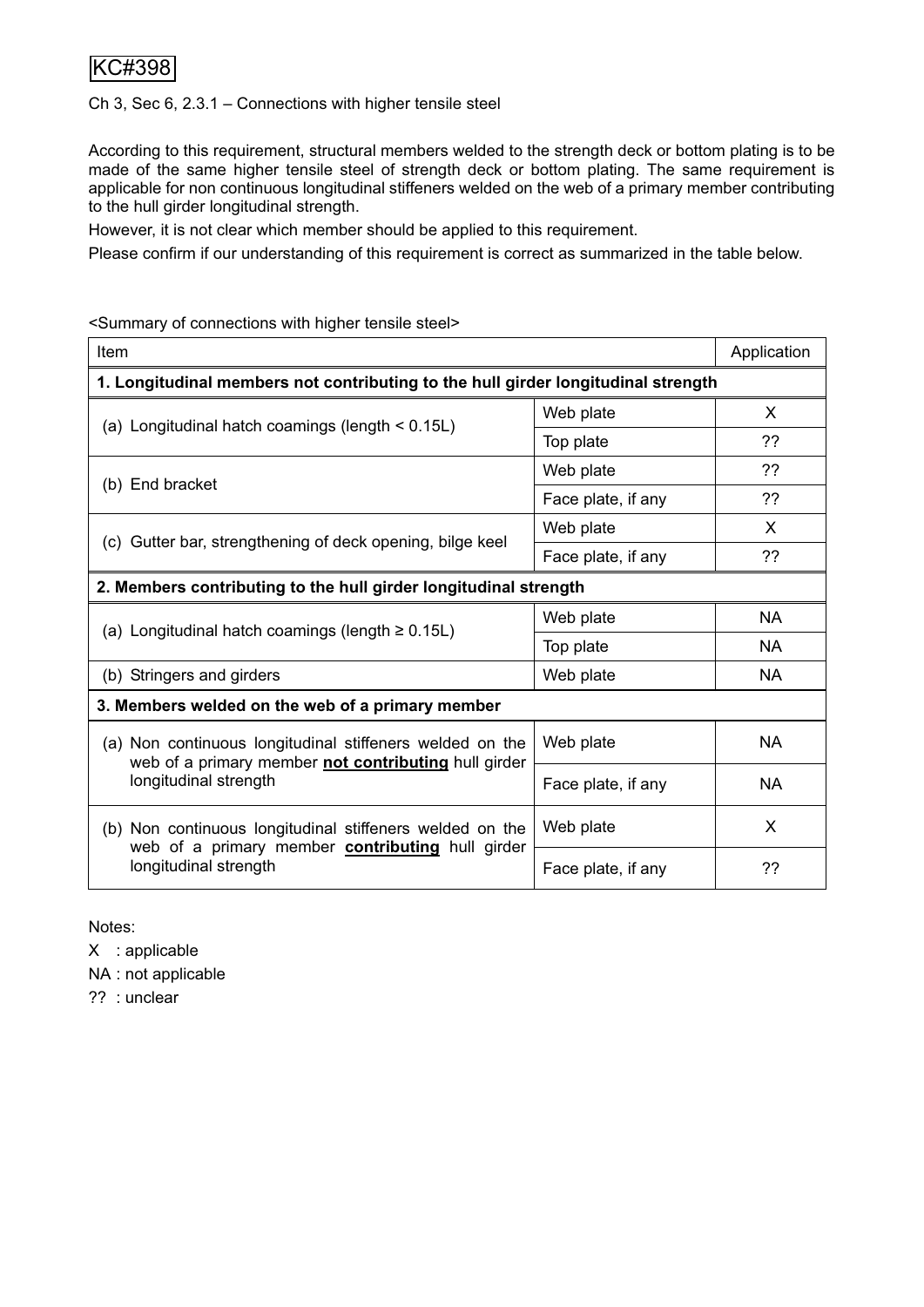KC#398

Ch 3, Sec 6, 2.3.1 – Connections with higher tensile steel

According to this requirement, structural members welded to the strength deck or bottom plating is to be made of the same higher tensile steel of strength deck or bottom plating. The same requirement is applicable for non continuous longitudinal stiffeners welded on the web of a primary member contributing to the hull girder longitudinal strength.

However, it is not clear which member should be applied to this requirement.

Please confirm if our understanding of this requirement is correct as summarized in the table below.

<Summary of connections with higher tensile steel>

| Item | | Application |
|---|---|---|
| **1. Longitudinal members not contributing to the hull girder longitudinal strength** | | |
| (a) Longitudinal hatch coamings (length < 0.15L) | Web plate | X |
| | Top plate | ?? |
| (b) End bracket | Web plate | ?? |
| | Face plate, if any | ?? |
| (c) Gutter bar, strengthening of deck opening, bilge keel | Web plate | X |
| | Face plate, if any | ?? |
| **2. Members contributing to the hull girder longitudinal strength** | | |
| (a) Longitudinal hatch coamings (length ≥ 0.15L) | Web plate | NA |
| | Top plate | NA |
| (b) Stringers and girders | Web plate | NA |
| **3. Members welded on the web of a primary member** | | |
| (a) Non continuous longitudinal stiffeners welded on the web of a primary member **not contributing** hull girder longitudinal strength | Web plate | NA |
| | Face plate, if any | NA |
| (b) Non continuous longitudinal stiffeners welded on the web of a primary member **contributing** hull girder longitudinal strength | Web plate | X |
| | Face plate, if any | ?? |

Notes:

X : applicable

NA : not applicable

?? : unclear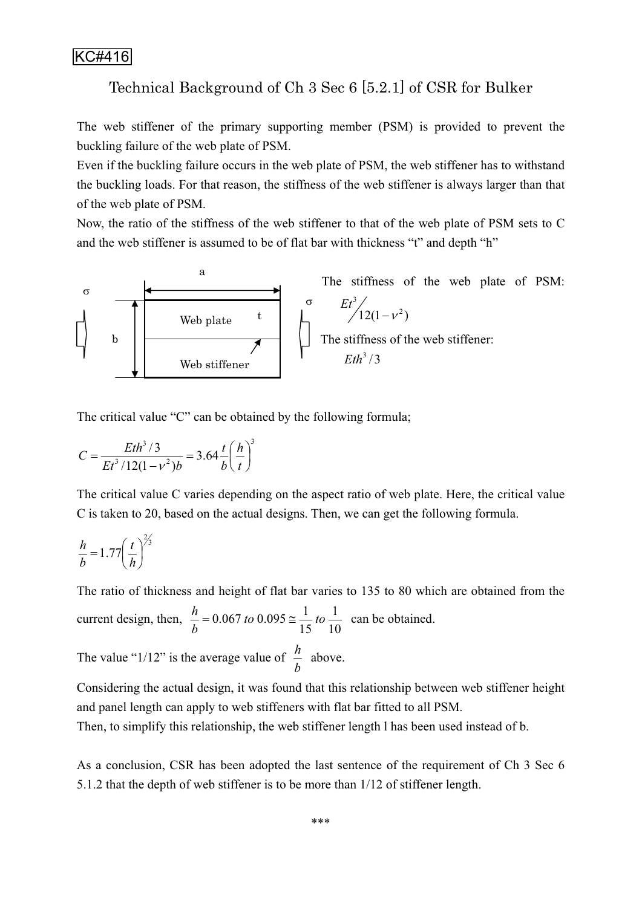KC#416

# Technical Background of Ch 3 Sec 6 [5.2.1] of CSR for Bulker

The web stiffener of the primary supporting member (PSM) is provided to prevent the buckling failure of the web plate of PSM.

Even if the buckling failure occurs in the web plate of PSM, the web stiffener has to withstand the buckling loads. For that reason, the stiffness of the web stiffener is always larger than that of the web plate of PSM.

Now, the ratio of the stiffness of the web stiffener to that of the web plate of PSM sets to C and the web stiffener is assumed to be of flat bar with thickness "t" and depth "h"

The stiffness of the web plate of PSM: $Et^3 / 12(1-\nu^2)$

The stiffness of the web stiffener: $Eth^3 / 3$

The critical value "C" can be obtained by the following formula;

$$C = \frac{Eth^3 / 3}{Et^3 / 12(1-\nu^2)b} = 3.64 \frac{t}{b}\left(\frac{h}{t}\right)^3$$

The critical value C varies depending on the aspect ratio of web plate. Here, the critical value C is taken to 20, based on the actual designs. Then, we can get the following formula.

$$\frac{h}{b} = 1.77\left(\frac{t}{h}\right)^{2/3}$$

The ratio of thickness and height of flat bar varies to 135 to 80 which are obtained from the current design, then, $\frac{h}{b} = 0.067 \text{ to } 0.095 \cong \frac{1}{15} \text{ to } \frac{1}{10}$ can be obtained.

The value "1/12" is the average value of $\frac{h}{b}$ above.

Considering the actual design, it was found that this relationship between web stiffener height and panel length can apply to web stiffeners with flat bar fitted to all PSM.

Then, to simplify this relationship, the web stiffener length l has been used instead of b.

As a conclusion, CSR has been adopted the last sentence of the requirement of Ch 3 Sec 6 5.1.2 that the depth of web stiffener is to be more than 1/12 of stiffener length.

***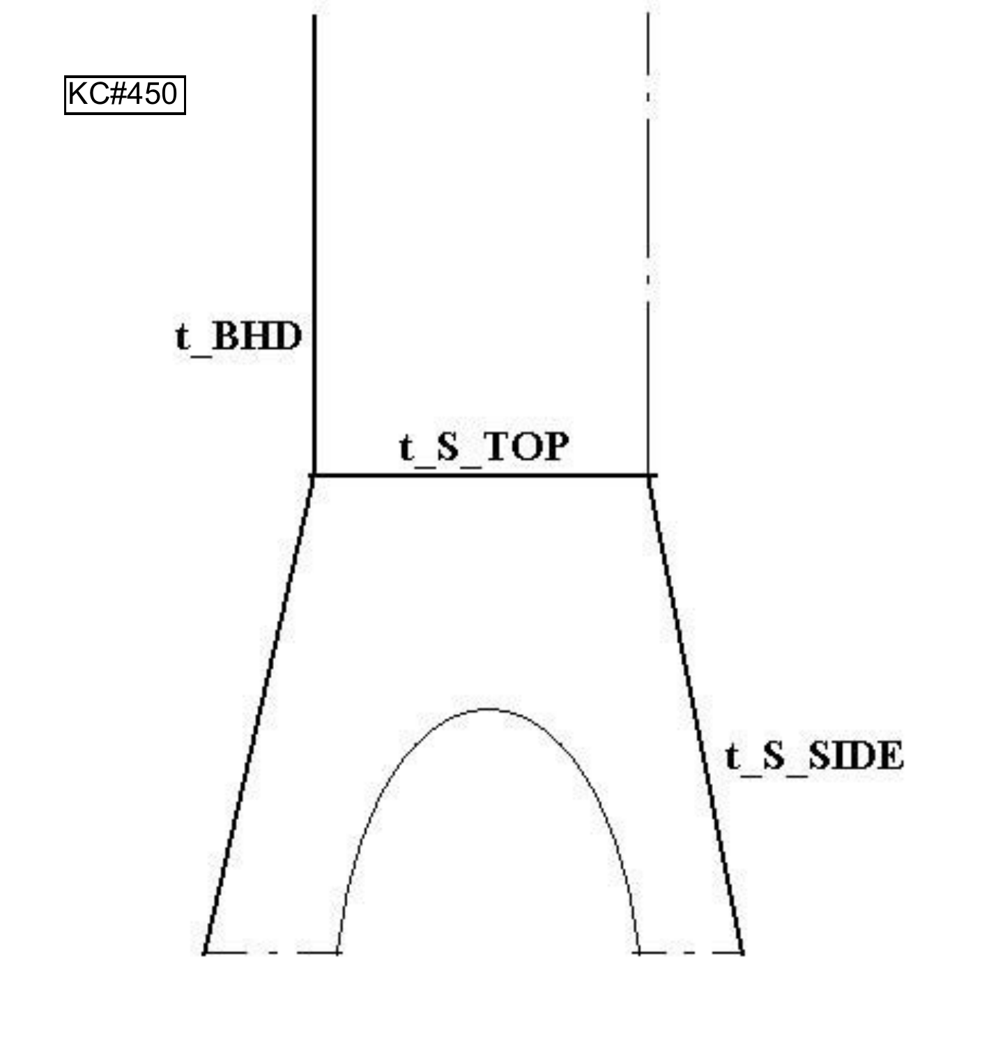KC#450

t_BHD

t_S_TOP

t_S_SIDE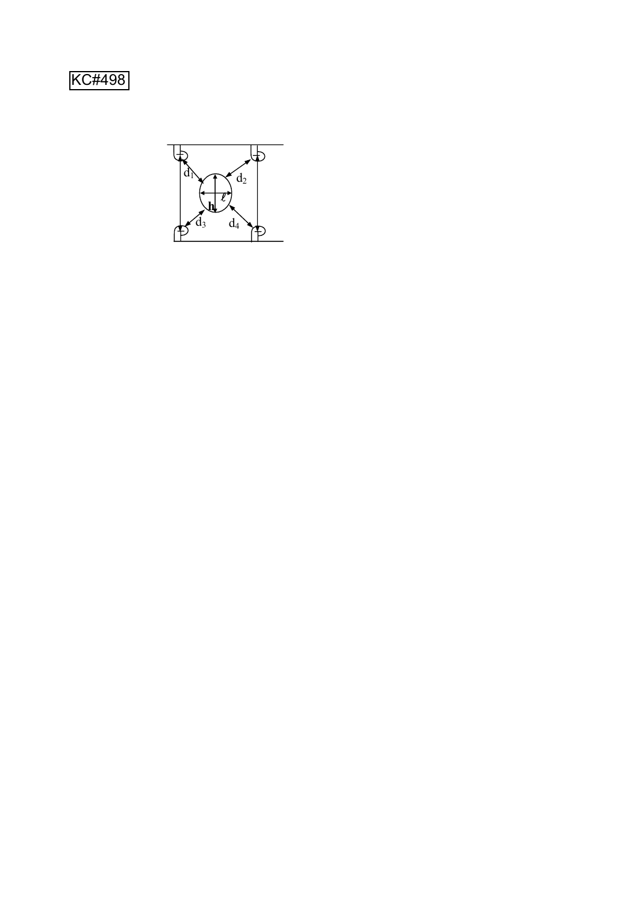KC#498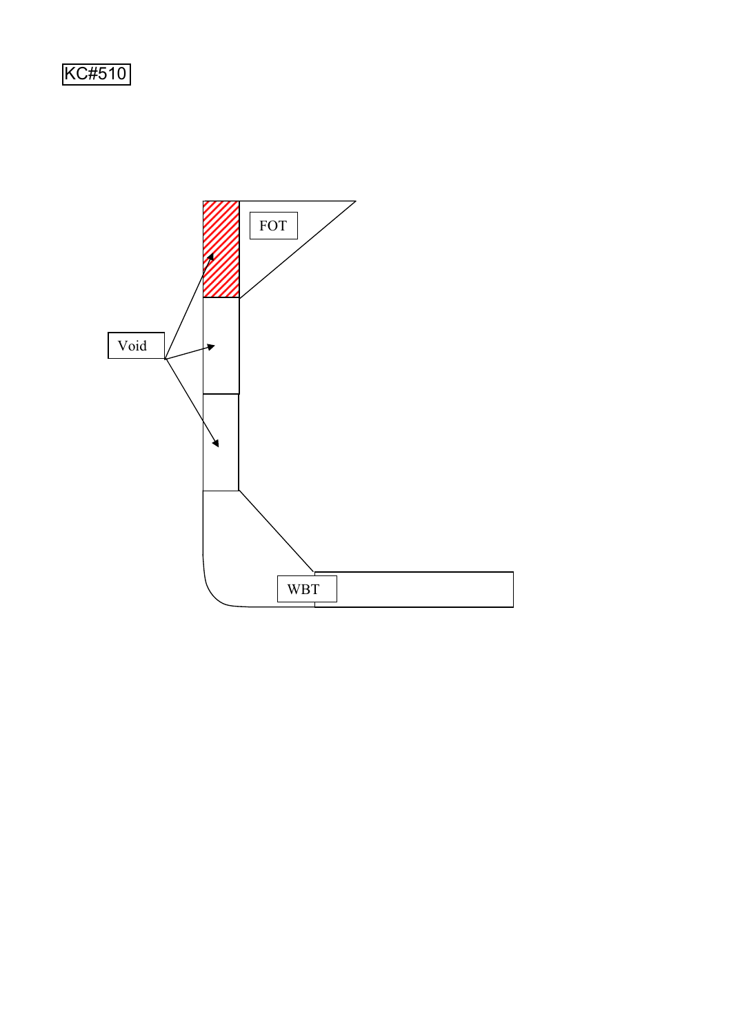KC#510

FOT

Void

WBT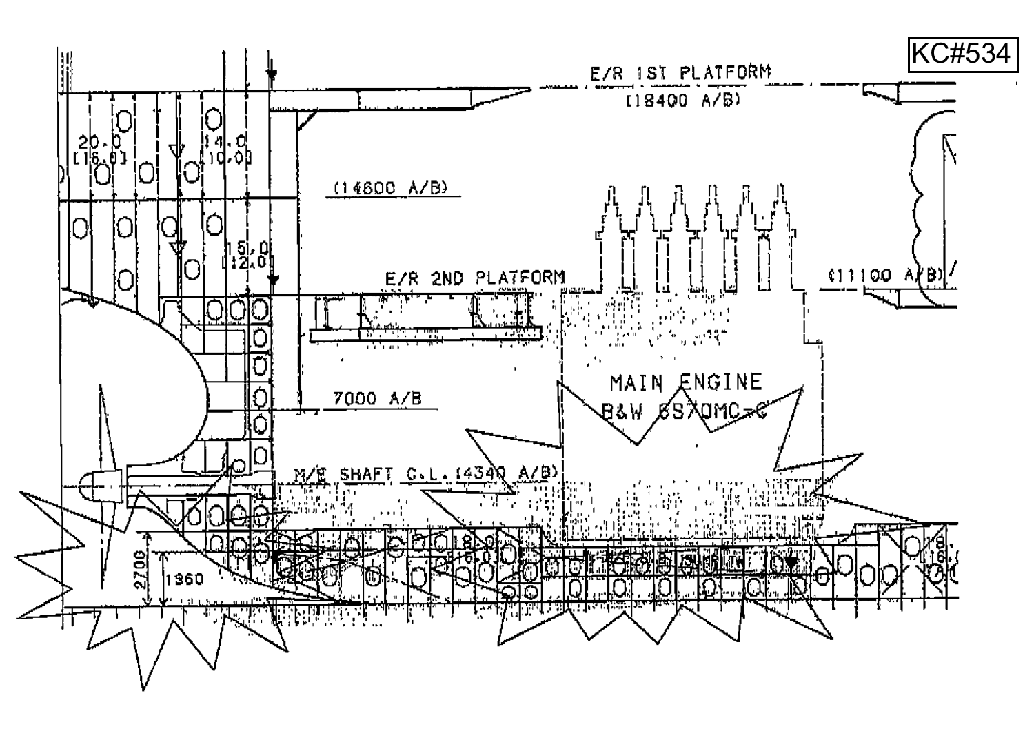KC#534

E/R 1ST PLATFORM
(18400 A/B)

20.0
[16.0]

14.0
[10.0]

(14600 A/B)

15.0
[12.0]

E/R 2ND PLATFORM

(11100 A/B)

MAIN ENGINE
B&W 6S70MC-C

7000 A/B

M/E SHAFT C.L. (4340 A/B)

18.0
[15.0]

18.
[16.

2700

1960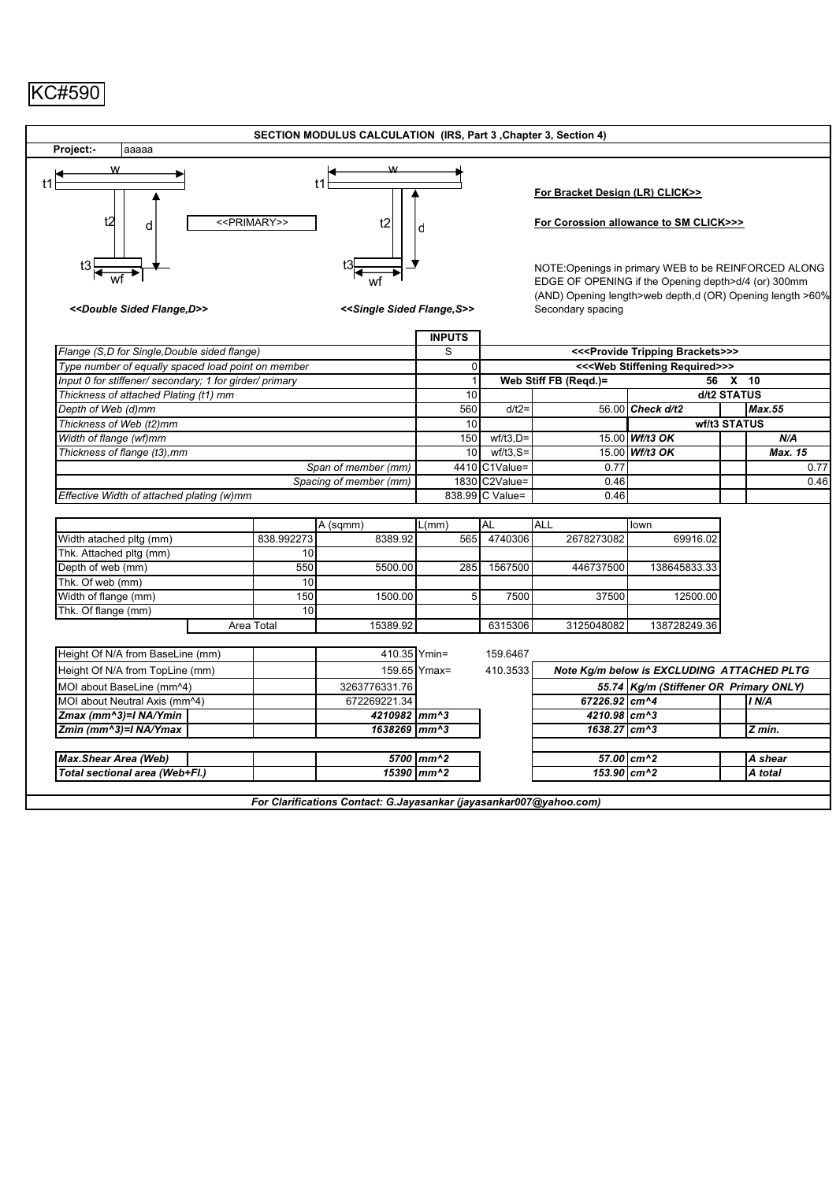KC#590

## SECTION MODULUS CALCULATION (IRS, Part 3 ,Chapter 3, Section 4)

**Project:-** aaaaa

w, t1, t2, d, t3, wf — <<PRIMARY>>

<<Double Sided Flange,D>> &nbsp;&nbsp;&nbsp; <<Single Sided Flange,S>>

**For Bracket Design (LR) CLICK>>**

**For Corossion allowance to SM CLICK>>>**

NOTE:Openings in primary WEB to be REINFORCED ALONG EDGE OF OPENING if the Opening depth>d/4 (or) 300mm (AND) Opening length>web depth,d (OR) Opening length >60% Secondary spacing

| | INPUTS | | | | | |
|---|---|---|---|---|---|---|
| *Flange (S,D for Single,Double sided flange)* | S | **<<<Provide Tripping Brackets>>>** | | | | |
| *Type number of equally spaced load point on member* | 0 | **<<<Web Stiffening Required>>>** | | | | |
| *Input 0 for stiffener/ secondary; 1 for girder/ primary* | 1 | **Web Stiff FB (Reqd.)=** | | **56 X 10** | | |
| *Thickness of attached Plating (t1) mm* | 10 | | | **d/t2 STATUS** | | |
| *Depth of Web (d)mm* | 560 | d/t2= | 56.00 | ***Check d/t2*** | | ***Max.55*** |
| *Thickness of Web (t2)mm* | 10 | | | **wf/t3 STATUS** | | |
| *Width of flange (wf)mm* | 150 | wf/t3,D= | 15.00 | ***Wf/t3 OK*** | | ***N/A*** |
| *Thickness of flange (t3),mm* | 10 | wf/t3,S= | 15.00 | ***Wf/t3 OK*** | | ***Max. 15*** |
| *Span of member (mm)* | 4410 | C1Value= | 0.77 | | | 0.77 |
| *Spacing of member (mm)* | 1830 | C2Value= | 0.46 | | | 0.46 |
| *Effective Width of attached plating (w)mm* | 838.99 | C Value= | 0.46 | | | |

| | | A (sqmm) | L(mm) | AL | ALL | Iown |
|---|---|---|---|---|---|---|
| Width atached pltg (mm) | 838.992273 | 8389.92 | 565 | 4740306 | 2678273082 | 69916.02 |
| Thk. Attached pltg (mm) | 10 | | | | | |
| Depth of web (mm) | 550 | 5500.00 | 285 | 1567500 | 446737500 | 138645833.33 |
| Thk. Of web (mm) | 10 | | | | | |
| Width of flange (mm) | 150 | 1500.00 | 5 | 7500 | 37500 | 12500.00 |
| Thk. Of flange (mm) | 10 | | | | | |
| Area Total | | 15389.92 | | 6315306 | 3125048082 | 138728249.36 |

| | | | | | | |
|---|---|---|---|---|---|---|
| Height Of N/A from BaseLine (mm) | 410.35 | Ymin= | 159.6467 | | | |
| Height Of N/A from TopLine (mm) | 159.65 | Ymax= | 410.3533 | ***Note Kg/m below is EXCLUDING ATTACHED PLTG*** | | |
| MOI about BaseLine (mm^4) | 3263776331.76 | | | 55.74 | ***Kg/m (Stiffener OR Primary ONLY)*** | |
| MOI about Neutral Axis (mm^4) | 672269221.34 | | | *67226.92* | *cm^4* | *I N/A* |
| ***Zmax (mm^3)=I NA/Ymin*** | *4210982* | *mm^3* | | *4210.98* | *cm^3* | |
| ***Zmin (mm^3)=I NA/Ymax*** | *1638269* | *mm^3* | | *1638.27* | *cm^3* | *Z min.* |
| ***Max.Shear Area (Web)*** | *5700* | *mm^2* | | *57.00* | *cm^2* | *A shear* |
| ***Total sectional area (Web+Fl.)*** | *15390* | *mm^2* | | *153.90* | *cm^2* | *A total* |

*For Clarifications Contact: G.Jayasankar (jayasankar007@yahoo.com)*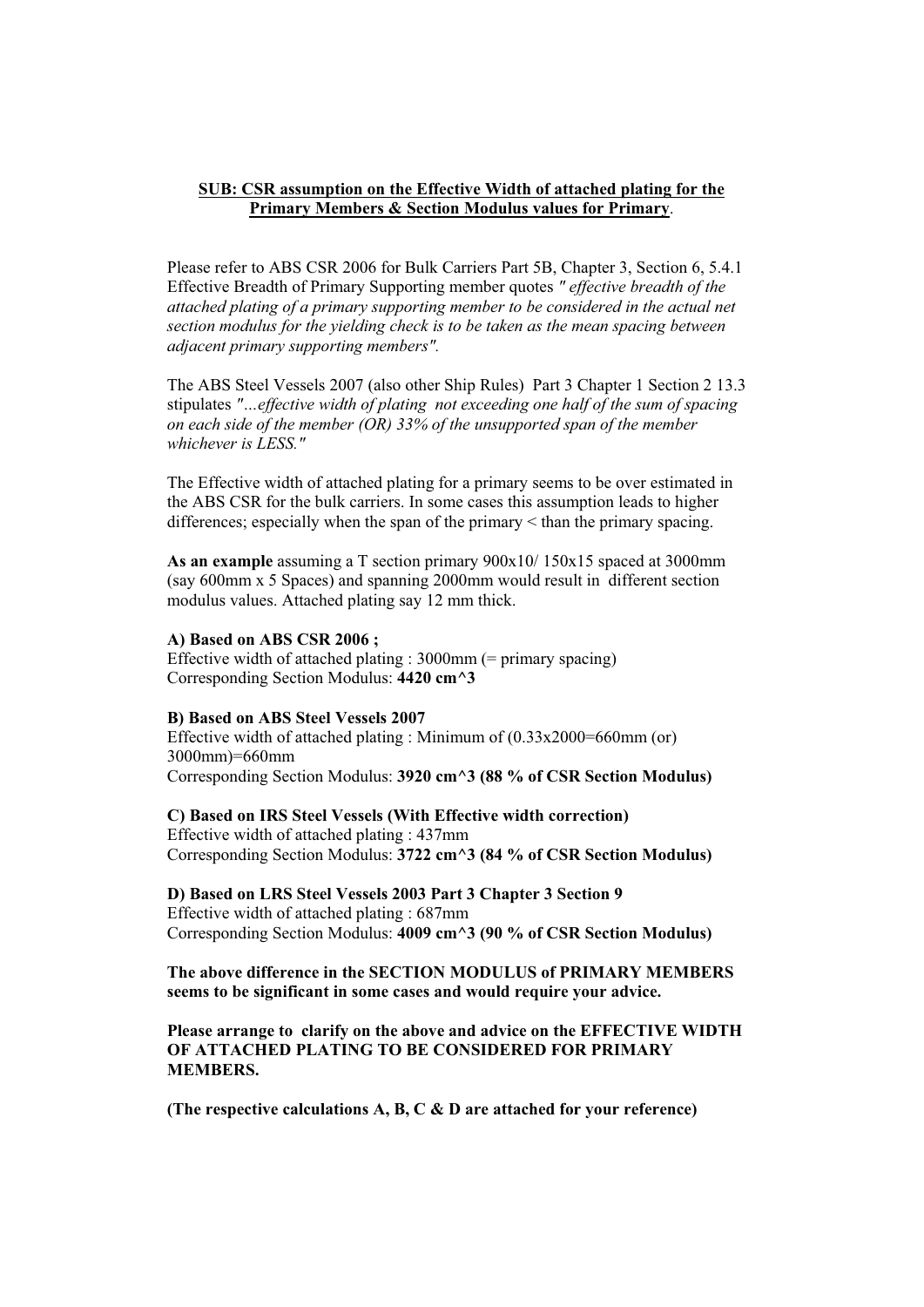**SUB: CSR assumption on the Effective Width of attached plating for the Primary Members & Section Modulus values for Primary**.

Please refer to ABS CSR 2006 for Bulk Carriers Part 5B, Chapter 3, Section 6, 5.4.1 Effective Breadth of Primary Supporting member quotes *" effective breadth of the attached plating of a primary supporting member to be considered in the actual net section modulus for the yielding check is to be taken as the mean spacing between adjacent primary supporting members".*

The ABS Steel Vessels 2007 (also other Ship Rules) Part 3 Chapter 1 Section 2 13.3 stipulates *"...effective width of plating not exceeding one half of the sum of spacing on each side of the member (OR) 33% of the unsupported span of the member whichever is LESS."*

The Effective width of attached plating for a primary seems to be over estimated in the ABS CSR for the bulk carriers. In some cases this assumption leads to higher differences; especially when the span of the primary < than the primary spacing.

**As an example** assuming a T section primary 900x10/ 150x15 spaced at 3000mm (say 600mm x 5 Spaces) and spanning 2000mm would result in different section modulus values. Attached plating say 12 mm thick.

**A) Based on ABS CSR 2006 ;**
Effective width of attached plating : 3000mm (= primary spacing)
Corresponding Section Modulus: **4420 cm^3**

**B) Based on ABS Steel Vessels 2007**
Effective width of attached plating : Minimum of (0.33x2000=660mm (or) 3000mm)=660mm
Corresponding Section Modulus: **3920 cm^3 (88 % of CSR Section Modulus)**

**C) Based on IRS Steel Vessels (With Effective width correction)**
Effective width of attached plating : 437mm
Corresponding Section Modulus: **3722 cm^3 (84 % of CSR Section Modulus)**

**D) Based on LRS Steel Vessels 2003 Part 3 Chapter 3 Section 9**
Effective width of attached plating : 687mm
Corresponding Section Modulus: **4009 cm^3 (90 % of CSR Section Modulus)**

**The above difference in the SECTION MODULUS of PRIMARY MEMBERS seems to be significant in some cases and would require your advice.**

**Please arrange to clarify on the above and advice on the EFFECTIVE WIDTH OF ATTACHED PLATING TO BE CONSIDERED FOR PRIMARY MEMBERS.**

**(The respective calculations A, B, C & D are attached for your reference)**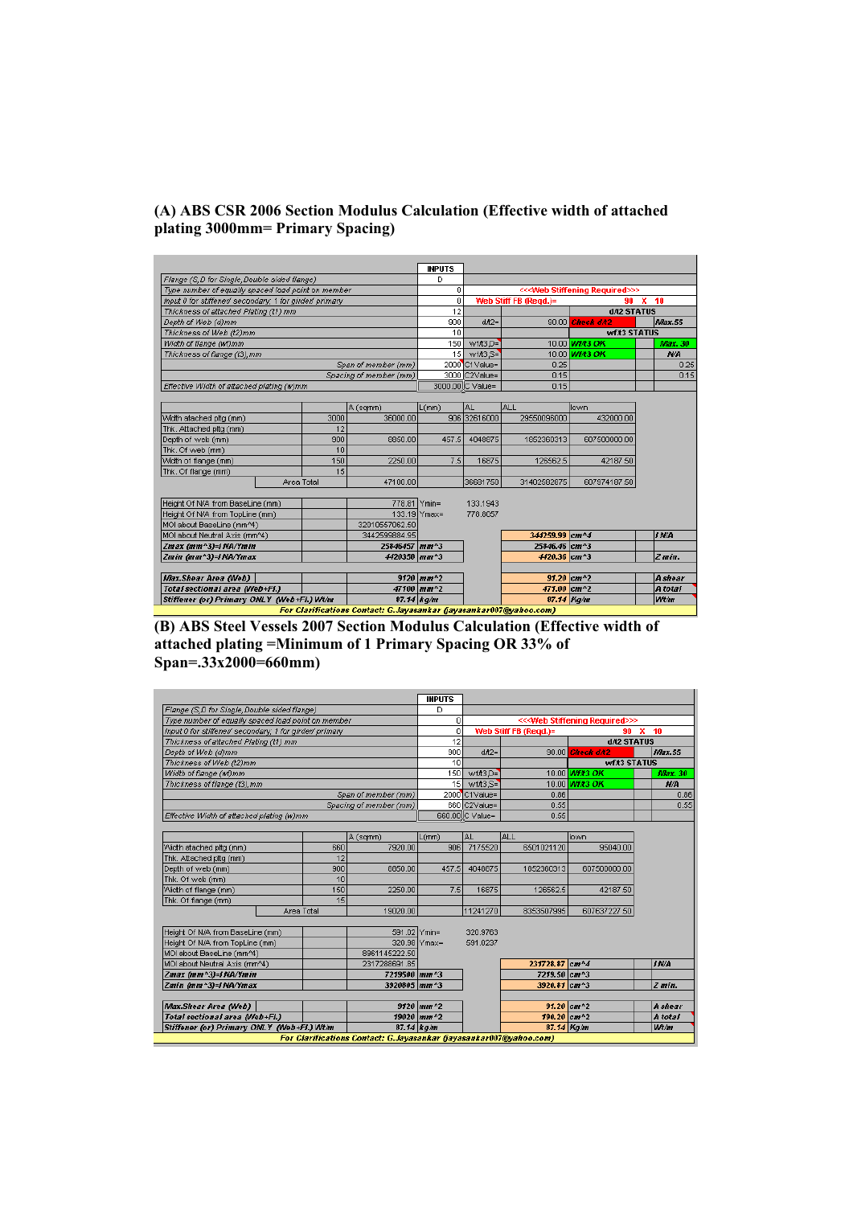## (A) ABS CSR 2006 Section Modulus Calculation (Effective width of attached plating 3000mm= Primary Spacing)

| | | INPUTS | | | | | |
|---|---|---|---|---|---|---|---|
| Flange (S,D for Single, Double sided flange) | | D | | | | | |
| Type number of equally spaced load point on member | | 0 | <<<Web Stiffening Required>>> | | | | |
| Input 0 for stiffened secondary; 1 for girder/ primary | | 0 | Web Stiff FB (Reqd.)= | | 90 X 10 | | |
| Thickness of attached Plating (t1) mm | | 12 | | | d/t2 STATUS | | |
| Depth of Web (d)mm | | 900 | d/t2= | 90.00 | Check d/t2 | | Max.55 |
| Thickness of Web (t2)mm | | 10 | | | wf/t3 STATUS | | |
| Width of flange (wf)mm | | 150 | wf/t3,D= | 10.00 | Wf/t3 OK | | Max. 30 |
| Thickness of flange (t3),mm | | 15 | wf/t3,S= | 10.00 | Wf/t3 OK | | N/A |
| | Span of member (mm) | 2000 | C1Value= | 0.25 | | | 0.25 |
| | Spacing of member (mm) | 3000 | C2Value= | 0.15 | | | 0.15 |
| Effective Width of attached plating (w)mm | | 3000.00 | C Value= | 0.15 | | | |

| | | A (sqmm) | L(mm) | AL | ALL | Iown |
|---|---|---|---|---|---|---|
| Width attached pltg (mm) | 3000 | 36000.00 | 906 | 32616000 | 29550096000 | 432000.00 |
| Thk. Attached pltg (mm) | 12 | | | | | |
| Depth of web (mm) | 900 | 8850.00 | 457.5 | 4048875 | 1852360313 | 607500000.00 |
| Thk. Of web (mm) | 10 | | | | | |
| Width of flange (mm) | 150 | 2250.00 | 7.5 | 16875 | 126562.5 | 42187.50 |
| Thk. Of flange (mm) | 15 | | | | | |
| Area Total | | 47100.00 | | 36681750 | 31402582875 | 607974187.50 |

| | | | | | |
|---|---|---|---|---|---|
| Height Of N/A from BaseLine (mm) | 778.81 | Ymin= | 133.1943 | | |
| Height Of N/A from TopLine (mm) | 133.19 | Ymax= | 778.8057 | | |
| MOI about BaseLine (mm^4) | 32010557062.50 | | | | |
| MOI about Neutral Axis (mm^4) | 3442599884.95 | | 344259.99 | cm^4 | I N/A |
| Zmax (mm^3)=I NA/Ymin | 25846457 | mm^3 | 25846.46 | cm^3 | |
| Zmin (mm^3)=I NA/Ymax | 4420350 | mm^3 | 4420.36 | cm^3 | Z min. |
| Max.Shear Area (Web) | 9120 | mm^2 | 91.20 | cm^2 | A shear |
| Total sectional area (Web+Fl.) | 47100 | mm^2 | 471.00 | cm^2 | A total |
| Stiffener (or) Primary ONLY (Web+Fl.) Wt/m | 87.14 | kg/m | 87.14 | Kg/m | Wt/m |

For Clarifications Contact: G.Jayasankar (jayasankar007@yahoo.com)

## (B) ABS Steel Vessels 2007 Section Modulus Calculation (Effective width of attached plating =Minimum of 1 Primary Spacing OR 33% of Span=.33x2000=660mm)

| | | INPUTS | | | | | |
|---|---|---|---|---|---|---|---|
| Flange (S,D for Single, Double sided flange) | | D | | | | | |
| Type number of equally spaced load point on member | | 0 | <<<Web Stiffening Required>>> | | | | |
| Input 0 for stiffened secondary; 1 for girder/ primary | | 0 | Web Stiff FB (Reqd.)= | | 90 X 10 | | |
| Thickness of attached Plating (t1) mm | | 12 | | | d/t2 STATUS | | |
| Depth of Web (d)mm | | 900 | d/t2= | 90.00 | Check d/t2 | | Max.55 |
| Thickness of Web (t2)mm | | 10 | | | wf/t3 STATUS | | |
| Width of flange (wf)mm | | 150 | wf/t3,D= | 10.00 | Wf/t3 OK | | Max. 30 |
| Thickness of flange (t3),mm | | 15 | wf/t3,S= | 10.00 | Wf/t3 OK | | N/A |
| | Span of member (mm) | 2000 | C1Value= | 0.86 | | | 0.86 |
| | Spacing of member (mm) | 660 | C2Value= | 0.55 | | | 0.55 |
| Effective Width of attached plating (w)mm | | 660.00 | C Value= | 0.55 | | | |

| | | A (sqmm) | L(mm) | AL | ALL | Iown |
|---|---|---|---|---|---|---|
| Width attached pltg (mm) | 660 | 7920.00 | 906 | 7175520 | 6501021120 | 95040.00 |
| Thk. Attached pltg (mm) | 12 | | | | | |
| Depth of web (mm) | 900 | 8850.00 | 457.5 | 4048875 | 1852360313 | 607500000.00 |
| Thk. Of web (mm) | 10 | | | | | |
| Width of flange (mm) | 150 | 2250.00 | 7.5 | 16875 | 126562.5 | 42187.50 |
| Thk. Of flange (mm) | 15 | | | | | |
| Area Total | | 19020.00 | | 11241270 | 8353507995 | 607637227.50 |

| | | | | | |
|---|---|---|---|---|---|
| Height Of N/A from BaseLine (mm) | 591.02 | Ymin= | 320.9763 | | |
| Height Of N/A from TopLine (mm) | 320.98 | Ymax= | 591.0237 | | |
| MOI about BaseLine (mm^4) | 8961145222.50 | | | | |
| MOI about Neutral Axis (mm^4) | 2317288691.85 | | 231728.87 | cm^4 | I N/A |
| Zmax (mm^3)=I NA/Ymin | 7219500 | mm^3 | 7219.50 | cm^3 | |
| Zmin (mm^3)=I NA/Ymax | 3920805 | mm^3 | 3920.81 | cm^3 | Z min. |
| Max.Shear Area (Web) | 9120 | mm^2 | 91.20 | cm^2 | A shear |
| Total sectional area (Web+Fl.) | 19020 | mm^2 | 190.20 | cm^2 | A total |
| Stiffener (or) Primary ONLY (Web+Fl.) Wt/m | 87.14 | kg/m | 87.14 | Kg/m | Wt/m |

For Clarifications Contact: G.Jayasankar (jayasankar007@yahoo.com)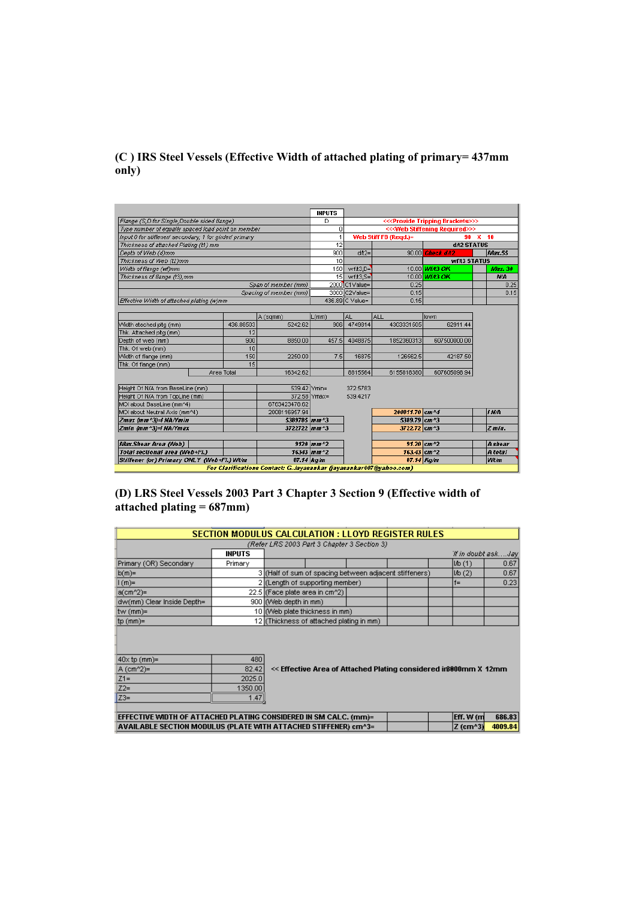## (C ) IRS Steel Vessels (Effective Width of attached plating of primary= 437mm only)

| | INPUTS | | | | | |
|---|---|---|---|---|---|---|
| Flange (S,D for Single,Double sided flange) | D | <<<Provide Tripping Brackets>>> | | | | |
| Type number of equally spaced load point on member | 0 | <<<Web Stiffening Required>>> | | | | |
| Input 0 for stiffener/ secondary, 1 for girder/ primary | 1 | Web Stiff FB (Reqd.)= | | 90 X 10 | | |
| Thickness of attached Plating (t1) mm | 12 | | | d/t2 STATUS | | |
| Depth of Web (d)mm | 900 | d/t2= | 90.00 | Check d/t2 | | Max.55 |
| Thickness of Web (t2)mm | 10 | | | wf/t3 STATUS | | |
| Width of flange (wf)mm | 150 | wf/t3,D= | 10.00 | Wf/t3 OK | | Max. 30 |
| Thickness of flange (t3),mm | 15 | wf/t3,S= | 10.00 | Wf/t3 OK | | N/A |
| Span of member (mm) | 2000 | C1Value= | 0.25 | | | 0.25 |
| Spacing of member (mm) | 3000 | C2Value= | 0.15 | | | 0.15 |
| Effective Width of attached plating (w)mm | 436.89 | C Value= | 0.15 | | | |

| | | A (sqmm) | L(mm) | AL | ALL | Iown |
|---|---|---|---|---|---|---|
| Width atached pltg (mm) | 436.88503 | 5242.62 | 906 | 4749814 | 4303331505 | 62911.44 |
| Thk. Attached pltg (mm) | 12 | | | | | |
| Depth of web (mm) | 900 | 8850.00 | 457.5 | 4048875 | 1852360313 | 607500000.00 |
| Thk. Of web (mm) | 10 | | | | | |
| Width of flange (mm) | 150 | 2250.00 | 7.5 | 16875 | 126562.5 | 42187.50 |
| Thk. Of flange (mm) | 15 | | | | | |
| Area Total | | 16342.62 | | 8815564 | 6155818380 | 607605098.94 |

| | | | | | | |
|---|---|---|---|---|---|---|
| Height Of N/A from BaseLine (mm) | 539.42 | Ymin= | 372.5783 | | | |
| Height Of N/A from TopLine (mm) | 372.58 | Ymax= | 539.4217 | | | |
| MOI about BaseLine (mm^4) | 6763423478.62 | | | | | |
| MOI about Neutral Axis (mm^4) | 2008116957.94 | | | 200811.70 | cm^4 | I N/A |
| Zmax (mm^3)=I NA/Ymin | 5389785 | mm^3 | | 5389.79 | cm^3 | |
| Zmin (mm^3)=I NA/Ymax | 3722722 | mm^3 | | 3722.72 | cm^3 | Z min. |
| Max.Shear Area (Web) | 9120 | mm^2 | | 91.20 | cm^2 | A shear |
| Total sectional area (Web+Fl.) | 16343 | mm^2 | | 163.43 | cm^2 | A total |
| Stiffener (or) Primary ONLY (Web+Fl.) Wt/m | 87.14 | kg/m | | 87.14 | Kg/m | Wt/m |

For Clarifications Contact: G.Jayasankar (jayasankar007@yahoo.com)

## (D) LRS Steel Vessels 2003 Part 3 Chapter 3 Section 9 (Effective width of attached plating = 687mm)

**SECTION MODULUS CALCULATION : LLOYD REGISTER RULES**

(Refer LRS 2003 Part 3 Chapter 3 Section 3)

If in doubt ask....Jay

| | INPUTS | | | |
|---|---|---|---|---|
| Primary (OR) Secondary | Primary | | l/b (1) | 0.67 |
| b(m)= | 3 | (Half of sum of spacing between adjacent stiffeners) | l/b (2) | 0.67 |
| l (m)= | 2 | (Length of supporting member) | f= | 0.23 |
| a(cm^2)= | 22.5 | (Face plate area in cm^2) | | |
| dw(mm) Clear Inside Depth= | 900 | (Web depth in mm) | | |
| tw (mm)= | 10 | (Web plate thickness in mm) | | |
| tp (mm)= | 12 | (Thickness of attached plating in mm) | | |

| | | |
|---|---|---|
| 40x tp (mm)= | 480 | |
| A (cm^2)= | 82.42 | << Effective Area of Attached Plating considered in800mm X 12mm |
| Z1= | 2025.0 | |
| Z2= | 1350.00 | |
| Z3= | 1.47 | |

| | | |
|---|---|---|
| EFFECTIVE WIDTH OF ATTACHED PLATING CONSIDERED IN SM CALC. (mm)= | Eff. W (m | 686.83 |
| AVAILABLE SECTION MODULUS (PLATE WITH ATTACHED STIFFENER) cm^3= | Z (cm^3) | 4009.84 |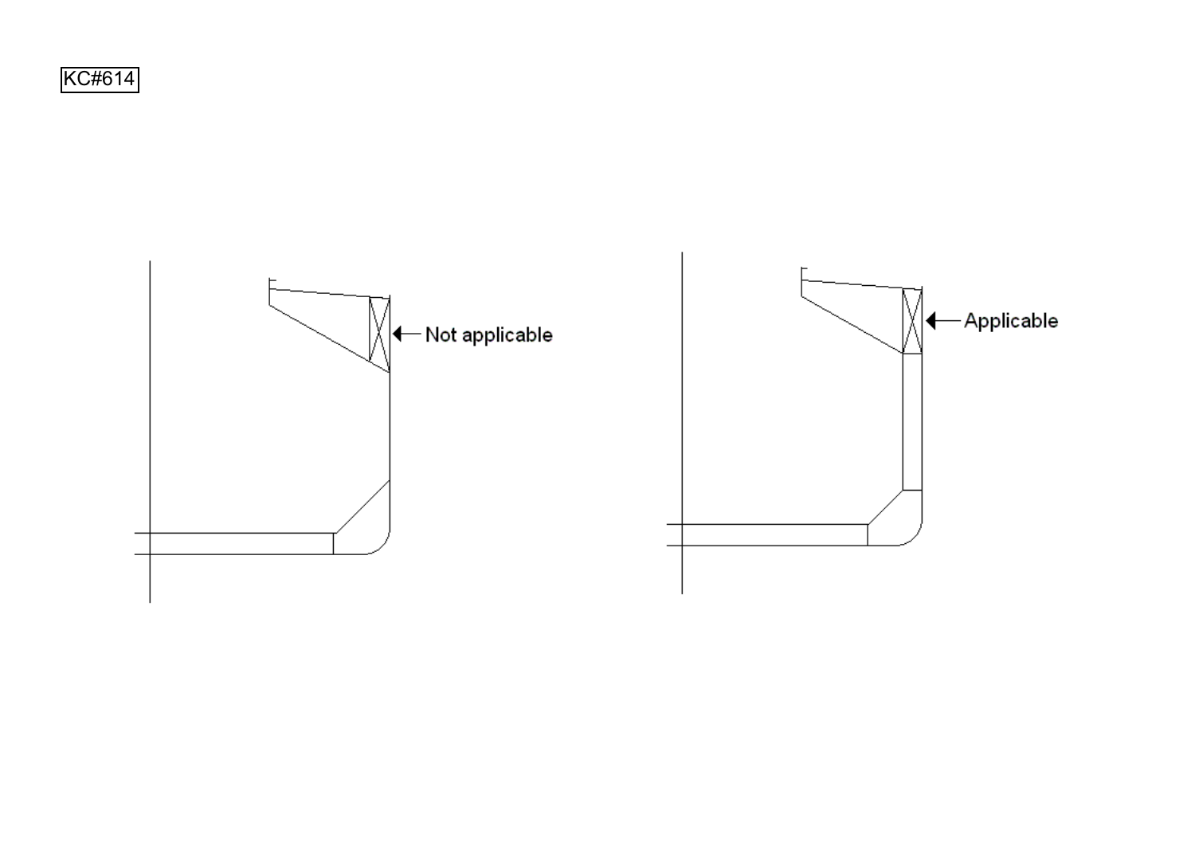KC#614

Not applicable

Applicable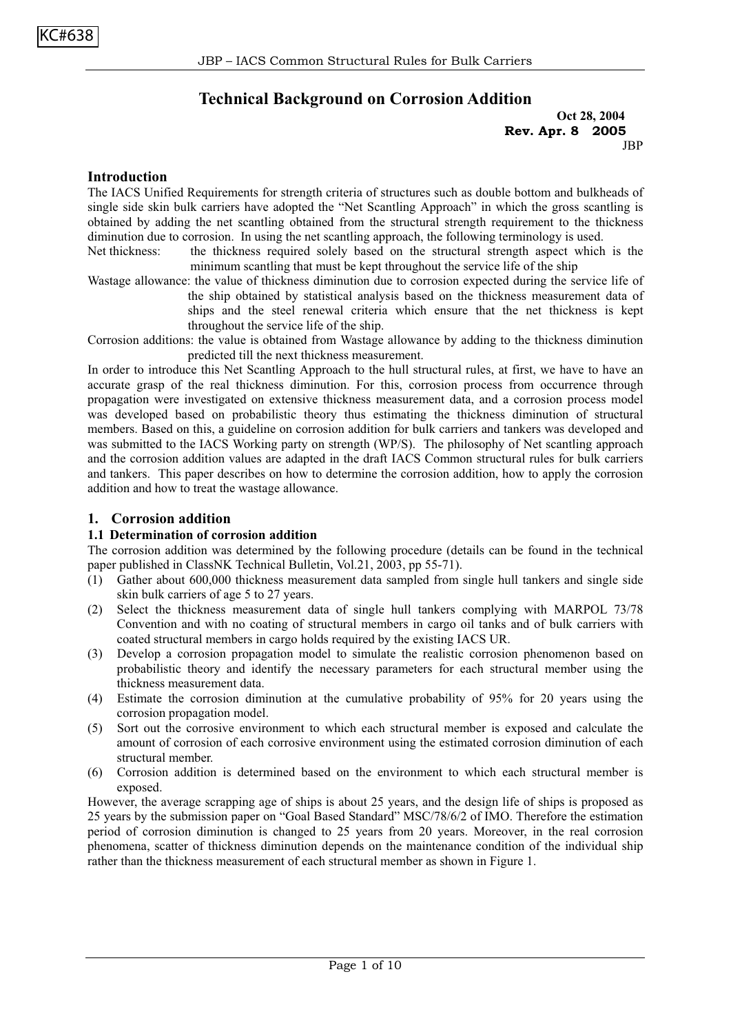KC#638

# Technical Background on Corrosion Addition

**Oct 28, 2004**
**Rev. Apr. 8 2005**
JBP

## Introduction

The IACS Unified Requirements for strength criteria of structures such as double bottom and bulkheads of single side skin bulk carriers have adopted the "Net Scantling Approach" in which the gross scantling is obtained by adding the net scantling obtained from the structural strength requirement to the thickness diminution due to corrosion. In using the net scantling approach, the following terminology is used.

Net thickness: the thickness required solely based on the structural strength aspect which is the minimum scantling that must be kept throughout the service life of the ship

Wastage allowance: the value of thickness diminution due to corrosion expected during the service life of the ship obtained by statistical analysis based on the thickness measurement data of ships and the steel renewal criteria which ensure that the net thickness is kept throughout the service life of the ship.

Corrosion additions: the value is obtained from Wastage allowance by adding to the thickness diminution predicted till the next thickness measurement.

In order to introduce this Net Scantling Approach to the hull structural rules, at first, we have to have an accurate grasp of the real thickness diminution. For this, corrosion process from occurrence through propagation were investigated on extensive thickness measurement data, and a corrosion process model was developed based on probabilistic theory thus estimating the thickness diminution of structural members. Based on this, a guideline on corrosion addition for bulk carriers and tankers was developed and was submitted to the IACS Working party on strength (WP/S). The philosophy of Net scantling approach and the corrosion addition values are adapted in the draft IACS Common structural rules for bulk carriers and tankers. This paper describes on how to determine the corrosion addition, how to apply the corrosion addition and how to treat the wastage allowance.

## 1. Corrosion addition

### 1.1 Determination of corrosion addition

The corrosion addition was determined by the following procedure (details can be found in the technical paper published in ClassNK Technical Bulletin, Vol.21, 2003, pp 55-71).

(1) Gather about 600,000 thickness measurement data sampled from single hull tankers and single side skin bulk carriers of age 5 to 27 years.

(2) Select the thickness measurement data of single hull tankers complying with MARPOL 73/78 Convention and with no coating of structural members in cargo oil tanks and of bulk carriers with coated structural members in cargo holds required by the existing IACS UR.

(3) Develop a corrosion propagation model to simulate the realistic corrosion phenomenon based on probabilistic theory and identify the necessary parameters for each structural member using the thickness measurement data.

(4) Estimate the corrosion diminution at the cumulative probability of 95% for 20 years using the corrosion propagation model.

(5) Sort out the corrosive environment to which each structural member is exposed and calculate the amount of corrosion of each corrosive environment using the estimated corrosion diminution of each structural member.

(6) Corrosion addition is determined based on the environment to which each structural member is exposed.

However, the average scrapping age of ships is about 25 years, and the design life of ships is proposed as 25 years by the submission paper on "Goal Based Standard" MSC/78/6/2 of IMO. Therefore the estimation period of corrosion diminution is changed to 25 years from 20 years. Moreover, in the real corrosion phenomena, scatter of thickness diminution depends on the maintenance condition of the individual ship rather than the thickness measurement of each structural member as shown in Figure 1.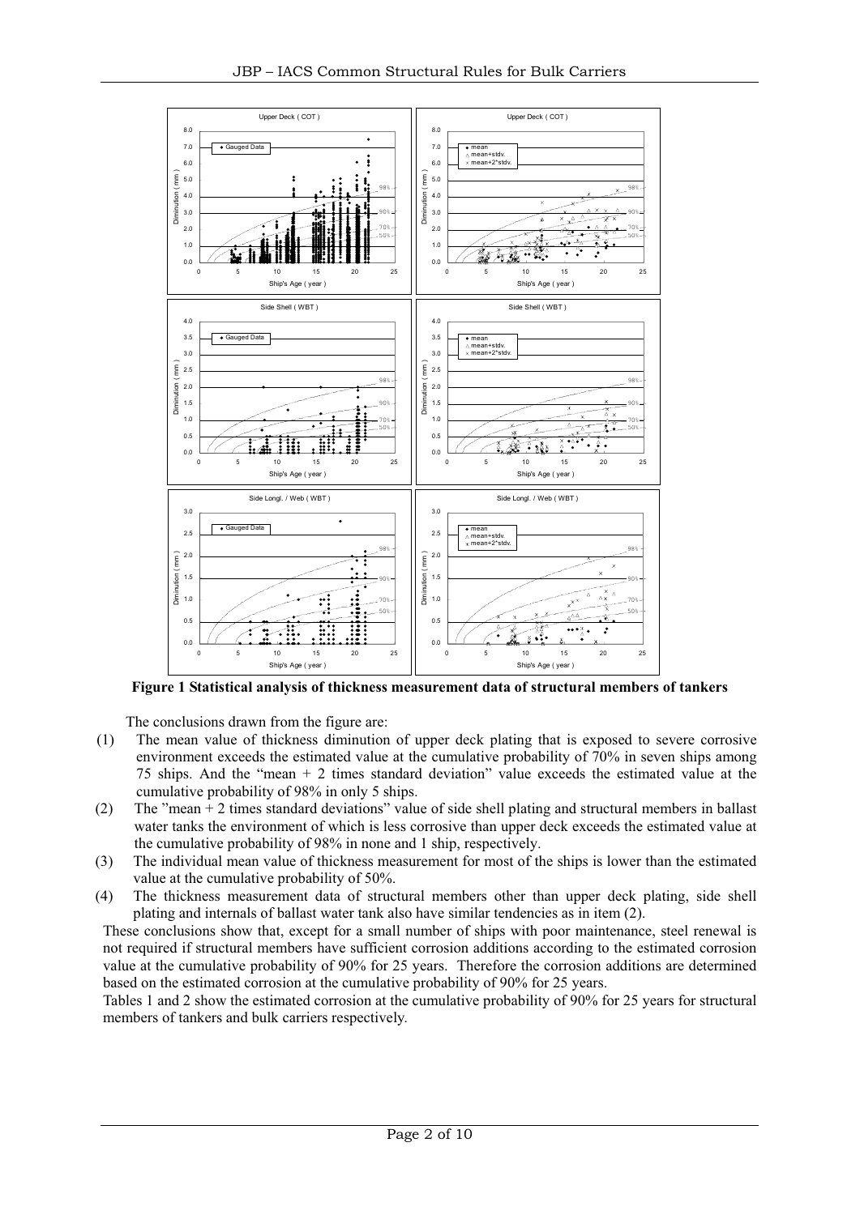**Figure 1 Statistical analysis of thickness measurement data of structural members of tankers**

The conclusions drawn from the figure are:

(1) The mean value of thickness diminution of upper deck plating that is exposed to severe corrosive environment exceeds the estimated value at the cumulative probability of 70% in seven ships among 75 ships. And the "mean + 2 times standard deviation" value exceeds the estimated value at the cumulative probability of 98% in only 5 ships.

(2) The "mean + 2 times standard deviations" value of side shell plating and structural members in ballast water tanks the environment of which is less corrosive than upper deck exceeds the estimated value at the cumulative probability of 98% in none and 1 ship, respectively.

(3) The individual mean value of thickness measurement for most of the ships is lower than the estimated value at the cumulative probability of 50%.

(4) The thickness measurement data of structural members other than upper deck plating, side shell plating and internals of ballast water tank also have similar tendencies as in item (2).

These conclusions show that, except for a small number of ships with poor maintenance, steel renewal is not required if structural members have sufficient corrosion additions according to the estimated corrosion value at the cumulative probability of 90% for 25 years. Therefore the corrosion additions are determined based on the estimated corrosion at the cumulative probability of 90% for 25 years.

Tables 1 and 2 show the estimated corrosion at the cumulative probability of 90% for 25 years for structural members of tankers and bulk carriers respectively.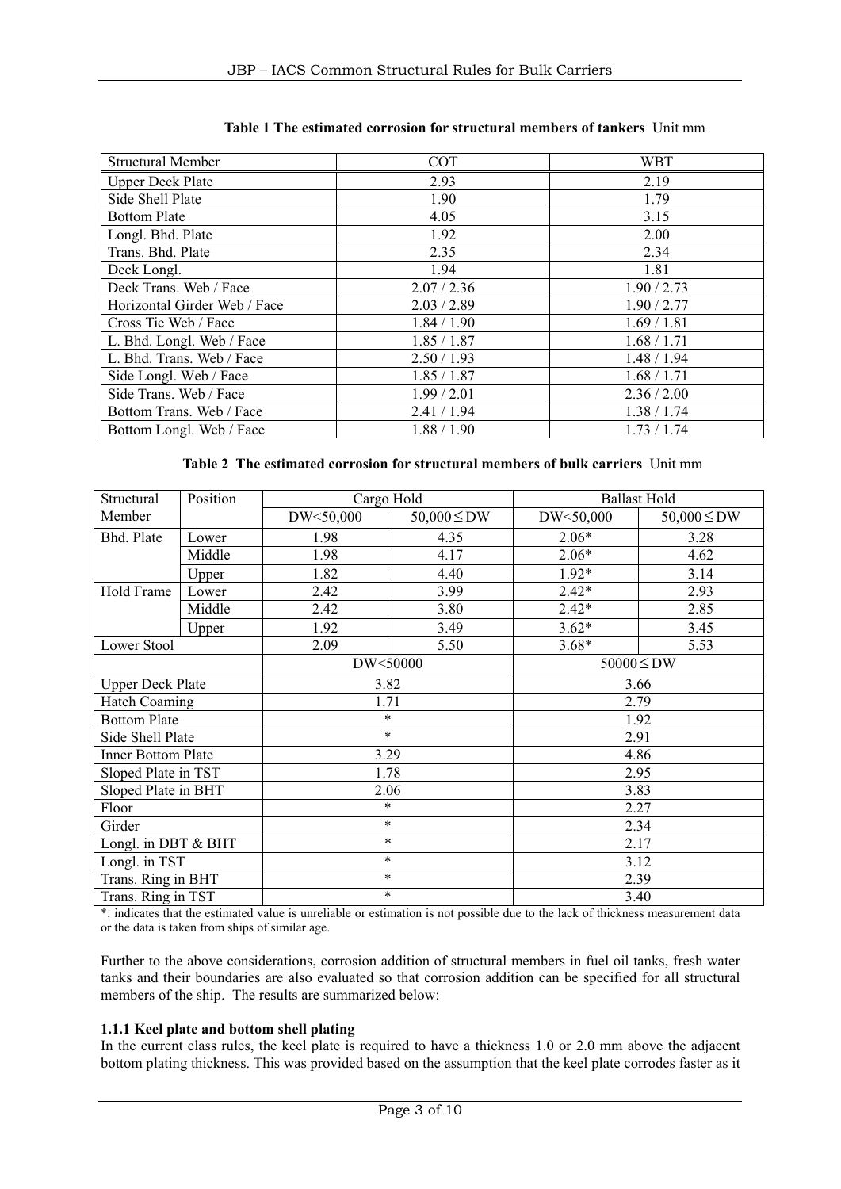**Table 1 The estimated corrosion for structural members of tankers** Unit mm

| Structural Member | COT | WBT |
|---|---|---|
| Upper Deck Plate | 2.93 | 2.19 |
| Side Shell Plate | 1.90 | 1.79 |
| Bottom Plate | 4.05 | 3.15 |
| Longl. Bhd. Plate | 1.92 | 2.00 |
| Trans. Bhd. Plate | 2.35 | 2.34 |
| Deck Longl. | 1.94 | 1.81 |
| Deck Trans. Web / Face | 2.07 / 2.36 | 1.90 / 2.73 |
| Horizontal Girder Web / Face | 2.03 / 2.89 | 1.90 / 2.77 |
| Cross Tie Web / Face | 1.84 / 1.90 | 1.69 / 1.81 |
| L. Bhd. Longl. Web / Face | 1.85 / 1.87 | 1.68 / 1.71 |
| L. Bhd. Trans. Web / Face | 2.50 / 1.93 | 1.48 / 1.94 |
| Side Longl. Web / Face | 1.85 / 1.87 | 1.68 / 1.71 |
| Side Trans. Web / Face | 1.99 / 2.01 | 2.36 / 2.00 |
| Bottom Trans. Web / Face | 2.41 / 1.94 | 1.38 / 1.74 |
| Bottom Longl. Web / Face | 1.88 / 1.90 | 1.73 / 1.74 |

**Table 2 The estimated corrosion for structural members of bulk carriers** Unit mm

| Structural Member | Position | Cargo Hold | | Ballast Hold | |
|---|---|---|---|---|---|
| | | DW<50,000 | 50,000 ≤ DW | DW<50,000 | 50,000 ≤ DW |
| Bhd. Plate | Lower | 1.98 | 4.35 | 2.06* | 3.28 |
| | Middle | 1.98 | 4.17 | 2.06* | 4.62 |
| | Upper | 1.82 | 4.40 | 1.92* | 3.14 |
| Hold Frame | Lower | 2.42 | 3.99 | 2.42* | 2.93 |
| | Middle | 2.42 | 3.80 | 2.42* | 2.85 |
| | Upper | 1.92 | 3.49 | 3.62* | 3.45 |
| Lower Stool | | 2.09 | 5.50 | 3.68* | 5.53 |
| | | DW<50000 | | 50000 ≤ DW | |
| Upper Deck Plate | | 3.82 | | 3.66 | |
| Hatch Coaming | | 1.71 | | 2.79 | |
| Bottom Plate | | * | | 1.92 | |
| Side Shell Plate | | * | | 2.91 | |
| Inner Bottom Plate | | 3.29 | | 4.86 | |
| Sloped Plate in TST | | 1.78 | | 2.95 | |
| Sloped Plate in BHT | | 2.06 | | 3.83 | |
| Floor | | * | | 2.27 | |
| Girder | | * | | 2.34 | |
| Longl. in DBT & BHT | | * | | 2.17 | |
| Longl. in TST | | * | | 3.12 | |
| Trans. Ring in BHT | | * | | 2.39 | |
| Trans. Ring in TST | | * | | 3.40 | |

*: indicates that the estimated value is unreliable or estimation is not possible due to the lack of thickness measurement data or the data is taken from ships of similar age.

Further to the above considerations, corrosion addition of structural members in fuel oil tanks, fresh water tanks and their boundaries are also evaluated so that corrosion addition can be specified for all structural members of the ship. The results are summarized below:

### 1.1.1 Keel plate and bottom shell plating

In the current class rules, the keel plate is required to have a thickness 1.0 or 2.0 mm above the adjacent bottom plating thickness. This was provided based on the assumption that the keel plate corrodes faster as it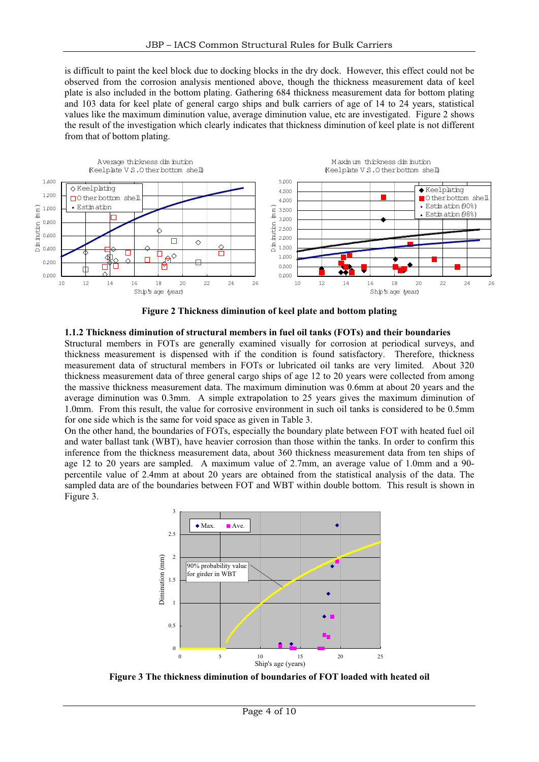is difficult to paint the keel block due to docking blocks in the dry dock. However, this effect could not be observed from the corrosion analysis mentioned above, though the thickness measurement data of keel plate is also included in the bottom plating. Gathering 684 thickness measurement data for bottom plating and 103 data for keel plate of general cargo ships and bulk carriers of age of 14 to 24 years, statistical values like the maximum diminution value, average diminution value, etc are investigated. Figure 2 shows the result of the investigation which clearly indicates that thickness diminution of keel plate is not different from that of bottom plating.

**Figure 2 Thickness diminution of keel plate and bottom plating**

### 1.1.2 Thickness diminution of structural members in fuel oil tanks (FOTs) and their boundaries

Structural members in FOTs are generally examined visually for corrosion at periodical surveys, and thickness measurement is dispensed with if the condition is found satisfactory. Therefore, thickness measurement data of structural members in FOTs or lubricated oil tanks are very limited. About 320 thickness measurement data of three general cargo ships of age 12 to 20 years were collected from among the massive thickness measurement data. The maximum diminution was 0.6mm at about 20 years and the average diminution was 0.3mm. A simple extrapolation to 25 years gives the maximum diminution of 1.0mm. From this result, the value for corrosive environment in such oil tanks is considered to be 0.5mm for one side which is the same for void space as given in Table 3.

On the other hand, the boundaries of FOTs, especially the boundary plate between FOT with heated fuel oil and water ballast tank (WBT), have heavier corrosion than those within the tanks. In order to confirm this inference from the thickness measurement data, about 360 thickness measurement data from ten ships of age 12 to 20 years are sampled. A maximum value of 2.7mm, an average value of 1.0mm and a 90-percentile value of 2.4mm at about 20 years are obtained from the statistical analysis of the data. The sampled data are of the boundaries between FOT and WBT within double bottom. This result is shown in Figure 3.

**Figure 3 The thickness diminution of boundaries of FOT loaded with heated oil**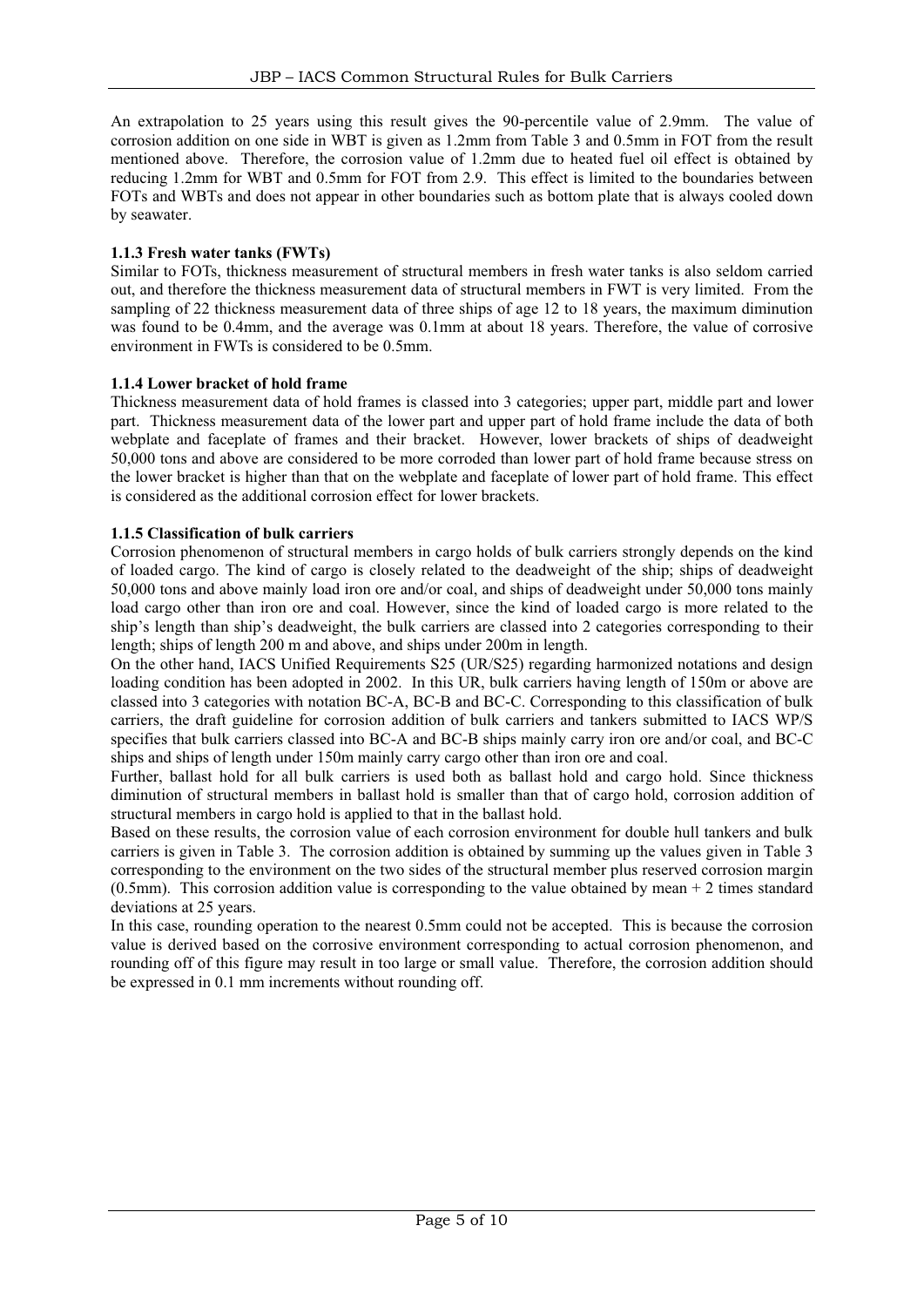An extrapolation to 25 years using this result gives the 90-percentile value of 2.9mm. The value of corrosion addition on one side in WBT is given as 1.2mm from Table 3 and 0.5mm in FOT from the result mentioned above. Therefore, the corrosion value of 1.2mm due to heated fuel oil effect is obtained by reducing 1.2mm for WBT and 0.5mm for FOT from 2.9. This effect is limited to the boundaries between FOTs and WBTs and does not appear in other boundaries such as bottom plate that is always cooled down by seawater.

### 1.1.3 Fresh water tanks (FWTs)

Similar to FOTs, thickness measurement of structural members in fresh water tanks is also seldom carried out, and therefore the thickness measurement data of structural members in FWT is very limited. From the sampling of 22 thickness measurement data of three ships of age 12 to 18 years, the maximum diminution was found to be 0.4mm, and the average was 0.1mm at about 18 years. Therefore, the value of corrosive environment in FWTs is considered to be 0.5mm.

### 1.1.4 Lower bracket of hold frame

Thickness measurement data of hold frames is classed into 3 categories; upper part, middle part and lower part. Thickness measurement data of the lower part and upper part of hold frame include the data of both webplate and faceplate of frames and their bracket. However, lower brackets of ships of deadweight 50,000 tons and above are considered to be more corroded than lower part of hold frame because stress on the lower bracket is higher than that on the webplate and faceplate of lower part of hold frame. This effect is considered as the additional corrosion effect for lower brackets.

### 1.1.5 Classification of bulk carriers

Corrosion phenomenon of structural members in cargo holds of bulk carriers strongly depends on the kind of loaded cargo. The kind of cargo is closely related to the deadweight of the ship; ships of deadweight 50,000 tons and above mainly load iron ore and/or coal, and ships of deadweight under 50,000 tons mainly load cargo other than iron ore and coal. However, since the kind of loaded cargo is more related to the ship's length than ship's deadweight, the bulk carriers are classed into 2 categories corresponding to their length; ships of length 200 m and above, and ships under 200m in length.

On the other hand, IACS Unified Requirements S25 (UR/S25) regarding harmonized notations and design loading condition has been adopted in 2002. In this UR, bulk carriers having length of 150m or above are classed into 3 categories with notation BC-A, BC-B and BC-C. Corresponding to this classification of bulk carriers, the draft guideline for corrosion addition of bulk carriers and tankers submitted to IACS WP/S specifies that bulk carriers classed into BC-A and BC-B ships mainly carry iron ore and/or coal, and BC-C ships and ships of length under 150m mainly carry cargo other than iron ore and coal.

Further, ballast hold for all bulk carriers is used both as ballast hold and cargo hold. Since thickness diminution of structural members in ballast hold is smaller than that of cargo hold, corrosion addition of structural members in cargo hold is applied to that in the ballast hold.

Based on these results, the corrosion value of each corrosion environment for double hull tankers and bulk carriers is given in Table 3. The corrosion addition is obtained by summing up the values given in Table 3 corresponding to the environment on the two sides of the structural member plus reserved corrosion margin (0.5mm). This corrosion addition value is corresponding to the value obtained by mean + 2 times standard deviations at 25 years.

In this case, rounding operation to the nearest 0.5mm could not be accepted. This is because the corrosion value is derived based on the corrosive environment corresponding to actual corrosion phenomenon, and rounding off of this figure may result in too large or small value. Therefore, the corrosion addition should be expressed in 0.1 mm increments without rounding off.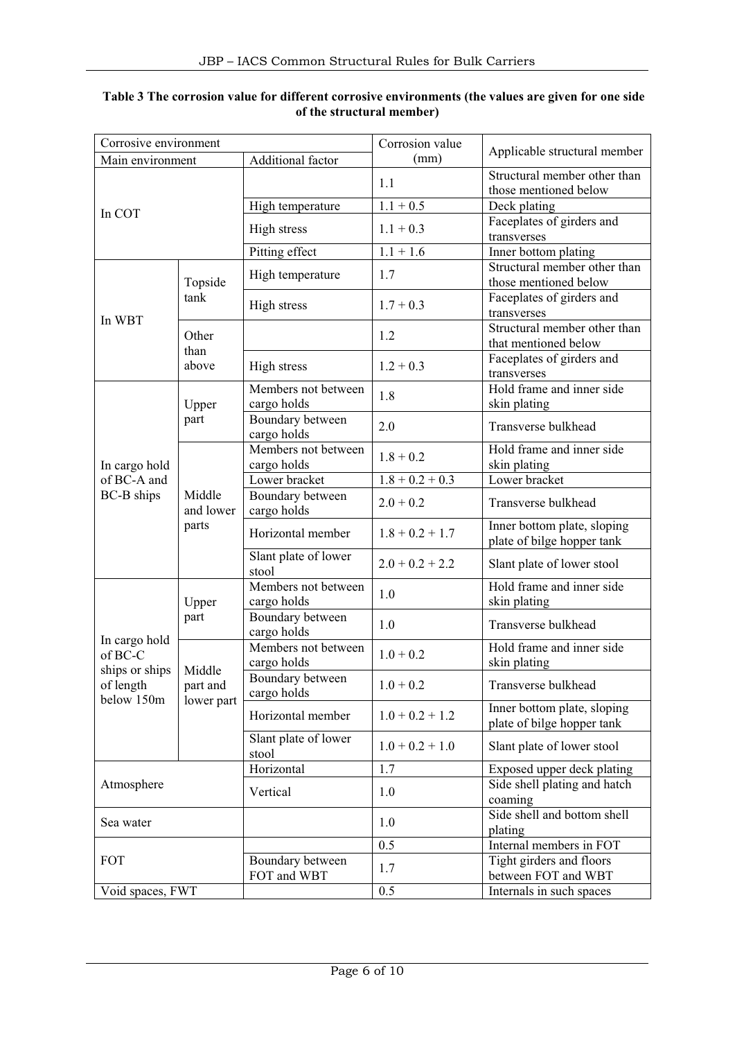**Table 3 The corrosion value for different corrosive environments (the values are given for one side of the structural member)**

| Corrosive environment | | | Corrosion value (mm) | Applicable structural member |
|---|---|---|---|---|
| Main environment | | Additional factor | | |
| In COT | | | 1.1 | Structural member other than those mentioned below |
| | | High temperature | 1.1 + 0.5 | Deck plating |
| | | High stress | 1.1 + 0.3 | Faceplates of girders and transverses |
| | | Pitting effect | 1.1 + 1.6 | Inner bottom plating |
| In WBT | Topside tank | High temperature | 1.7 | Structural member other than those mentioned below |
| | | High stress | 1.7 + 0.3 | Faceplates of girders and transverses |
| | Other than above | | 1.2 | Structural member other than that mentioned below |
| | | High stress | 1.2 + 0.3 | Faceplates of girders and transverses |
| In cargo hold of BC-A and BC-B ships | Upper part | Members not between cargo holds | 1.8 | Hold frame and inner side skin plating |
| | | Boundary between cargo holds | 2.0 | Transverse bulkhead |
| | Middle and lower parts | Members not between cargo holds | 1.8 + 0.2 | Hold frame and inner side skin plating |
| | | Lower bracket | 1.8 + 0.2 + 0.3 | Lower bracket |
| | | Boundary between cargo holds | 2.0 + 0.2 | Transverse bulkhead |
| | | Horizontal member | 1.8 + 0.2 + 1.7 | Inner bottom plate, sloping plate of bilge hopper tank |
| | | Slant plate of lower stool | 2.0 + 0.2 + 2.2 | Slant plate of lower stool |
| In cargo hold of BC-C ships or ships of length below 150m | Upper part | Members not between cargo holds | 1.0 | Hold frame and inner side skin plating |
| | | Boundary between cargo holds | 1.0 | Transverse bulkhead |
| | Middle part and lower part | Members not between cargo holds | 1.0 + 0.2 | Hold frame and inner side skin plating |
| | | Boundary between cargo holds | 1.0 + 0.2 | Transverse bulkhead |
| | | Horizontal member | 1.0 + 0.2 + 1.2 | Inner bottom plate, sloping plate of bilge hopper tank |
| | | Slant plate of lower stool | 1.0 + 0.2 + 1.0 | Slant plate of lower stool |
| Atmosphere | | Horizontal | 1.7 | Exposed upper deck plating |
| | | Vertical | 1.0 | Side shell plating and hatch coaming |
| Sea water | | | 1.0 | Side shell and bottom shell plating |
| FOT | | | 0.5 | Internal members in FOT |
| | | Boundary between FOT and WBT | 1.7 | Tight girders and floors between FOT and WBT |
| Void spaces, FWT | | | 0.5 | Internals in such spaces |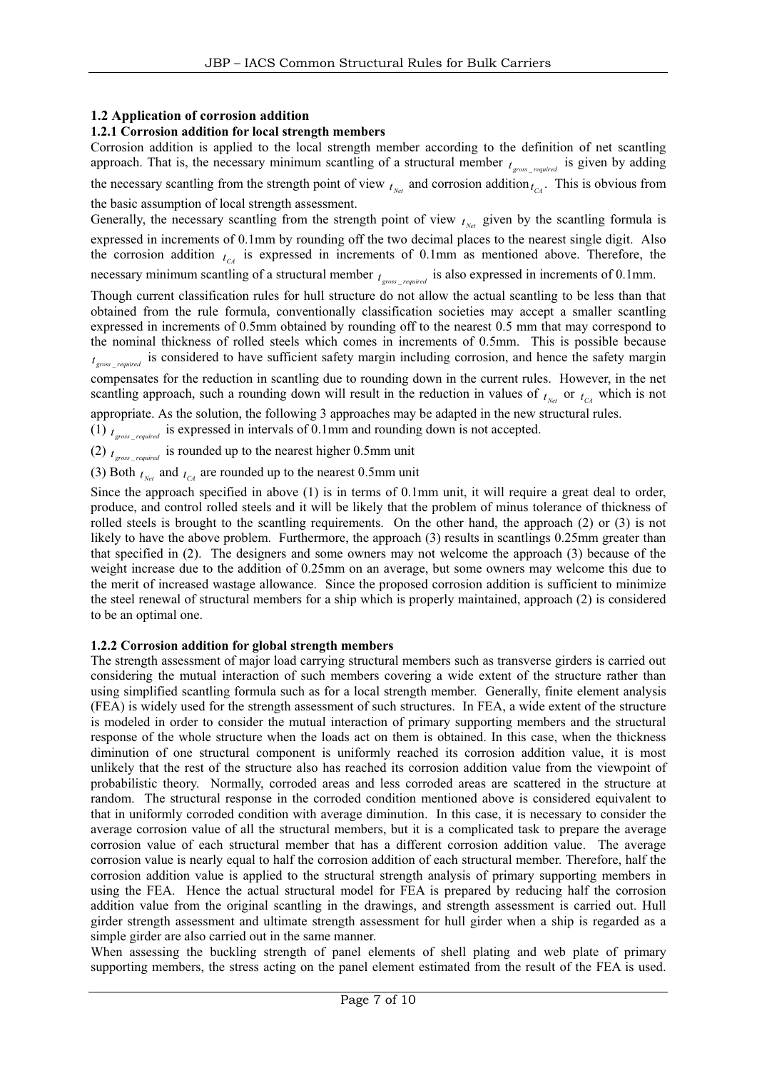### 1.2 Application of corrosion addition

#### 1.2.1 Corrosion addition for local strength members

Corrosion addition is applied to the local strength member according to the definition of net scantling approach. That is, the necessary minimum scantling of a structural member $t_{gross\_required}$ is given by adding the necessary scantling from the strength point of view $t_{Net}$ and corrosion addition $t_{CA}$. This is obvious from the basic assumption of local strength assessment.

Generally, the necessary scantling from the strength point of view $t_{Net}$ given by the scantling formula is expressed in increments of 0.1mm by rounding off the two decimal places to the nearest single digit. Also the corrosion addition $t_{CA}$ is expressed in increments of 0.1mm as mentioned above. Therefore, the necessary minimum scantling of a structural member $t_{gross\_required}$ is also expressed in increments of 0.1mm.

Though current classification rules for hull structure do not allow the actual scantling to be less than that obtained from the rule formula, conventionally classification societies may accept a smaller scantling expressed in increments of 0.5mm obtained by rounding off to the nearest 0.5 mm that may correspond to the nominal thickness of rolled steels which comes in increments of 0.5mm. This is possible because $t_{gross\_required}$ is considered to have sufficient safety margin including corrosion, and hence the safety margin compensates for the reduction in scantling due to rounding down in the current rules. However, in the net scantling approach, such a rounding down will result in the reduction in values of $t_{Net}$ or $t_{CA}$ which is not appropriate. As the solution, the following 3 approaches may be adapted in the new structural rules.

(1) $t_{gross\_required}$ is expressed in intervals of 0.1mm and rounding down is not accepted.

(2) $t_{gross\_required}$ is rounded up to the nearest higher 0.5mm unit

(3) Both $t_{Net}$ and $t_{CA}$ are rounded up to the nearest 0.5mm unit

Since the approach specified in above (1) is in terms of 0.1mm unit, it will require a great deal to order, produce, and control rolled steels and it will be likely that the problem of minus tolerance of thickness of rolled steels is brought to the scantling requirements. On the other hand, the approach (2) or (3) is not likely to have the above problem. Furthermore, the approach (3) results in scantlings 0.25mm greater than that specified in (2). The designers and some owners may not welcome the approach (3) because of the weight increase due to the addition of 0.25mm on an average, but some owners may welcome this due to the merit of increased wastage allowance. Since the proposed corrosion addition is sufficient to minimize the steel renewal of structural members for a ship which is properly maintained, approach (2) is considered to be an optimal one.

#### 1.2.2 Corrosion addition for global strength members

The strength assessment of major load carrying structural members such as transverse girders is carried out considering the mutual interaction of such members covering a wide extent of the structure rather than using simplified scantling formula such as for a local strength member. Generally, finite element analysis (FEA) is widely used for the strength assessment of such structures. In FEA, a wide extent of the structure is modeled in order to consider the mutual interaction of primary supporting members and the structural response of the whole structure when the loads act on them is obtained. In this case, when the thickness diminution of one structural component is uniformly reached its corrosion addition value, it is most unlikely that the rest of the structure also has reached its corrosion addition value from the viewpoint of probabilistic theory. Normally, corroded areas and less corroded areas are scattered in the structure at random. The structural response in the corroded condition mentioned above is considered equivalent to that in uniformly corroded condition with average diminution. In this case, it is necessary to consider the average corrosion value of all the structural members, but it is a complicated task to prepare the average corrosion value of each structural member that has a different corrosion addition value. The average corrosion value is nearly equal to half the corrosion addition of each structural member. Therefore, half the corrosion addition value is applied to the structural strength analysis of primary supporting members in using the FEA. Hence the actual structural model for FEA is prepared by reducing half the corrosion addition value from the original scantling in the drawings, and strength assessment is carried out. Hull girder strength assessment and ultimate strength assessment for hull girder when a ship is regarded as a simple girder are also carried out in the same manner.

When assessing the buckling strength of panel elements of shell plating and web plate of primary supporting members, the stress acting on the panel element estimated from the result of the FEA is used.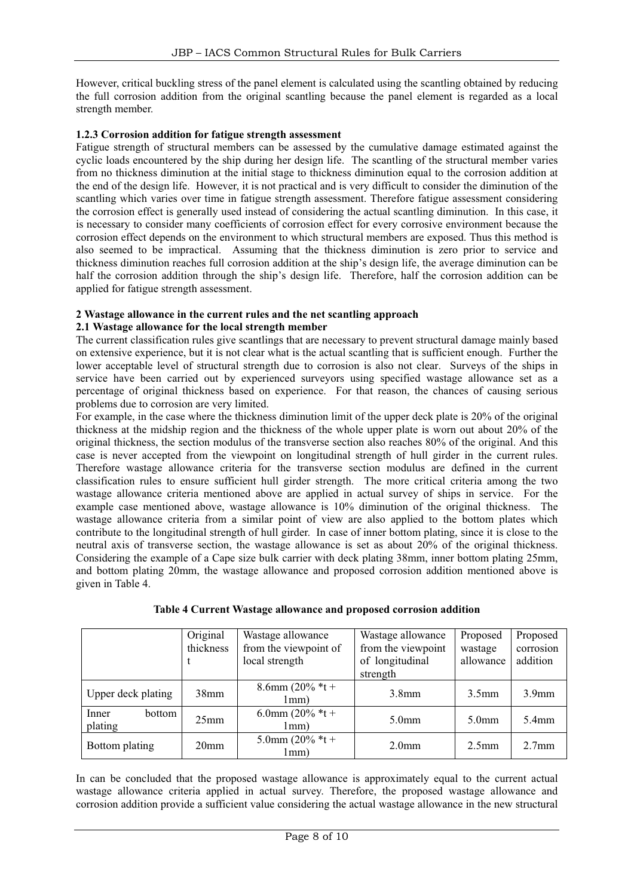However, critical buckling stress of the panel element is calculated using the scantling obtained by reducing the full corrosion addition from the original scantling because the panel element is regarded as a local strength member.

### 1.2.3 Corrosion addition for fatigue strength assessment

Fatigue strength of structural members can be assessed by the cumulative damage estimated against the cyclic loads encountered by the ship during her design life. The scantling of the structural member varies from no thickness diminution at the initial stage to thickness diminution equal to the corrosion addition at the end of the design life. However, it is not practical and is very difficult to consider the diminution of the scantling which varies over time in fatigue strength assessment. Therefore fatigue assessment considering the corrosion effect is generally used instead of considering the actual scantling diminution. In this case, it is necessary to consider many coefficients of corrosion effect for every corrosive environment because the corrosion effect depends on the environment to which structural members are exposed. Thus this method is also seemed to be impractical. Assuming that the thickness diminution is zero prior to service and thickness diminution reaches full corrosion addition at the ship's design life, the average diminution can be half the corrosion addition through the ship's design life. Therefore, half the corrosion addition can be applied for fatigue strength assessment.

## 2 Wastage allowance in the current rules and the net scantling approach

### 2.1 Wastage allowance for the local strength member

The current classification rules give scantlings that are necessary to prevent structural damage mainly based on extensive experience, but it is not clear what is the actual scantling that is sufficient enough. Further the lower acceptable level of structural strength due to corrosion is also not clear. Surveys of the ships in service have been carried out by experienced surveyors using specified wastage allowance set as a percentage of original thickness based on experience. For that reason, the chances of causing serious problems due to corrosion are very limited.

For example, in the case where the thickness diminution limit of the upper deck plate is 20% of the original thickness at the midship region and the thickness of the whole upper plate is worn out about 20% of the original thickness, the section modulus of the transverse section also reaches 80% of the original. And this case is never accepted from the viewpoint on longitudinal strength of hull girder in the current rules. Therefore wastage allowance criteria for the transverse section modulus are defined in the current classification rules to ensure sufficient hull girder strength. The more critical criteria among the two wastage allowance criteria mentioned above are applied in actual survey of ships in service. For the example case mentioned above, wastage allowance is 10% diminution of the original thickness. The wastage allowance criteria from a similar point of view are also applied to the bottom plates which contribute to the longitudinal strength of hull girder. In case of inner bottom plating, since it is close to the neutral axis of transverse section, the wastage allowance is set as about 20% of the original thickness. Considering the example of a Cape size bulk carrier with deck plating 38mm, inner bottom plating 25mm, and bottom plating 20mm, the wastage allowance and proposed corrosion addition mentioned above is given in Table 4.

**Table 4 Current Wastage allowance and proposed corrosion addition**

| | Original thickness t | Wastage allowance from the viewpoint of local strength | Wastage allowance from the viewpoint of longitudinal strength | Proposed wastage allowance | Proposed corrosion addition |
|---|---|---|---|---|---|
| Upper deck plating | 38mm | 8.6mm (20% *t + 1mm) | 3.8mm | 3.5mm | 3.9mm |
| Inner bottom plating | 25mm | 6.0mm (20% *t + 1mm) | 5.0mm | 5.0mm | 5.4mm |
| Bottom plating | 20mm | 5.0mm (20% *t + 1mm) | 2.0mm | 2.5mm | 2.7mm |

In can be concluded that the proposed wastage allowance is approximately equal to the current actual wastage allowance criteria applied in actual survey. Therefore, the proposed wastage allowance and corrosion addition provide a sufficient value considering the actual wastage allowance in the new structural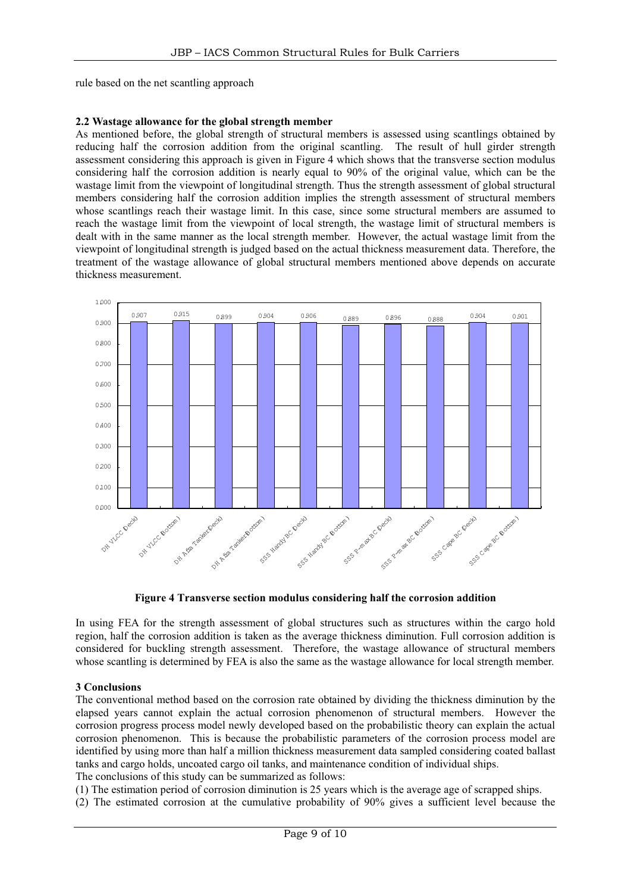rule based on the net scantling approach

**2.2 Wastage allowance for the global strength member**

As mentioned before, the global strength of structural members is assessed using scantlings obtained by reducing half the corrosion addition from the original scantling. The result of hull girder strength assessment considering this approach is given in Figure 4 which shows that the transverse section modulus considering half the corrosion addition is nearly equal to 90% of the original value, which can be the wastage limit from the viewpoint of longitudinal strength. Thus the strength assessment of global structural members considering half the corrosion addition implies the strength assessment of structural members whose scantlings reach their wastage limit. In this case, since some structural members are assumed to reach the wastage limit from the viewpoint of local strength, the wastage limit of structural members is dealt with in the same manner as the local strength member. However, the actual wastage limit from the viewpoint of longitudinal strength is judged based on the actual thickness measurement data. Therefore, the treatment of the wastage allowance of global structural members mentioned above depends on accurate thickness measurement.

| Ship (location) | Ratio |
|---|---|
| DH VLCC (Deck) | 0.907 |
| DH VLCC (Bottom) | 0.915 |
| DH Afra Tanker (Deck) | 0.899 |
| DH Afra Tanker (Bottom) | 0.904 |
| SSS Handy BC (Deck) | 0.906 |
| SSS Handy BC (Bottom) | 0.889 |
| SSS P-max BC (Deck) | 0.896 |
| SSS P-max BC (Bottom) | 0.888 |
| SSS Cape BC (Deck) | 0.904 |
| SSS Cape BC (Bottom) | 0.901 |

**Figure 4 Transverse section modulus considering half the corrosion addition**

In using FEA for the strength assessment of global structures such as structures within the cargo hold region, half the corrosion addition is taken as the average thickness diminution. Full corrosion addition is considered for buckling strength assessment. Therefore, the wastage allowance of structural members whose scantling is determined by FEA is also the same as the wastage allowance for local strength member.

**3 Conclusions**

The conventional method based on the corrosion rate obtained by dividing the thickness diminution by the elapsed years cannot explain the actual corrosion phenomenon of structural members. However the corrosion progress process model newly developed based on the probabilistic theory can explain the actual corrosion phenomenon. This is because the probabilistic parameters of the corrosion process model are identified by using more than half a million thickness measurement data sampled considering coated ballast tanks and cargo holds, uncoated cargo oil tanks, and maintenance condition of individual ships.

The conclusions of this study can be summarized as follows:

(1) The estimation period of corrosion diminution is 25 years which is the average age of scrapped ships.

(2) The estimated corrosion at the cumulative probability of 90% gives a sufficient level because the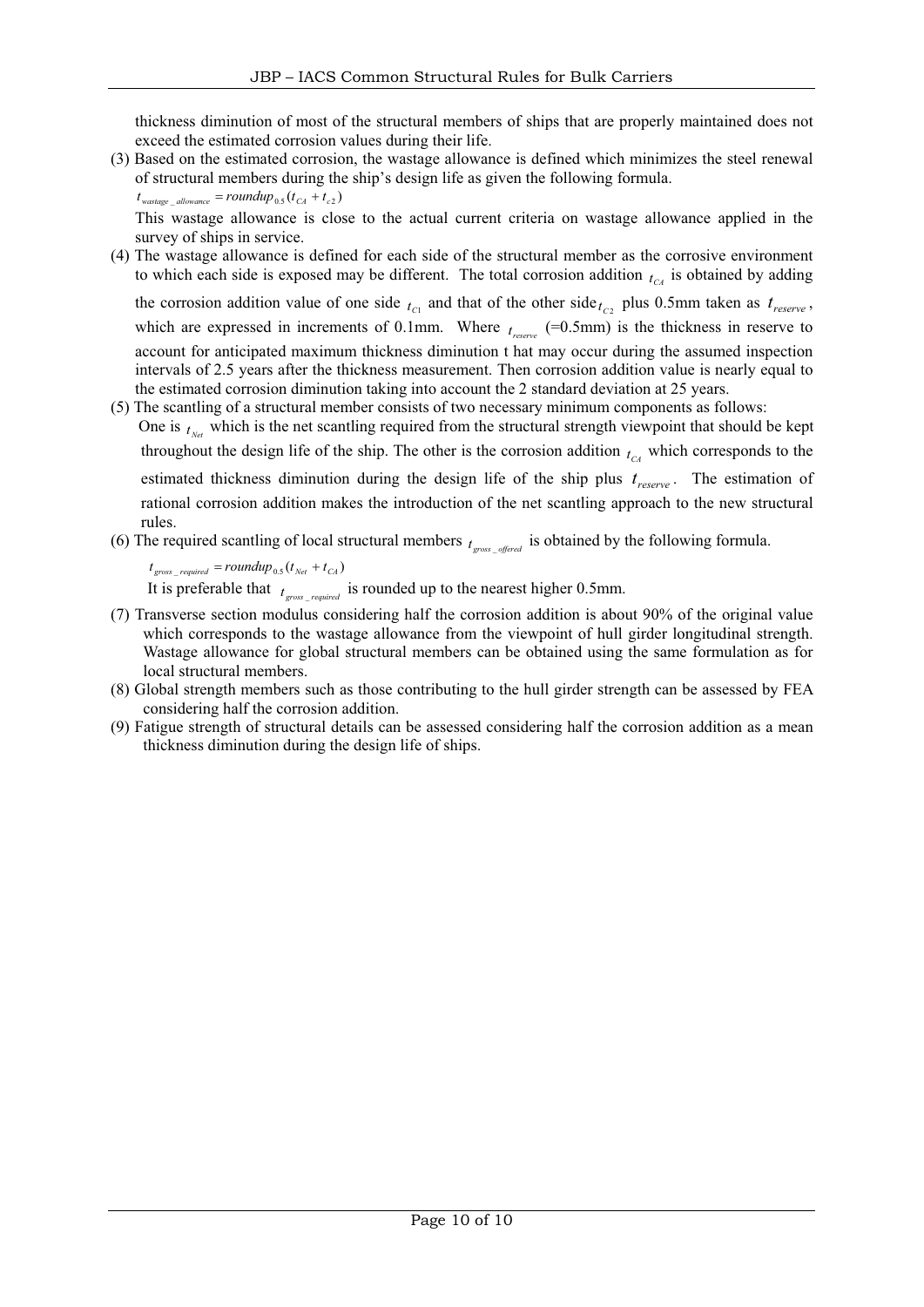thickness diminution of most of the structural members of ships that are properly maintained does not exceed the estimated corrosion values during their life.

(3) Based on the estimated corrosion, the wastage allowance is defined which minimizes the steel renewal of structural members during the ship's design life as given the following formula.

$t_{wastage\_allowance} = roundup_{0.5}(t_{CA} + t_{c2})$

This wastage allowance is close to the actual current criteria on wastage allowance applied in the survey of ships in service.

(4) The wastage allowance is defined for each side of the structural member as the corrosive environment to which each side is exposed may be different. The total corrosion addition $t_{CA}$ is obtained by adding the corrosion addition value of one side $t_{C1}$ and that of the other side $t_{C2}$ plus 0.5mm taken as $t_{reserve}$, which are expressed in increments of 0.1mm. Where $t_{reserve}$ (=0.5mm) is the thickness in reserve to account for anticipated maximum thickness diminution t hat may occur during the assumed inspection intervals of 2.5 years after the thickness measurement. Then corrosion addition value is nearly equal to the estimated corrosion diminution taking into account the 2 standard deviation at 25 years.

(5) The scantling of a structural member consists of two necessary minimum components as follows: One is $t_{Net}$ which is the net scantling required from the structural strength viewpoint that should be kept throughout the design life of the ship. The other is the corrosion addition $t_{CA}$ which corresponds to the estimated thickness diminution during the design life of the ship plus $t_{reserve}$. The estimation of rational corrosion addition makes the introduction of the net scantling approach to the new structural rules.

(6) The required scantling of local structural members $t_{gross\_offered}$ is obtained by the following formula.

$t_{gross\_required} = roundup_{0.5}(t_{Net} + t_{CA})$

It is preferable that $t_{gross\_required}$ is rounded up to the nearest higher 0.5mm.

(7) Transverse section modulus considering half the corrosion addition is about 90% of the original value which corresponds to the wastage allowance from the viewpoint of hull girder longitudinal strength. Wastage allowance for global structural members can be obtained using the same formulation as for local structural members.

(8) Global strength members such as those contributing to the hull girder strength can be assessed by FEA considering half the corrosion addition.

(9) Fatigue strength of structural details can be assessed considering half the corrosion addition as a mean thickness diminution during the design life of ships.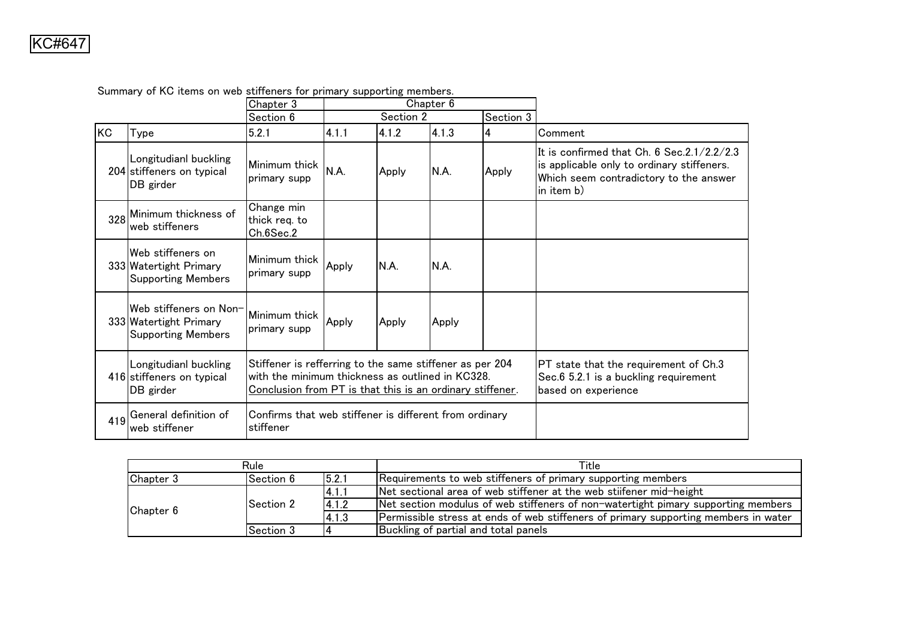KC#647

Summary of KC items on web stiffeners for primary supporting members.

| | | Chapter 3 | Chapter 6 | | | | |
|---|---|---|---|---|---|---|---|
| | | Section 6 | Section 2 | | | Section 3 | |
| KC | Type | 5.2.1 | 4.1.1 | 4.1.2 | 4.1.3 | 4 | Comment |
| 204 | Longitudianl buckling stiffeners on typical DB girder | Minimum thick primary supp | N.A. | Apply | N.A. | Apply | It is confirmed that Ch. 6 Sec.2.1/2.2/2.3 is applicable only to ordinary stiffeners. Which seem contradictory to the answer in item b) |
| 328 | Minimum thickness of web stiffeners | Change min thick req. to Ch.6Sec.2 | | | | | |
| 333 | Web stiffeners on Watertight Primary Supporting Members | Minimum thick primary supp | Apply | N.A. | N.A. | | |
| 333 | Web stiffeners on Non-Watertight Primary Supporting Members | Minimum thick primary supp | Apply | Apply | Apply | | |
| 416 | Longitudianl buckling stiffeners on typical DB girder | Stiffener is refferring to the same stiffener as per 204 with the minimum thickness as outlined in KC328. Conclusion from PT is that this is an ordinary stiffener. | | | | | PT state that the requirement of Ch.3 Sec.6 5.2.1 is a buckling requirement based on experience |
| 419 | General definition of web stiffener | Confirms that web stiffener is different from ordinary stiffener | | | | | |

| Rule | | | Title |
|---|---|---|---|
| Chapter 3 | Section 6 | 5.2.1 | Requirements to web stiffeners of primary supporting members |
| Chapter 6 | Section 2 | 4.1.1 | Net sectional area of web stiffener at the web stiifener mid-height |
| | | 4.1.2 | Net section modulus of web stiffeners of non-watertight pimary supporting members |
| | | 4.1.3 | Permissible stress at ends of web stiffeners of primary supporting members in water |
| | Section 3 | 4 | Buckling of partial and total panels |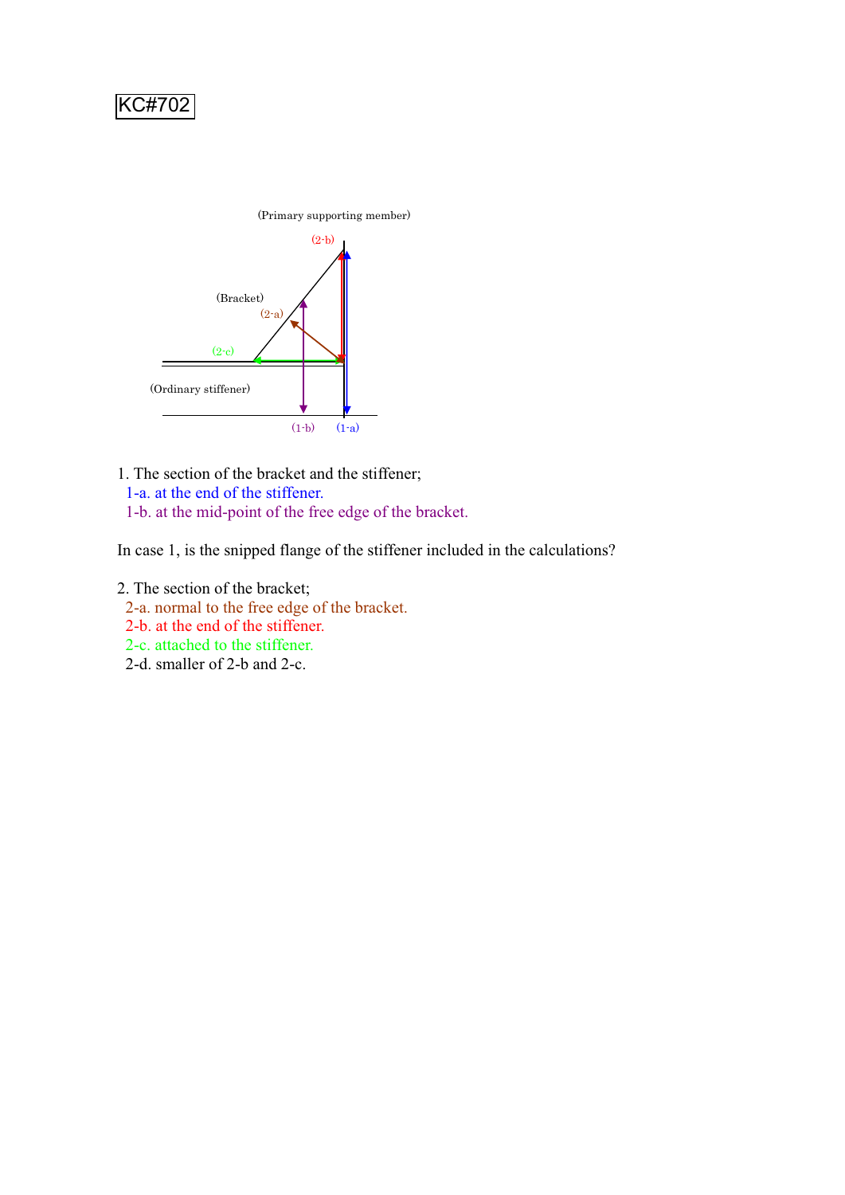KC#702

(Primary supporting member)

(2-b)

(Bracket)

(2-a)

(2-c)

(Ordinary stiffener)

(1-b) (1-a)

1. The section of the bracket and the stiffener;
   - 1-a. at the end of the stiffener.
   - 1-b. at the mid-point of the free edge of the bracket.

In case 1, is the snipped flange of the stiffener included in the calculations?

2. The section of the bracket;
   - 2-a. normal to the free edge of the bracket.
   - 2-b. at the end of the stiffener.
   - 2-c. attached to the stiffener.
   - 2-d. smaller of 2-b and 2-c.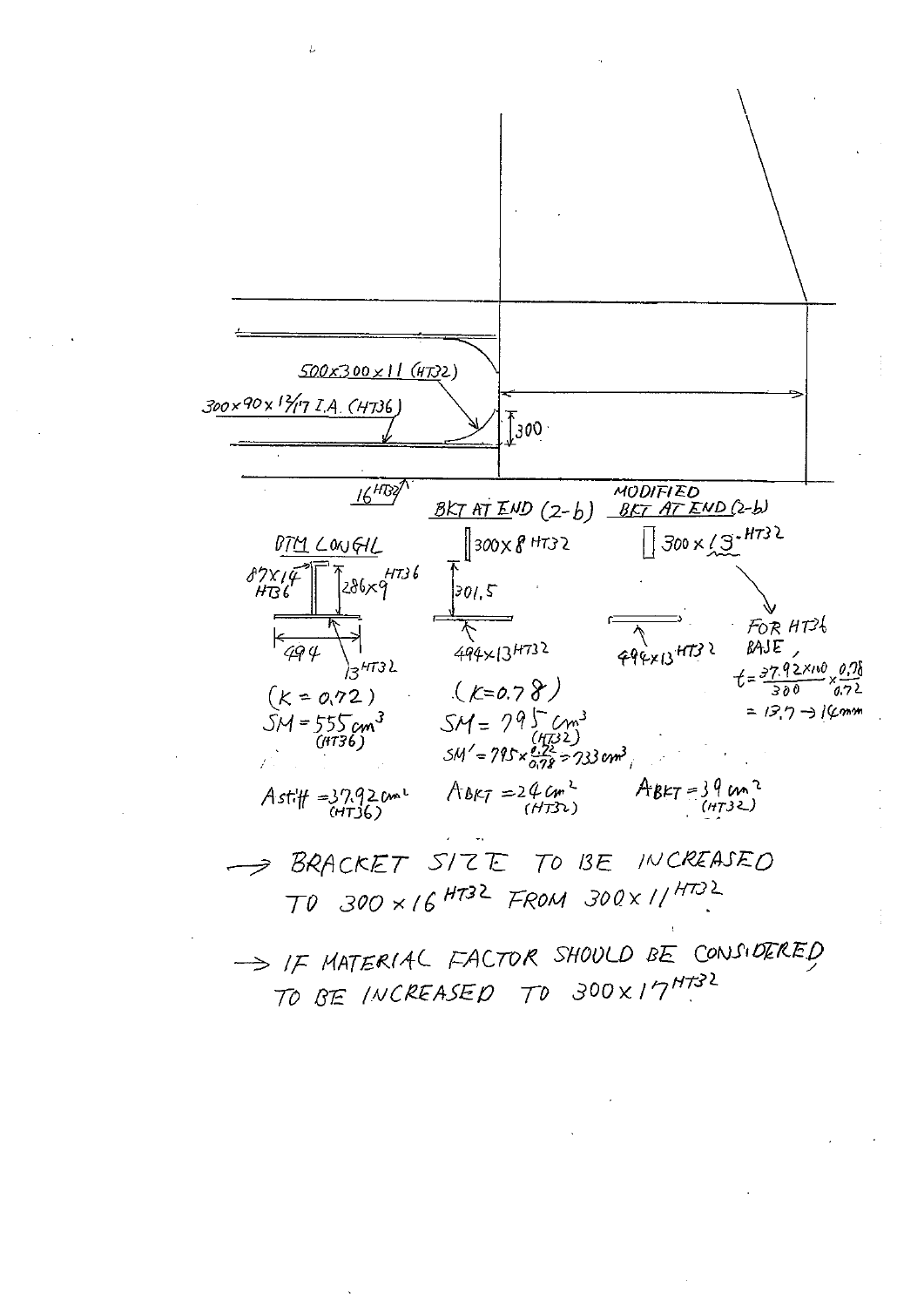500x300x11 (HT32)

300x90x 13/17 I.A. (HT36)

300

$16^{HT32}$

**BTM LONG'L**

$87 \times 14$ HT36

$286 \times 9$ HT36

494

$13^{HT32}$

(K = 0.72)

SM = 555 cm³ (HT36)

$A_{stiff}$ = 37.92 cm² (HT36)

**BKT AT END (2-b)**

300x8 HT32

301.5

494x13 HT32

(K = 0.78)

SM = 795 cm³ (HT32)

$SM' = 795 \times \frac{0.72}{0.78} = 733 \text{ cm}^3$

$A_{BKT}$ = 24 cm² (HT32)

**MODIFIED BKT AT END (2-b)**

300 x 13 - HT32

494x13 HT32

FOR HT36 BASE,

$t = \frac{37.92 \times 100}{300} \times \frac{0.78}{0.72} = 13.7 \rightarrow 14 \text{mm}$

$A_{BKT}$ = 39 cm² (HT32)

→ BRACKET SIZE TO BE INCREASED TO 300 x $16^{HT32}$ FROM 300 x $11^{HT32}$.

→ IF MATERIAL FACTOR SHOULD BE CONSIDERED, TO BE INCREASED TO 300 x $17^{HT32}$.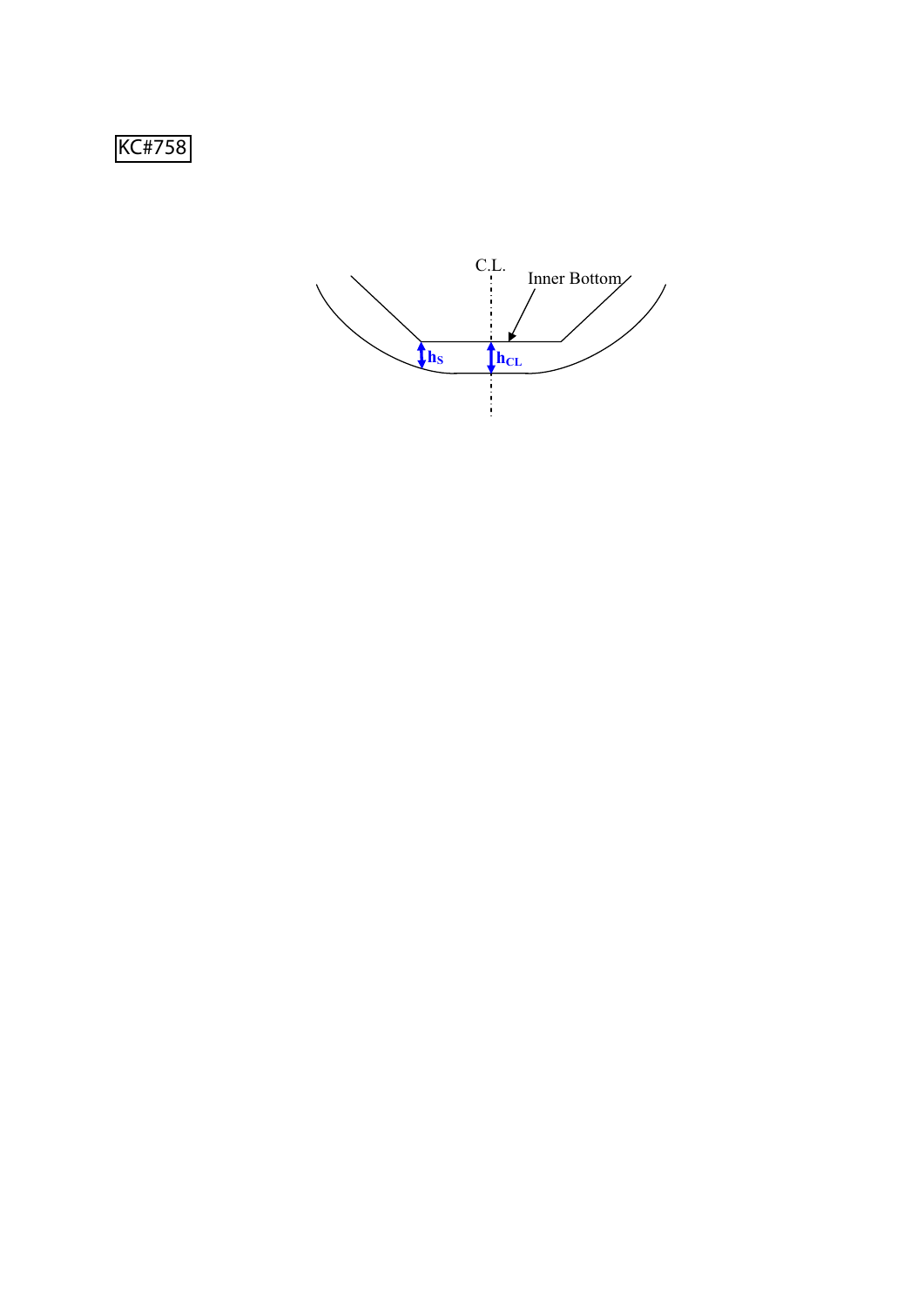KC#758

C.L.

Inner Bottom

$h_S$

$h_{CL}$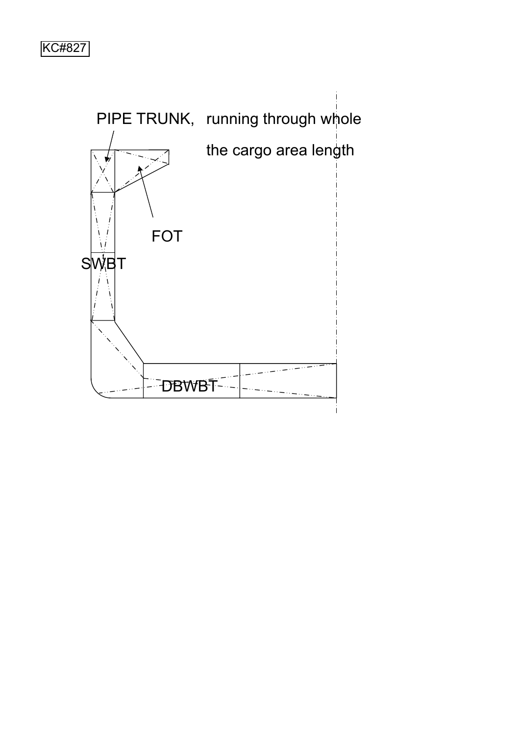KC#827

PIPE TRUNK, running through whole the cargo area length

FOT

SWBT

DBWBT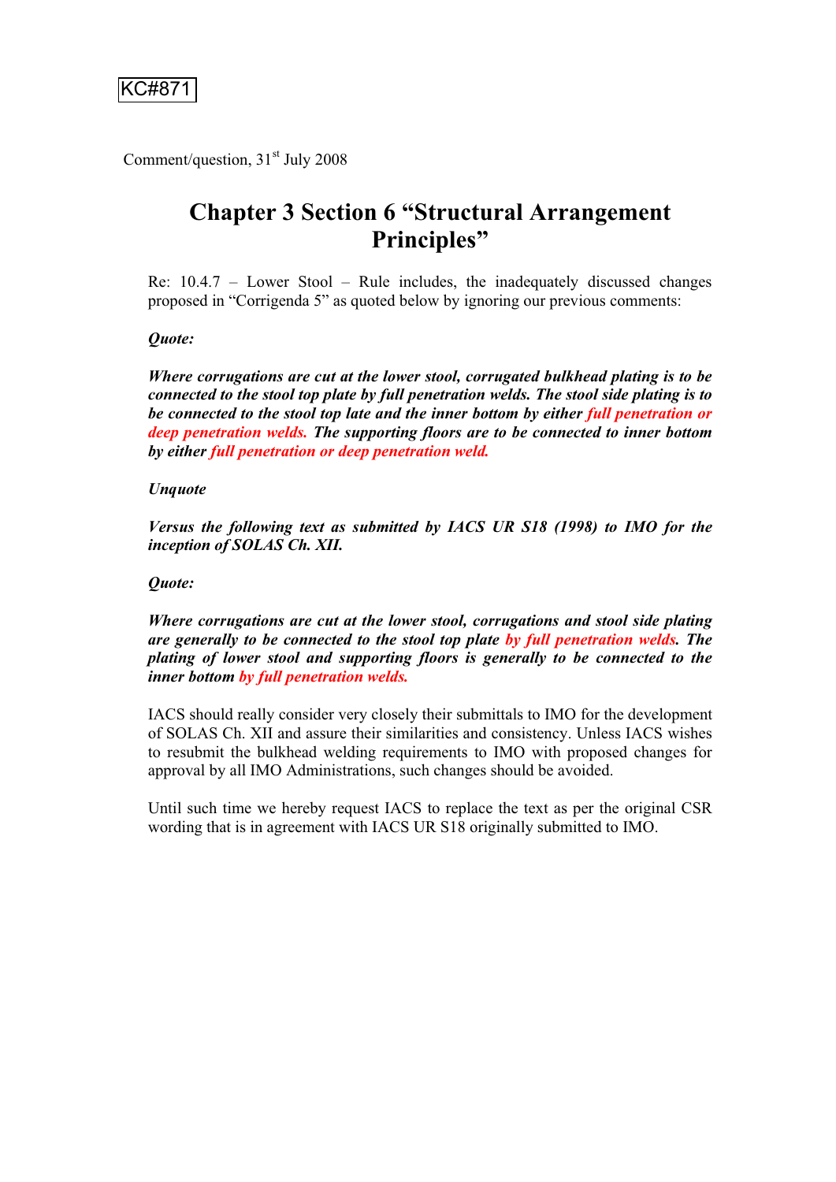KC#871

Comment/question, 31st July 2008

# Chapter 3 Section 6 "Structural Arrangement Principles"

Re: 10.4.7 – Lower Stool – Rule includes, the inadequately discussed changes proposed in "Corrigenda 5" as quoted below by ignoring our previous comments:

***Quote:***

***Where corrugations are cut at the lower stool, corrugated bulkhead plating is to be connected to the stool top plate by full penetration welds. The stool side plating is to be connected to the stool top late and the inner bottom by either full penetration or deep penetration welds. The supporting floors are to be connected to inner bottom by either full penetration or deep penetration weld.***

***Unquote***

***Versus the following text as submitted by IACS UR S18 (1998) to IMO for the inception of SOLAS Ch. XII.***

***Quote:***

***Where corrugations are cut at the lower stool, corrugations and stool side plating are generally to be connected to the stool top plate by full penetration welds. The plating of lower stool and supporting floors is generally to be connected to the inner bottom by full penetration welds.***

IACS should really consider very closely their submittals to IMO for the development of SOLAS Ch. XII and assure their similarities and consistency. Unless IACS wishes to resubmit the bulkhead welding requirements to IMO with proposed changes for approval by all IMO Administrations, such changes should be avoided.

Until such time we hereby request IACS to replace the text as per the original CSR wording that is in agreement with IACS UR S18 originally submitted to IMO.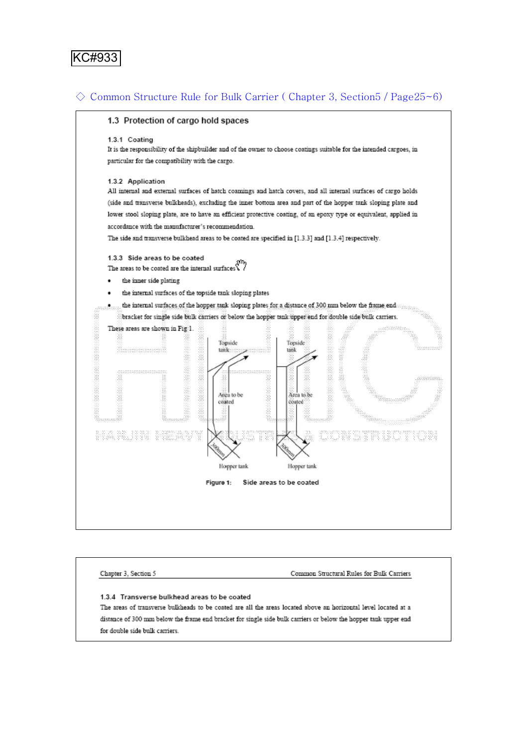KC#933

◇ Common Structure Rule for Bulk Carrier ( Chapter 3, Section5 / Page25~6)

### 1.3 Protection of cargo hold spaces

#### 1.3.1 Coating

It is the responsibility of the shipbuilder and of the owner to choose coatings suitable for the intended cargoes, in particular for the compatibility with the cargo.

#### 1.3.2 Application

All internal and external surfaces of hatch coamings and hatch covers, and all internal surfaces of cargo holds (side and transverse bulkheads), excluding the inner bottom area and part of the hopper tank sloping plate and lower stool sloping plate, are to have an efficient protective coating, of an epoxy type or equivalent, applied in accordance with the manufacturer's recommendation.

The side and transverse bulkhead areas to be coated are specified in [1.3.3] and [1.3.4] respectively.

#### 1.3.3 Side areas to be coated

The areas to be coated are the internal surfaces:

- the inner side plating
- the internal surfaces of the topside tank sloping plates
- the internal surfaces of the hopper tank sloping plates for a distance of 300 mm below the frame end bracket for single side bulk carriers or below the hopper tank upper end for double side bulk carriers.

These areas are shown in Fig 1.

Topside tank | Area to be coated | 300mm | Hopper tank

Topside tank | Area to be coated | 300mm | Hopper tank

**Figure 1: Side areas to be coated**

#### 1.3.4 Transverse bulkhead areas to be coated

The areas of transverse bulkheads to be coated are all the areas located above an horizontal level located at a distance of 300 mm below the frame end bracket for single side bulk carriers or below the hopper tank upper end for double side bulk carriers.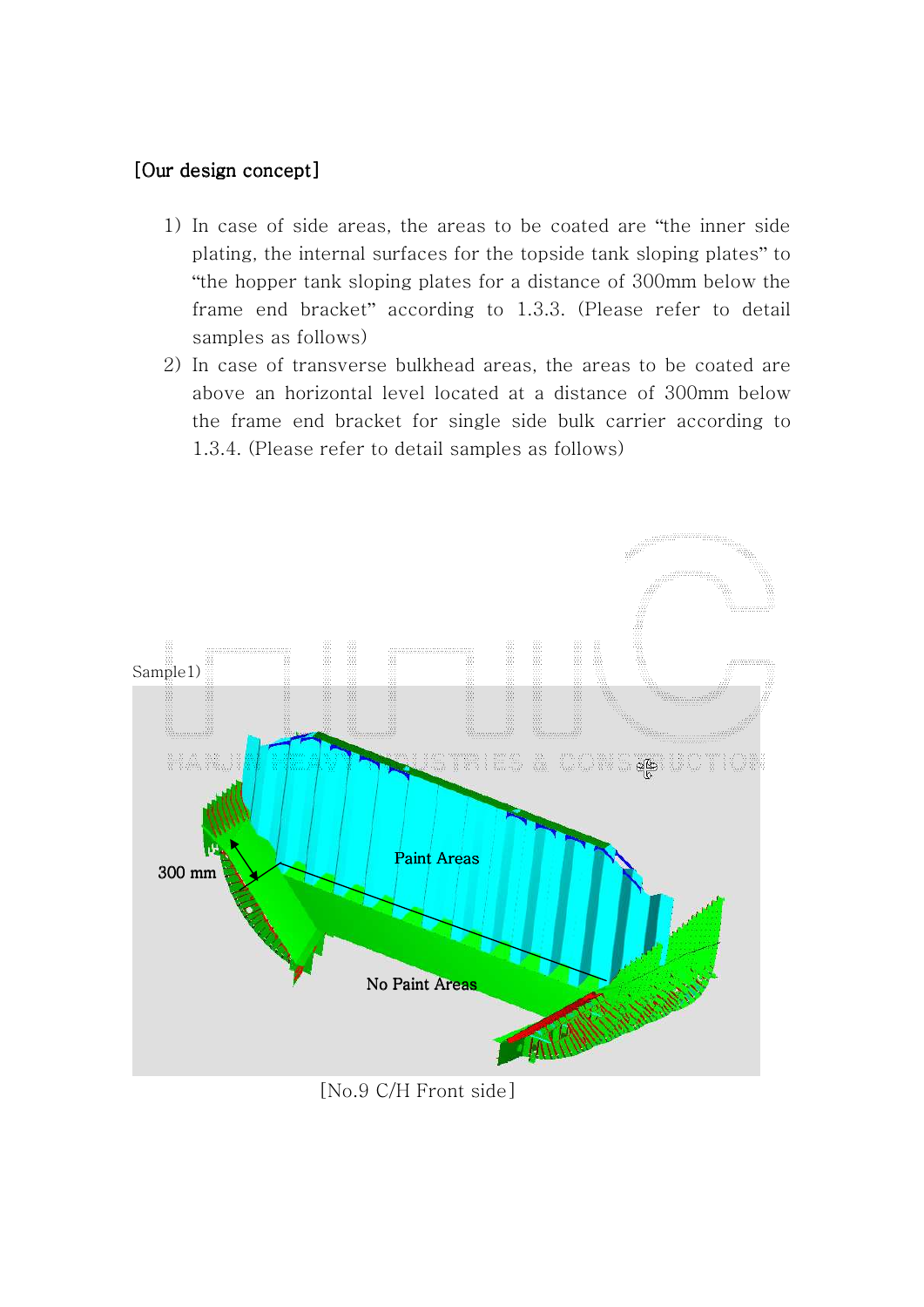[Our design concept]

1) In case of side areas, the areas to be coated are "the inner side plating, the internal surfaces for the topside tank sloping plates" to "the hopper tank sloping plates for a distance of 300mm below the frame end bracket" according to 1.3.3. (Please refer to detail samples as follows)
2) In case of transverse bulkhead areas, the areas to be coated are above an horizontal level located at a distance of 300mm below the frame end bracket for single side bulk carrier according to 1.3.4. (Please refer to detail samples as follows)

Sample1)

[No.9 C/H Front side]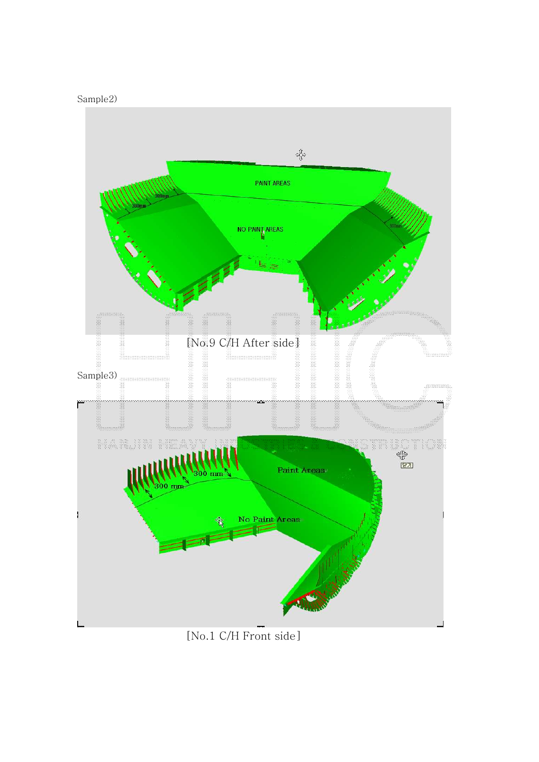Sample2)

[No.9 C/H After side]

Sample3)

[No.1 C/H Front side]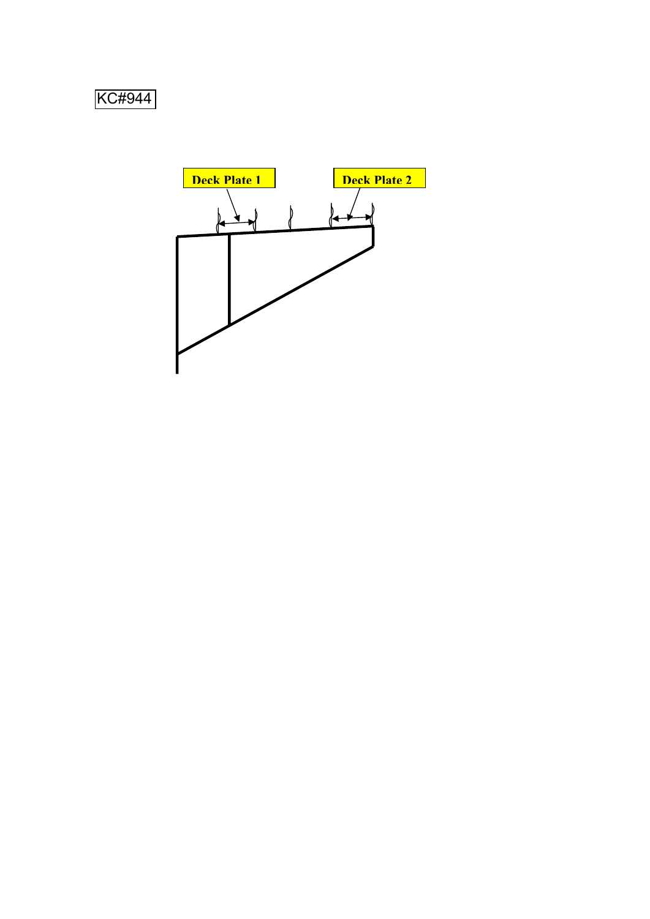KC#944

Deck Plate 1

Deck Plate 2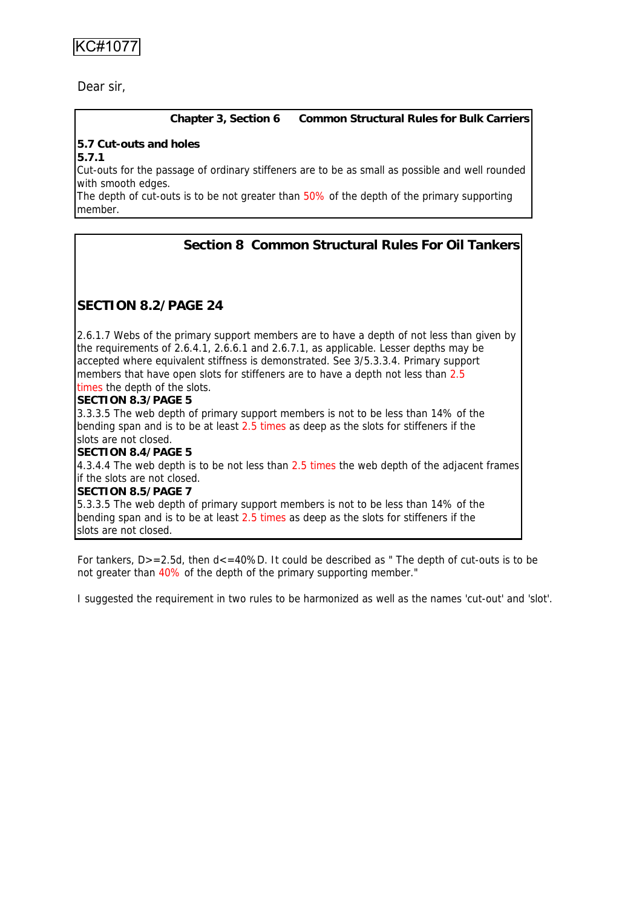KC#1077

Dear sir,

**Chapter 3, Section 6 Common Structural Rules for Bulk Carriers**

**5.7 Cut-outs and holes**

**5.7.1**

Cut-outs for the passage of ordinary stiffeners are to be as small as possible and well rounded with smooth edges.

The depth of cut-outs is to be not greater than 50% of the depth of the primary supporting member.

**Section 8 Common Structural Rules For Oil Tankers**

**SECTION 8.2/PAGE 24**

2.6.1.7 Webs of the primary support members are to have a depth of not less than given by the requirements of 2.6.4.1, 2.6.6.1 and 2.6.7.1, as applicable. Lesser depths may be accepted where equivalent stiffness is demonstrated. See 3/5.3.3.4. Primary support members that have open slots for stiffeners are to have a depth not less than 2.5 times the depth of the slots.

**SECTION 8.3/PAGE 5**

3.3.3.5 The web depth of primary support members is not to be less than 14% of the bending span and is to be at least 2.5 times as deep as the slots for stiffeners if the slots are not closed.

**SECTION 8.4/PAGE 5**

4.3.4.4 The web depth is to be not less than 2.5 times the web depth of the adjacent frames if the slots are not closed.

**SECTION 8.5/PAGE 7**

5.3.3.5 The web depth of primary support members is not to be less than 14% of the bending span and is to be at least 2.5 times as deep as the slots for stiffeners if the slots are not closed.

For tankers, $D \geq 2.5d$, then $d \leq 40\% D$. It could be described as " The depth of cut-outs is to be not greater than 40% of the depth of the primary supporting member."

I suggested the requirement in two rules to be harmonized as well as the names 'cut-out' and 'slot'.